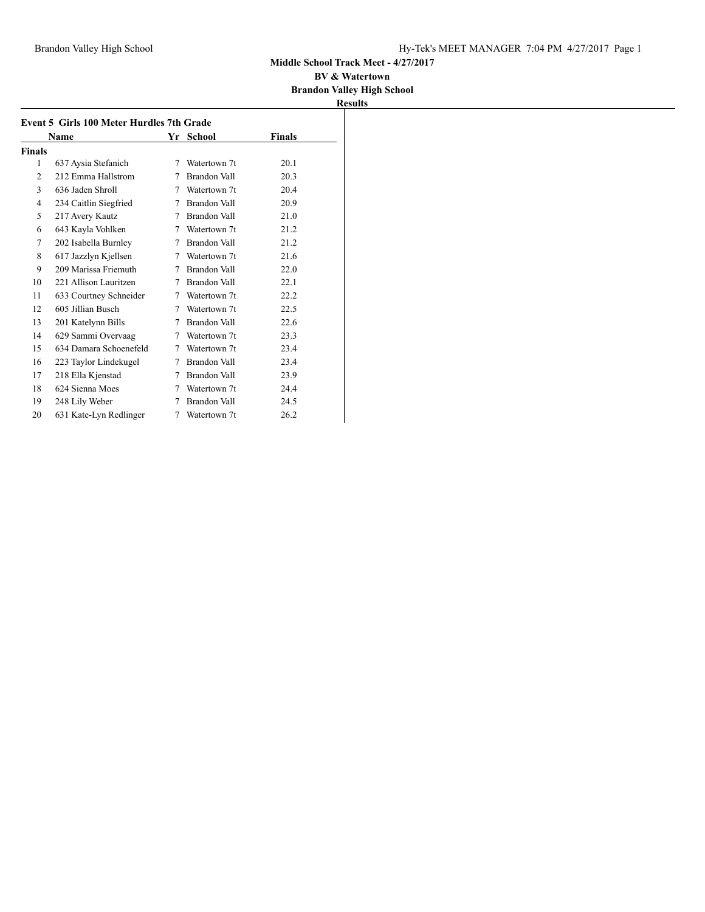**Middle School Track Meet - 4/27/2017**

**BV & Watertown**

**Brandon Valley High School**

**Results**

### Event 5 Girls 100 Meter Hurdles 7th Grade

| | Name | Yr | School | Finals |
|---|---|---|---|---|
| **Finals** | | | | |
| 1 | 637 Aysia Stefanich | 7 | Watertown 7t | 20.1 |
| 2 | 212 Emma Hallstrom | 7 | Brandon Vall | 20.3 |
| 3 | 636 Jaden Shroll | 7 | Watertown 7t | 20.4 |
| 4 | 234 Caitlin Siegfried | 7 | Brandon Vall | 20.9 |
| 5 | 217 Avery Kautz | 7 | Brandon Vall | 21.0 |
| 6 | 643 Kayla Vohlken | 7 | Watertown 7t | 21.2 |
| 7 | 202 Isabella Burnley | 7 | Brandon Vall | 21.2 |
| 8 | 617 Jazzlyn Kjellsen | 7 | Watertown 7t | 21.6 |
| 9 | 209 Marissa Friemuth | 7 | Brandon Vall | 22.0 |
| 10 | 221 Allison Lauritzen | 7 | Brandon Vall | 22.1 |
| 11 | 633 Courtney Schneider | 7 | Watertown 7t | 22.2 |
| 12 | 605 Jillian Busch | 7 | Watertown 7t | 22.5 |
| 13 | 201 Katelynn Bills | 7 | Brandon Vall | 22.6 |
| 14 | 629 Sammi Overvaag | 7 | Watertown 7t | 23.3 |
| 15 | 634 Damara Schoenefeld | 7 | Watertown 7t | 23.4 |
| 16 | 223 Taylor Lindekugel | 7 | Brandon Vall | 23.4 |
| 17 | 218 Ella Kjenstad | 7 | Brandon Vall | 23.9 |
| 18 | 624 Sienna Moes | 7 | Watertown 7t | 24.4 |
| 19 | 248 Lily Weber | 7 | Brandon Vall | 24.5 |
| 20 | 631 Kate-Lyn Redlinger | 7 | Watertown 7t | 26.2 |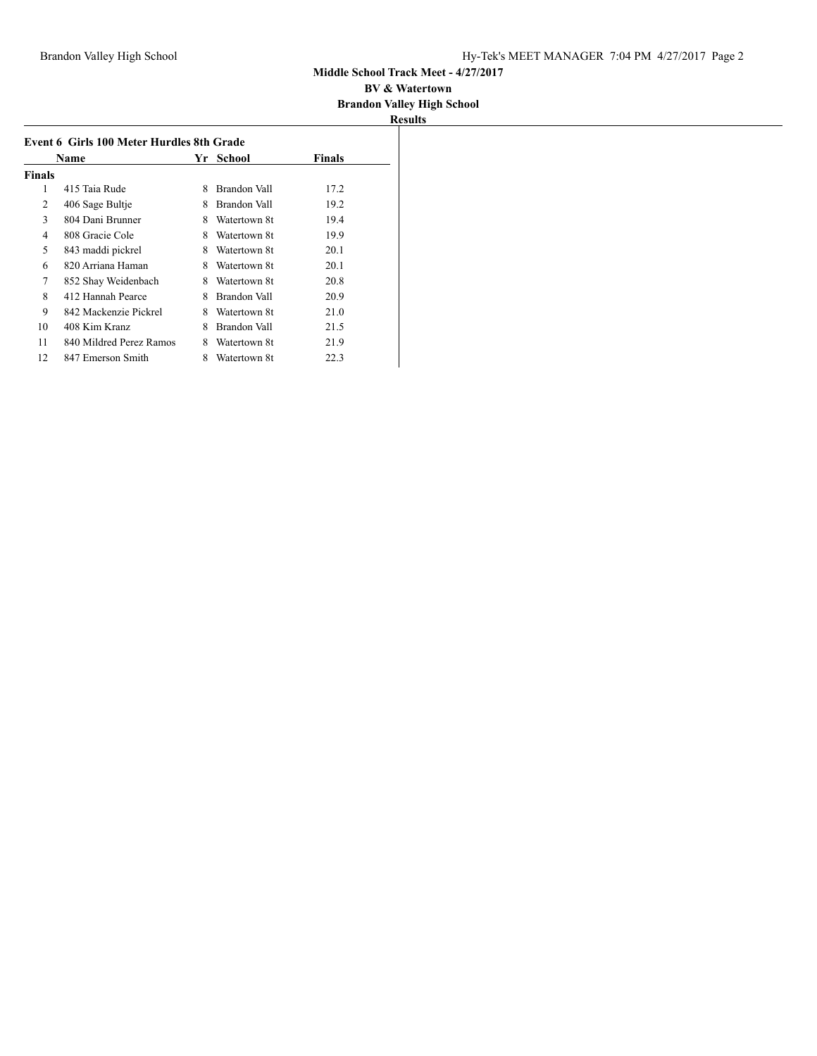**Middle School Track Meet - 4/27/2017**

**BV & Watertown**

**Brandon Valley High School**

**Results**

### Event 6 Girls 100 Meter Hurdles 8th Grade

| | Name | Yr | School | Finals |
|---|---|---|---|---|
| **Finals** | | | | |
| 1 | 415 Taia Rude | 8 | Brandon Vall | 17.2 |
| 2 | 406 Sage Bultje | 8 | Brandon Vall | 19.2 |
| 3 | 804 Dani Brunner | 8 | Watertown 8t | 19.4 |
| 4 | 808 Gracie Cole | 8 | Watertown 8t | 19.9 |
| 5 | 843 maddi pickrel | 8 | Watertown 8t | 20.1 |
| 6 | 820 Arriana Haman | 8 | Watertown 8t | 20.1 |
| 7 | 852 Shay Weidenbach | 8 | Watertown 8t | 20.8 |
| 8 | 412 Hannah Pearce | 8 | Brandon Vall | 20.9 |
| 9 | 842 Mackenzie Pickrel | 8 | Watertown 8t | 21.0 |
| 10 | 408 Kim Kranz | 8 | Brandon Vall | 21.5 |
| 11 | 840 Mildred Perez Ramos | 8 | Watertown 8t | 21.9 |
| 12 | 847 Emerson Smith | 8 | Watertown 8t | 22.3 |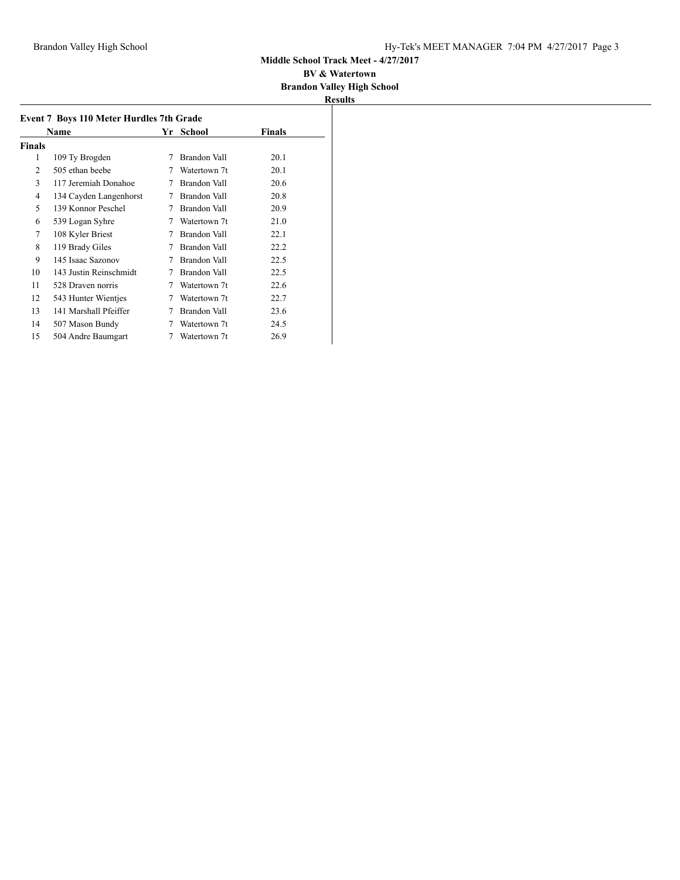**Middle School Track Meet - 4/27/2017**

**BV & Watertown**

**Brandon Valley High School**

**Results**

### Event 7 Boys 110 Meter Hurdles 7th Grade

| | Name | Yr | School | Finals |
|---|---|---|---|---|
| **Finals** | | | | |
| 1 | 109 Ty Brogden | 7 | Brandon Vall | 20.1 |
| 2 | 505 ethan beebe | 7 | Watertown 7t | 20.1 |
| 3 | 117 Jeremiah Donahoe | 7 | Brandon Vall | 20.6 |
| 4 | 134 Cayden Langenhorst | 7 | Brandon Vall | 20.8 |
| 5 | 139 Konnor Peschel | 7 | Brandon Vall | 20.9 |
| 6 | 539 Logan Syhre | 7 | Watertown 7t | 21.0 |
| 7 | 108 Kyler Briest | 7 | Brandon Vall | 22.1 |
| 8 | 119 Brady Giles | 7 | Brandon Vall | 22.2 |
| 9 | 145 Isaac Sazonov | 7 | Brandon Vall | 22.5 |
| 10 | 143 Justin Reinschmidt | 7 | Brandon Vall | 22.5 |
| 11 | 528 Draven norris | 7 | Watertown 7t | 22.6 |
| 12 | 543 Hunter Wientjes | 7 | Watertown 7t | 22.7 |
| 13 | 141 Marshall Pfeiffer | 7 | Brandon Vall | 23.6 |
| 14 | 507 Mason Bundy | 7 | Watertown 7t | 24.5 |
| 15 | 504 Andre Baumgart | 7 | Watertown 7t | 26.9 |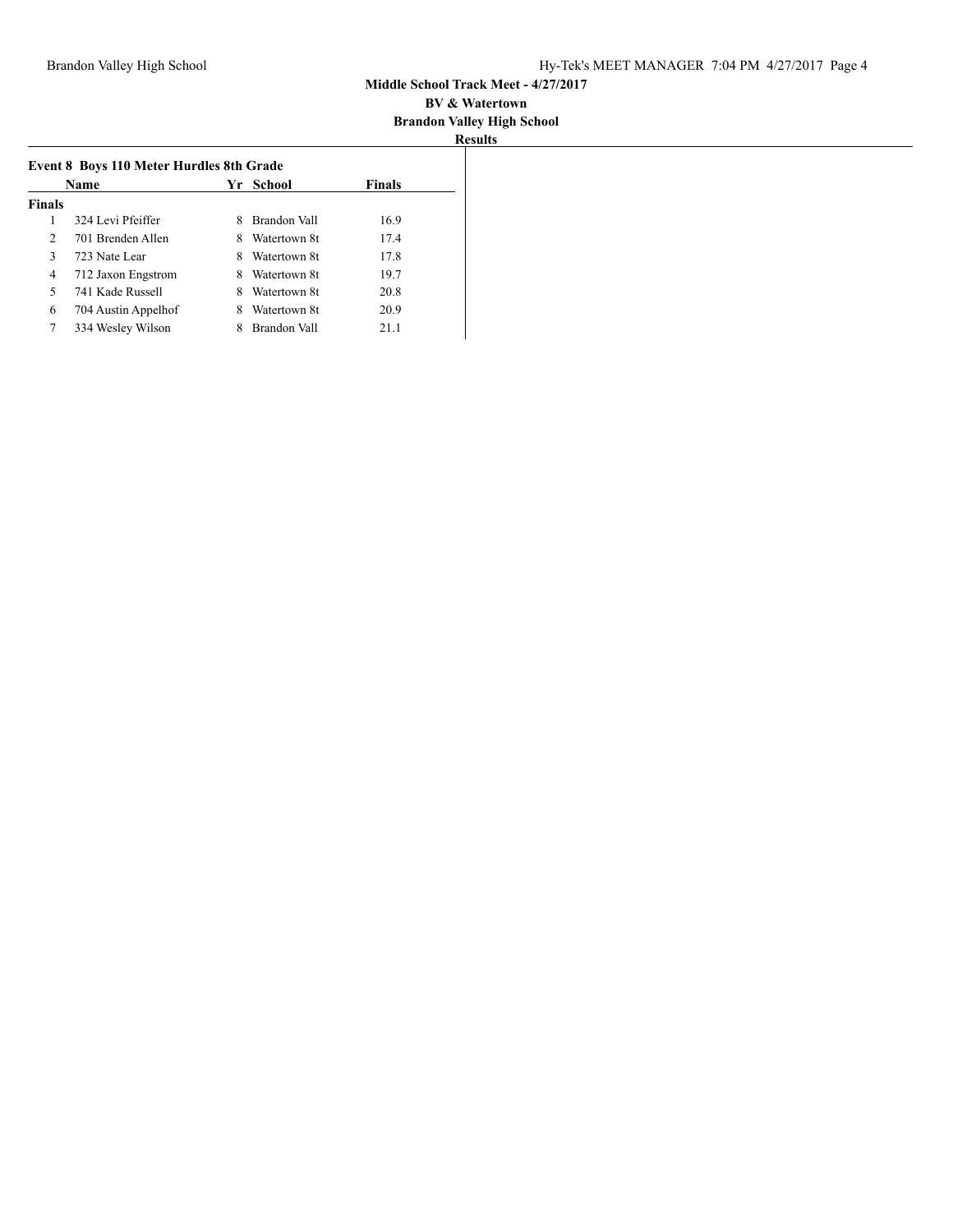**Middle School Track Meet - 4/27/2017**

**BV & Watertown**

**Brandon Valley High School**

**Results**

### Event 8 Boys 110 Meter Hurdles 8th Grade

| | Name | Yr | School | Finals |
|---|---|---|---|---|
| **Finals** | | | | |
| 1 | 324 Levi Pfeiffer | 8 | Brandon Vall | 16.9 |
| 2 | 701 Brenden Allen | 8 | Watertown 8t | 17.4 |
| 3 | 723 Nate Lear | 8 | Watertown 8t | 17.8 |
| 4 | 712 Jaxon Engstrom | 8 | Watertown 8t | 19.7 |
| 5 | 741 Kade Russell | 8 | Watertown 8t | 20.8 |
| 6 | 704 Austin Appelhof | 8 | Watertown 8t | 20.9 |
| 7 | 334 Wesley Wilson | 8 | Brandon Vall | 21.1 |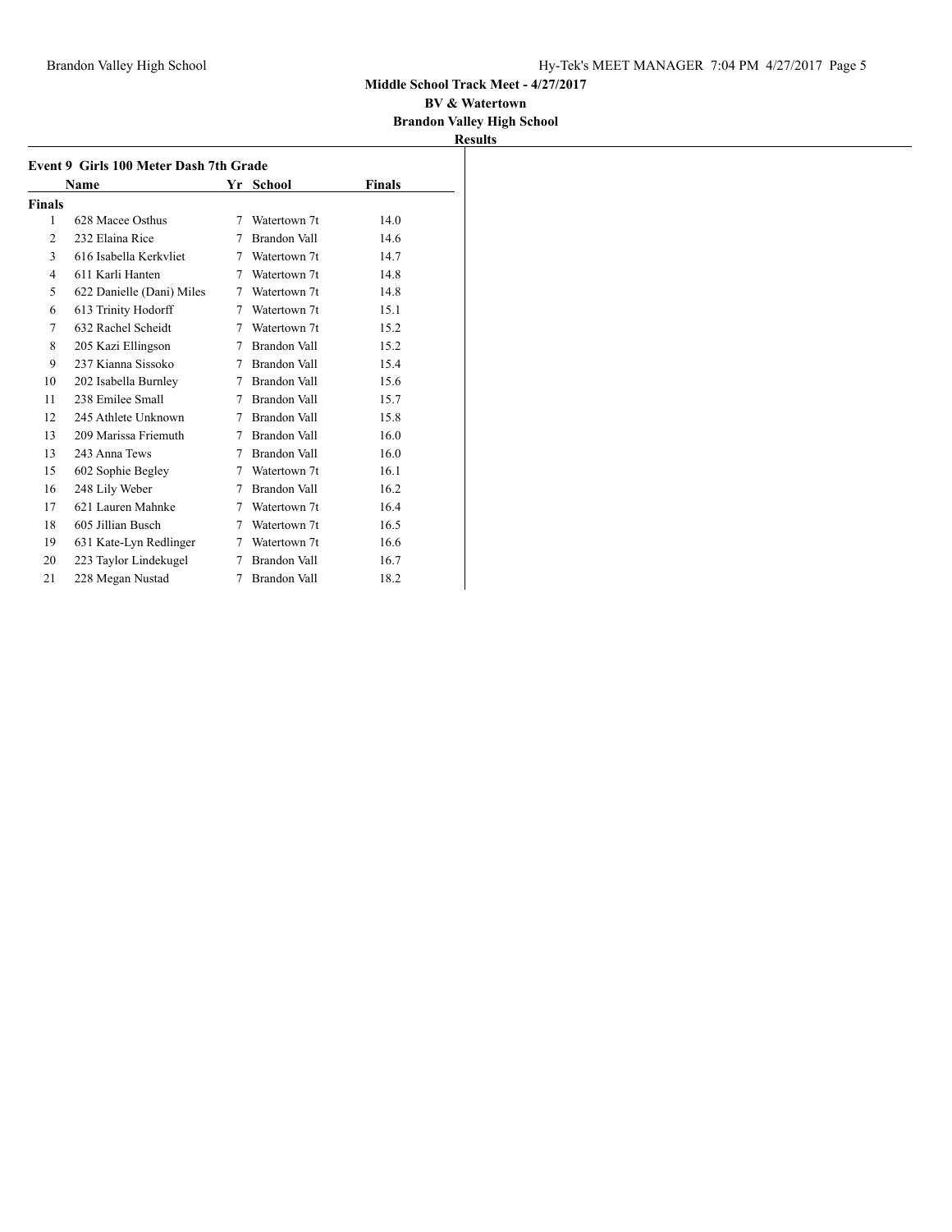**Middle School Track Meet - 4/27/2017**

**BV & Watertown**

**Brandon Valley High School**

**Results**

### Event 9 Girls 100 Meter Dash 7th Grade

| | Name | Yr | School | Finals |
|---|---|---|---|---|
| **Finals** | | | | |
| 1 | 628 Macee Osthus | 7 | Watertown 7t | 14.0 |
| 2 | 232 Elaina Rice | 7 | Brandon Vall | 14.6 |
| 3 | 616 Isabella Kerkvliet | 7 | Watertown 7t | 14.7 |
| 4 | 611 Karli Hanten | 7 | Watertown 7t | 14.8 |
| 5 | 622 Danielle (Dani) Miles | 7 | Watertown 7t | 14.8 |
| 6 | 613 Trinity Hodorff | 7 | Watertown 7t | 15.1 |
| 7 | 632 Rachel Scheidt | 7 | Watertown 7t | 15.2 |
| 8 | 205 Kazi Ellingson | 7 | Brandon Vall | 15.2 |
| 9 | 237 Kianna Sissoko | 7 | Brandon Vall | 15.4 |
| 10 | 202 Isabella Burnley | 7 | Brandon Vall | 15.6 |
| 11 | 238 Emilee Small | 7 | Brandon Vall | 15.7 |
| 12 | 245 Athlete Unknown | 7 | Brandon Vall | 15.8 |
| 13 | 209 Marissa Friemuth | 7 | Brandon Vall | 16.0 |
| 13 | 243 Anna Tews | 7 | Brandon Vall | 16.0 |
| 15 | 602 Sophie Begley | 7 | Watertown 7t | 16.1 |
| 16 | 248 Lily Weber | 7 | Brandon Vall | 16.2 |
| 17 | 621 Lauren Mahnke | 7 | Watertown 7t | 16.4 |
| 18 | 605 Jillian Busch | 7 | Watertown 7t | 16.5 |
| 19 | 631 Kate-Lyn Redlinger | 7 | Watertown 7t | 16.6 |
| 20 | 223 Taylor Lindekugel | 7 | Brandon Vall | 16.7 |
| 21 | 228 Megan Nustad | 7 | Brandon Vall | 18.2 |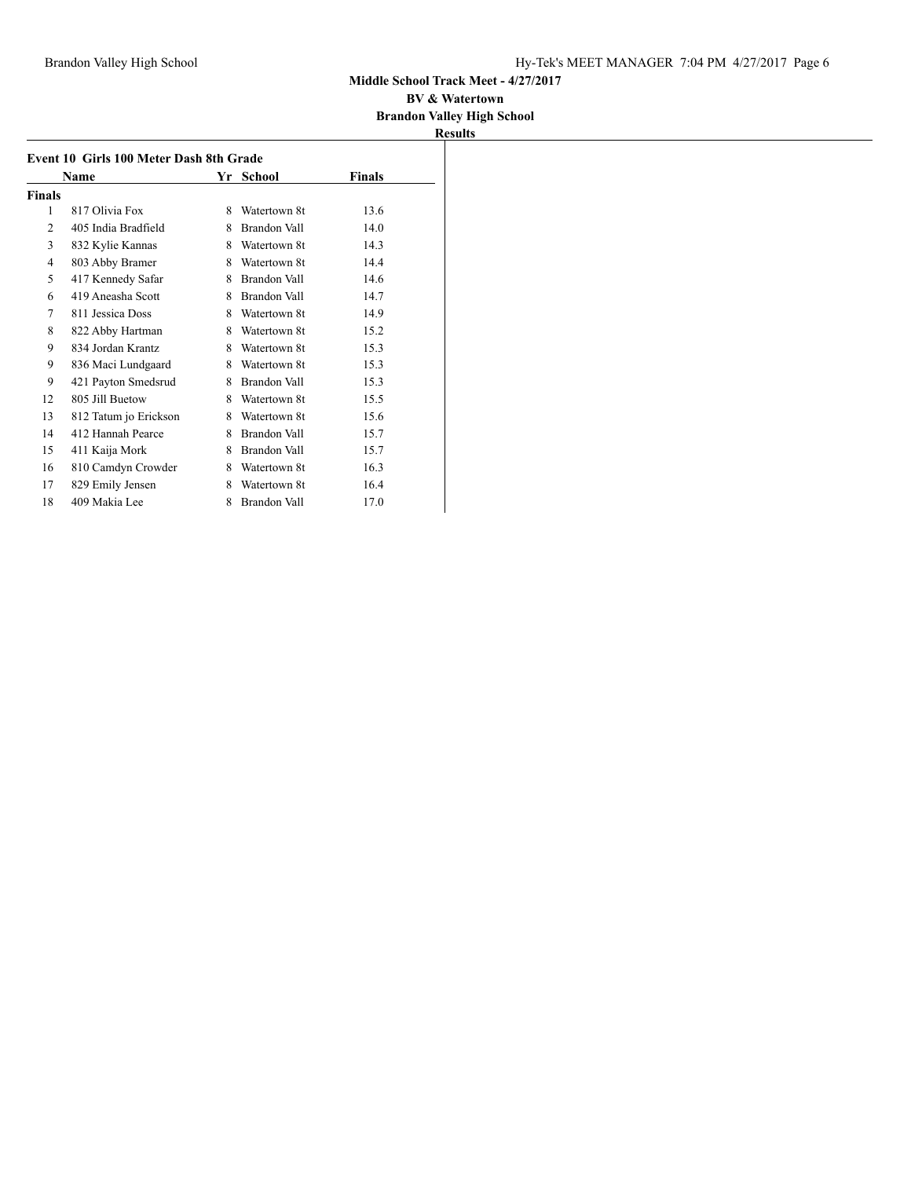**Middle School Track Meet - 4/27/2017**

**BV & Watertown**

**Brandon Valley High School**

**Results**

### Event 10 Girls 100 Meter Dash 8th Grade

| | Name | Yr | School | Finals |
|---|---|---|---|---|
| **Finals** | | | | |
| 1 | 817 Olivia Fox | 8 | Watertown 8t | 13.6 |
| 2 | 405 India Bradfield | 8 | Brandon Vall | 14.0 |
| 3 | 832 Kylie Kannas | 8 | Watertown 8t | 14.3 |
| 4 | 803 Abby Bramer | 8 | Watertown 8t | 14.4 |
| 5 | 417 Kennedy Safar | 8 | Brandon Vall | 14.6 |
| 6 | 419 Aneasha Scott | 8 | Brandon Vall | 14.7 |
| 7 | 811 Jessica Doss | 8 | Watertown 8t | 14.9 |
| 8 | 822 Abby Hartman | 8 | Watertown 8t | 15.2 |
| 9 | 834 Jordan Krantz | 8 | Watertown 8t | 15.3 |
| 9 | 836 Maci Lundgaard | 8 | Watertown 8t | 15.3 |
| 9 | 421 Payton Smedsrud | 8 | Brandon Vall | 15.3 |
| 12 | 805 Jill Buetow | 8 | Watertown 8t | 15.5 |
| 13 | 812 Tatum jo Erickson | 8 | Watertown 8t | 15.6 |
| 14 | 412 Hannah Pearce | 8 | Brandon Vall | 15.7 |
| 15 | 411 Kaija Mork | 8 | Brandon Vall | 15.7 |
| 16 | 810 Camdyn Crowder | 8 | Watertown 8t | 16.3 |
| 17 | 829 Emily Jensen | 8 | Watertown 8t | 16.4 |
| 18 | 409 Makia Lee | 8 | Brandon Vall | 17.0 |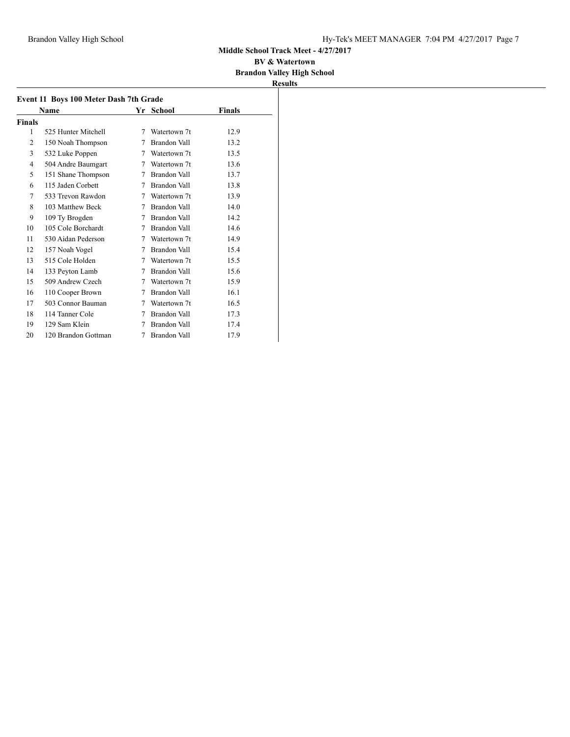**Middle School Track Meet - 4/27/2017**

**BV & Watertown**

**Brandon Valley High School**

**Results**

### Event 11 Boys 100 Meter Dash 7th Grade

| | Name | Yr | School | Finals |
|---|---|---|---|---|
| **Finals** | | | | |
| 1 | 525 Hunter Mitchell | 7 | Watertown 7t | 12.9 |
| 2 | 150 Noah Thompson | 7 | Brandon Vall | 13.2 |
| 3 | 532 Luke Poppen | 7 | Watertown 7t | 13.5 |
| 4 | 504 Andre Baumgart | 7 | Watertown 7t | 13.6 |
| 5 | 151 Shane Thompson | 7 | Brandon Vall | 13.7 |
| 6 | 115 Jaden Corbett | 7 | Brandon Vall | 13.8 |
| 7 | 533 Trevon Rawdon | 7 | Watertown 7t | 13.9 |
| 8 | 103 Matthew Beck | 7 | Brandon Vall | 14.0 |
| 9 | 109 Ty Brogden | 7 | Brandon Vall | 14.2 |
| 10 | 105 Cole Borchardt | 7 | Brandon Vall | 14.6 |
| 11 | 530 Aidan Pederson | 7 | Watertown 7t | 14.9 |
| 12 | 157 Noah Vogel | 7 | Brandon Vall | 15.4 |
| 13 | 515 Cole Holden | 7 | Watertown 7t | 15.5 |
| 14 | 133 Peyton Lamb | 7 | Brandon Vall | 15.6 |
| 15 | 509 Andrew Czech | 7 | Watertown 7t | 15.9 |
| 16 | 110 Cooper Brown | 7 | Brandon Vall | 16.1 |
| 17 | 503 Connor Bauman | 7 | Watertown 7t | 16.5 |
| 18 | 114 Tanner Cole | 7 | Brandon Vall | 17.3 |
| 19 | 129 Sam Klein | 7 | Brandon Vall | 17.4 |
| 20 | 120 Brandon Gottman | 7 | Brandon Vall | 17.9 |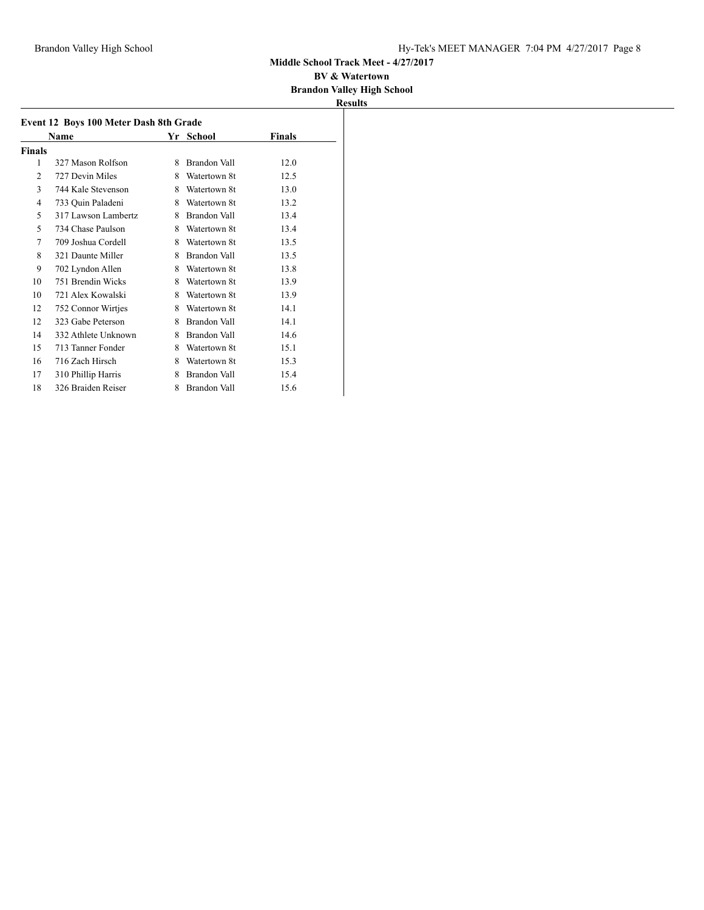**Middle School Track Meet - 4/27/2017**

**BV & Watertown**

**Brandon Valley High School**

**Results**

### Event 12 Boys 100 Meter Dash 8th Grade

| | Name | Yr | School | Finals |
|---|---|---|---|---|
| **Finals** | | | | |
| 1 | 327 Mason Rolfson | 8 | Brandon Vall | 12.0 |
| 2 | 727 Devin Miles | 8 | Watertown 8t | 12.5 |
| 3 | 744 Kale Stevenson | 8 | Watertown 8t | 13.0 |
| 4 | 733 Quin Paladeni | 8 | Watertown 8t | 13.2 |
| 5 | 317 Lawson Lambertz | 8 | Brandon Vall | 13.4 |
| 5 | 734 Chase Paulson | 8 | Watertown 8t | 13.4 |
| 7 | 709 Joshua Cordell | 8 | Watertown 8t | 13.5 |
| 8 | 321 Daunte Miller | 8 | Brandon Vall | 13.5 |
| 9 | 702 Lyndon Allen | 8 | Watertown 8t | 13.8 |
| 10 | 751 Brendin Wicks | 8 | Watertown 8t | 13.9 |
| 10 | 721 Alex Kowalski | 8 | Watertown 8t | 13.9 |
| 12 | 752 Connor Wirtjes | 8 | Watertown 8t | 14.1 |
| 12 | 323 Gabe Peterson | 8 | Brandon Vall | 14.1 |
| 14 | 332 Athlete Unknown | 8 | Brandon Vall | 14.6 |
| 15 | 713 Tanner Fonder | 8 | Watertown 8t | 15.1 |
| 16 | 716 Zach Hirsch | 8 | Watertown 8t | 15.3 |
| 17 | 310 Phillip Harris | 8 | Brandon Vall | 15.4 |
| 18 | 326 Braiden Reiser | 8 | Brandon Vall | 15.6 |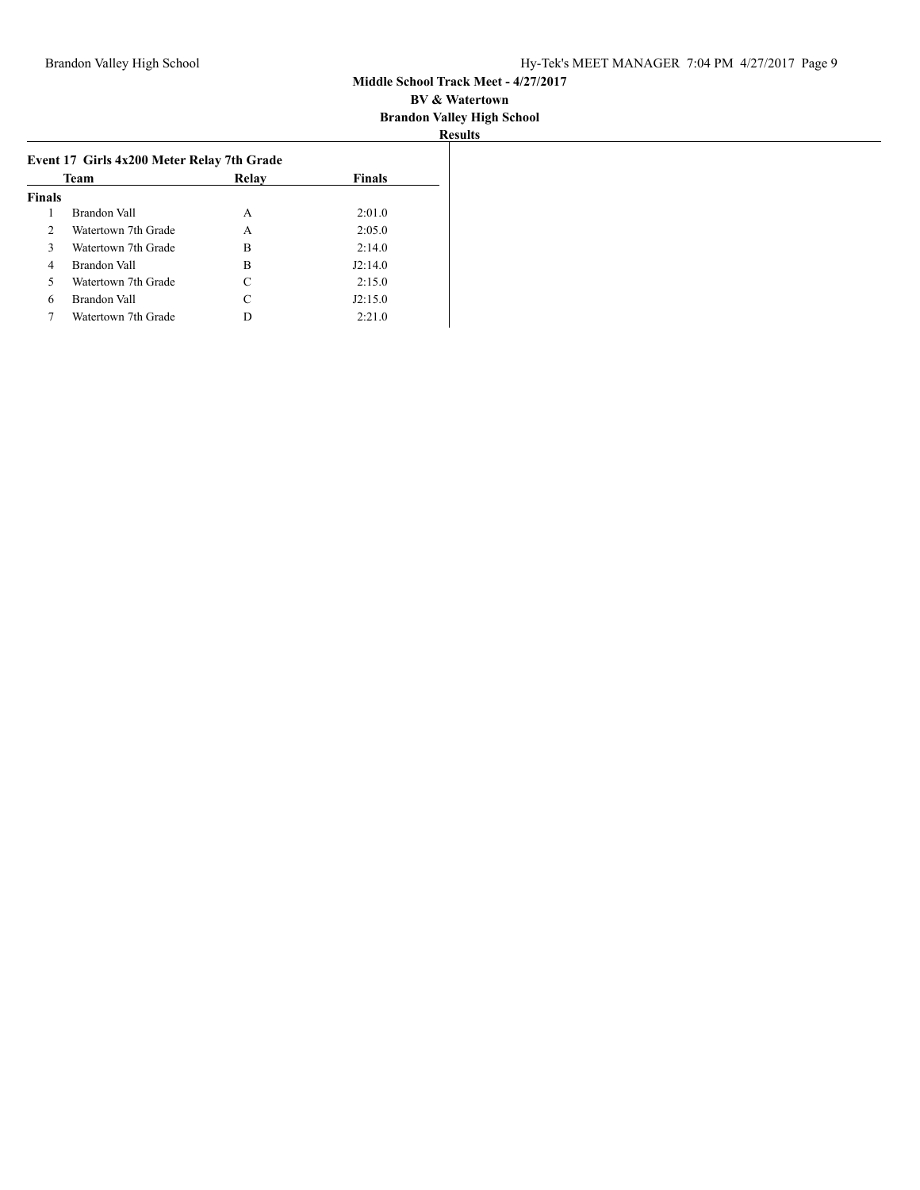**Middle School Track Meet - 4/27/2017**
**BV & Watertown**
**Brandon Valley High School**
**Results**

### Event 17 Girls 4x200 Meter Relay 7th Grade

| | Team | Relay | Finals |
|---|---|---|---|
| **Finals** | | | |
| 1 | Brandon Vall | A | 2:01.0 |
| 2 | Watertown 7th Grade | A | 2:05.0 |
| 3 | Watertown 7th Grade | B | 2:14.0 |
| 4 | Brandon Vall | B | J2:14.0 |
| 5 | Watertown 7th Grade | C | 2:15.0 |
| 6 | Brandon Vall | C | J2:15.0 |
| 7 | Watertown 7th Grade | D | 2:21.0 |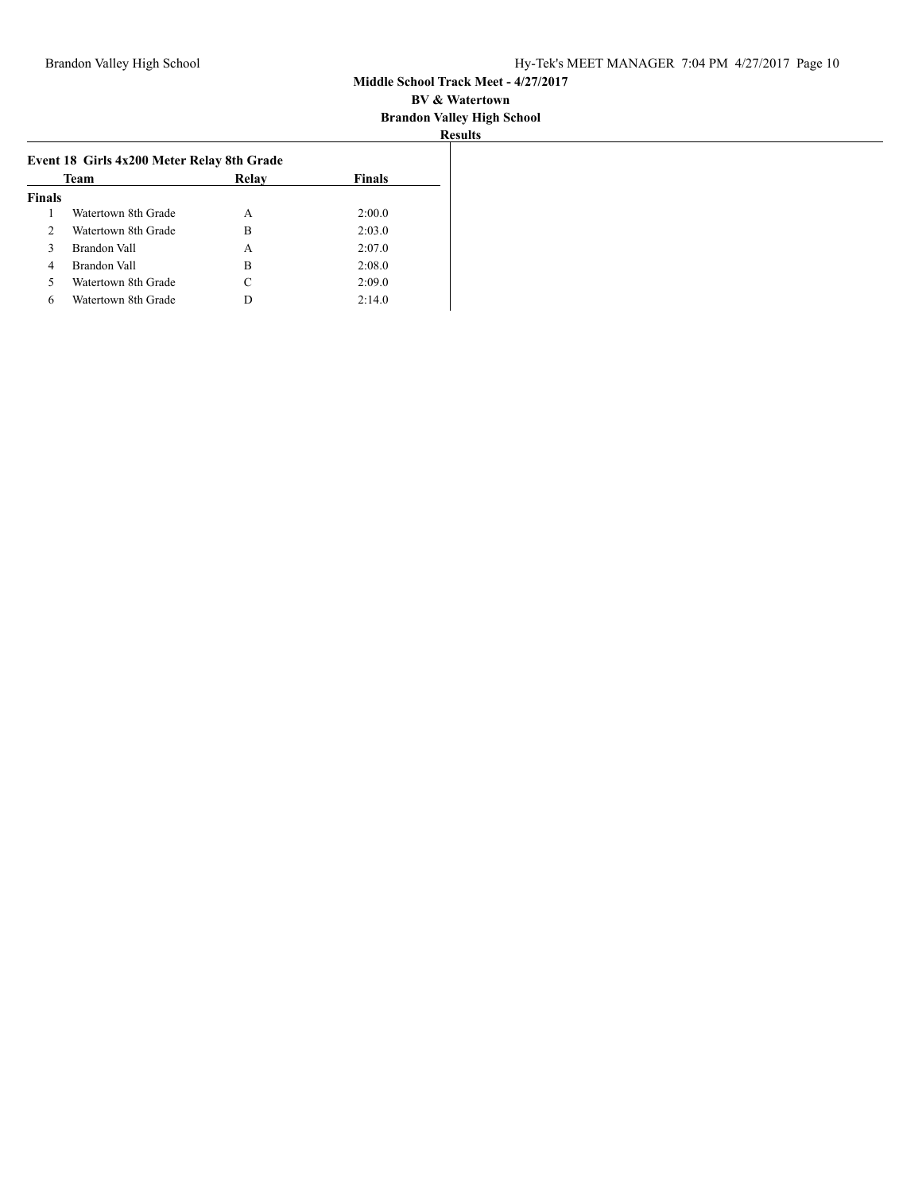Middle School Track Meet - 4/27/2017

BV & Watertown

Brandon Valley High School

**Results**

### Event 18 Girls 4x200 Meter Relay 8th Grade

| | Team | Relay | Finals |
|---|---|---|---|
| **Finals** | | | |
| 1 | Watertown 8th Grade | A | 2:00.0 |
| 2 | Watertown 8th Grade | B | 2:03.0 |
| 3 | Brandon Vall | A | 2:07.0 |
| 4 | Brandon Vall | B | 2:08.0 |
| 5 | Watertown 8th Grade | C | 2:09.0 |
| 6 | Watertown 8th Grade | D | 2:14.0 |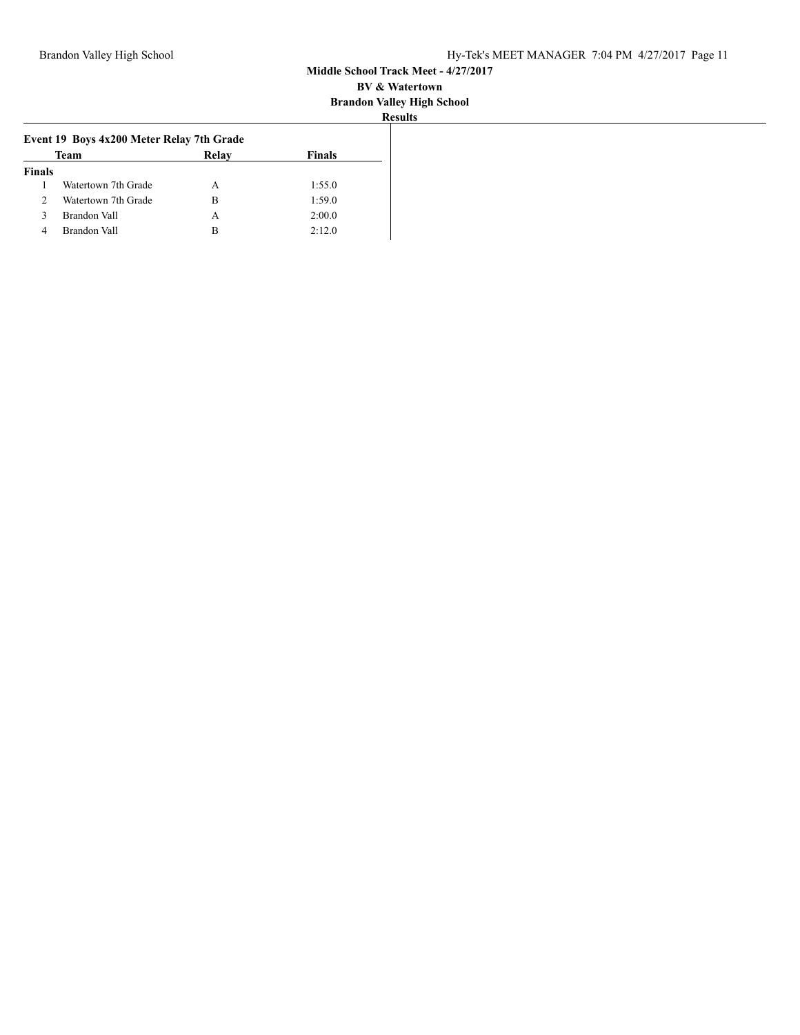**Middle School Track Meet - 4/27/2017**

**BV & Watertown**

**Brandon Valley High School**

**Results**

### Event 19 Boys 4x200 Meter Relay 7th Grade

| | Team | Relay | Finals |
|---|---|---|---|
| **Finals** | | | |
| 1 | Watertown 7th Grade | A | 1:55.0 |
| 2 | Watertown 7th Grade | B | 1:59.0 |
| 3 | Brandon Vall | A | 2:00.0 |
| 4 | Brandon Vall | B | 2:12.0 |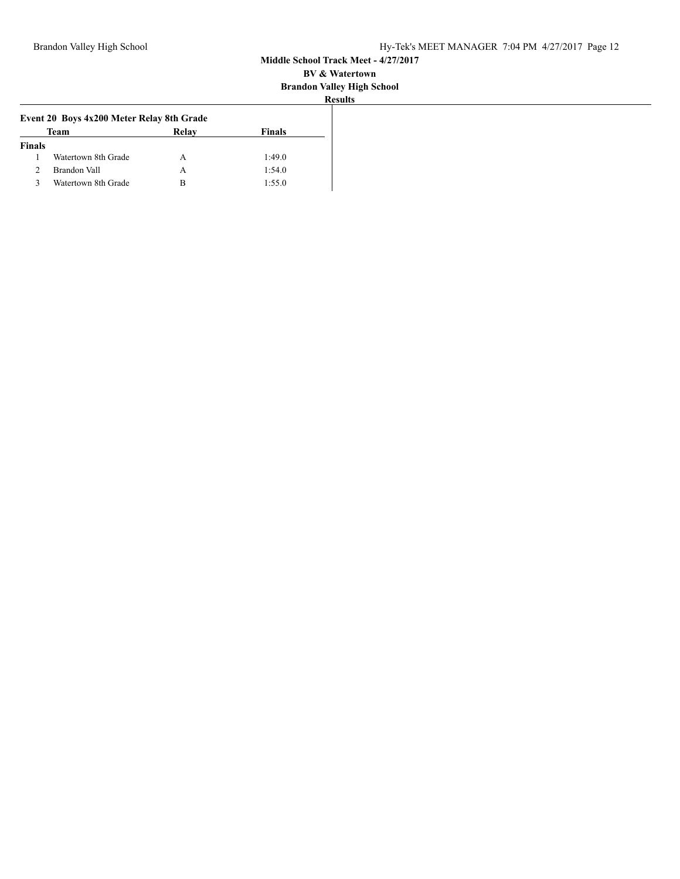**Middle School Track Meet - 4/27/2017**

**BV & Watertown**

**Brandon Valley High School**

**Results**

### Event 20 Boys 4x200 Meter Relay 8th Grade

| | Team | Relay | Finals |
|---|---|---|---|
| **Finals** | | | |
| 1 | Watertown 8th Grade | A | 1:49.0 |
| 2 | Brandon Vall | A | 1:54.0 |
| 3 | Watertown 8th Grade | B | 1:55.0 |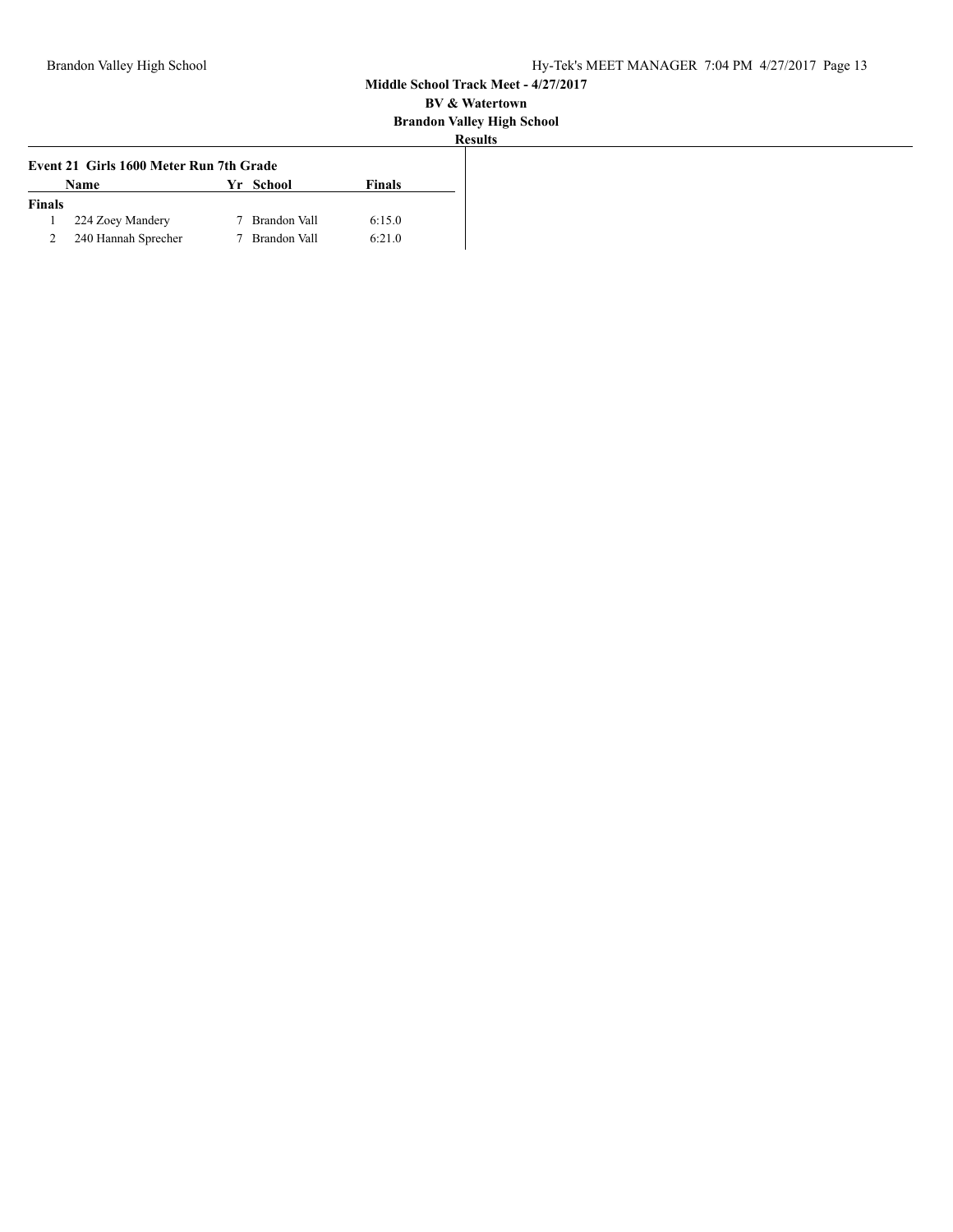**Middle School Track Meet - 4/27/2017**

**BV & Watertown**

**Brandon Valley High School**

**Results**

### Event 21 Girls 1600 Meter Run 7th Grade

| | Name | Yr | School | Finals |
|---|---|---|---|---|
| **Finals** | | | | |
| 1 | 224 Zoey Mandery | 7 | Brandon Vall | 6:15.0 |
| 2 | 240 Hannah Sprecher | 7 | Brandon Vall | 6:21.0 |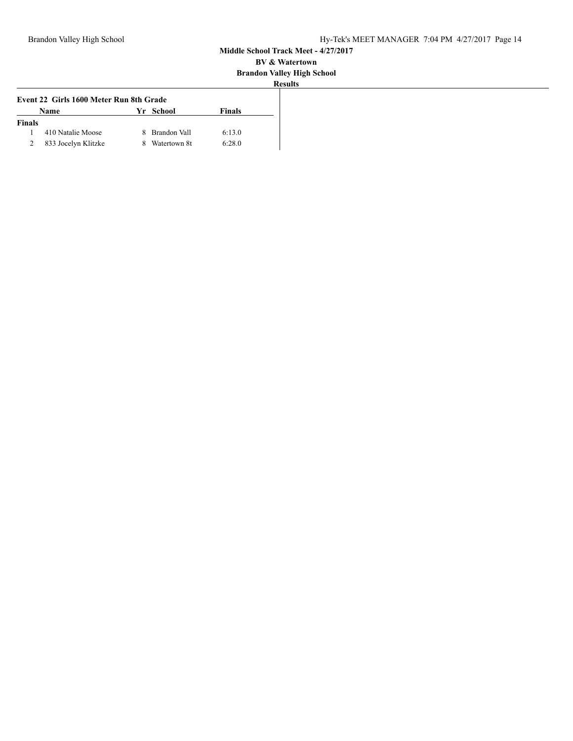**Middle School Track Meet - 4/27/2017**

**BV & Watertown**

**Brandon Valley High School**

**Results**

### Event 22 Girls 1600 Meter Run 8th Grade

| | Name | Yr | School | Finals |
|---|---|---|---|---|
| **Finals** | | | | |
| 1 | 410 Natalie Moose | 8 | Brandon Vall | 6:13.0 |
| 2 | 833 Jocelyn Klitzke | 8 | Watertown 8t | 6:28.0 |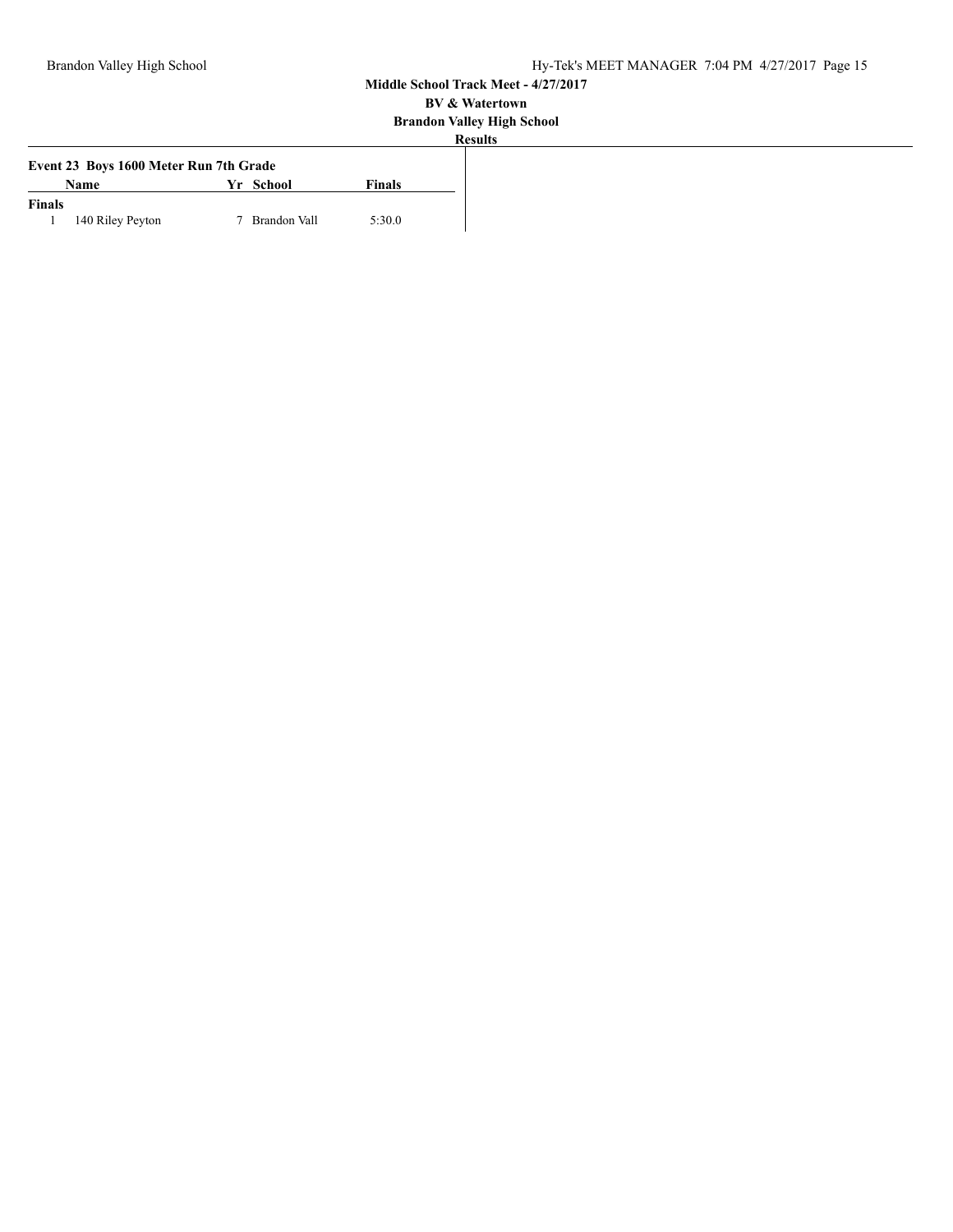**Middle School Track Meet - 4/27/2017**

**BV & Watertown**

**Brandon Valley High School**

**Results**

### Event 23 Boys 1600 Meter Run 7th Grade

| | Name | Yr | School | Finals |
|---|---|---|---|---|
| **Finals** | | | | |
| 1 | 140 Riley Peyton | 7 | Brandon Vall | 5:30.0 |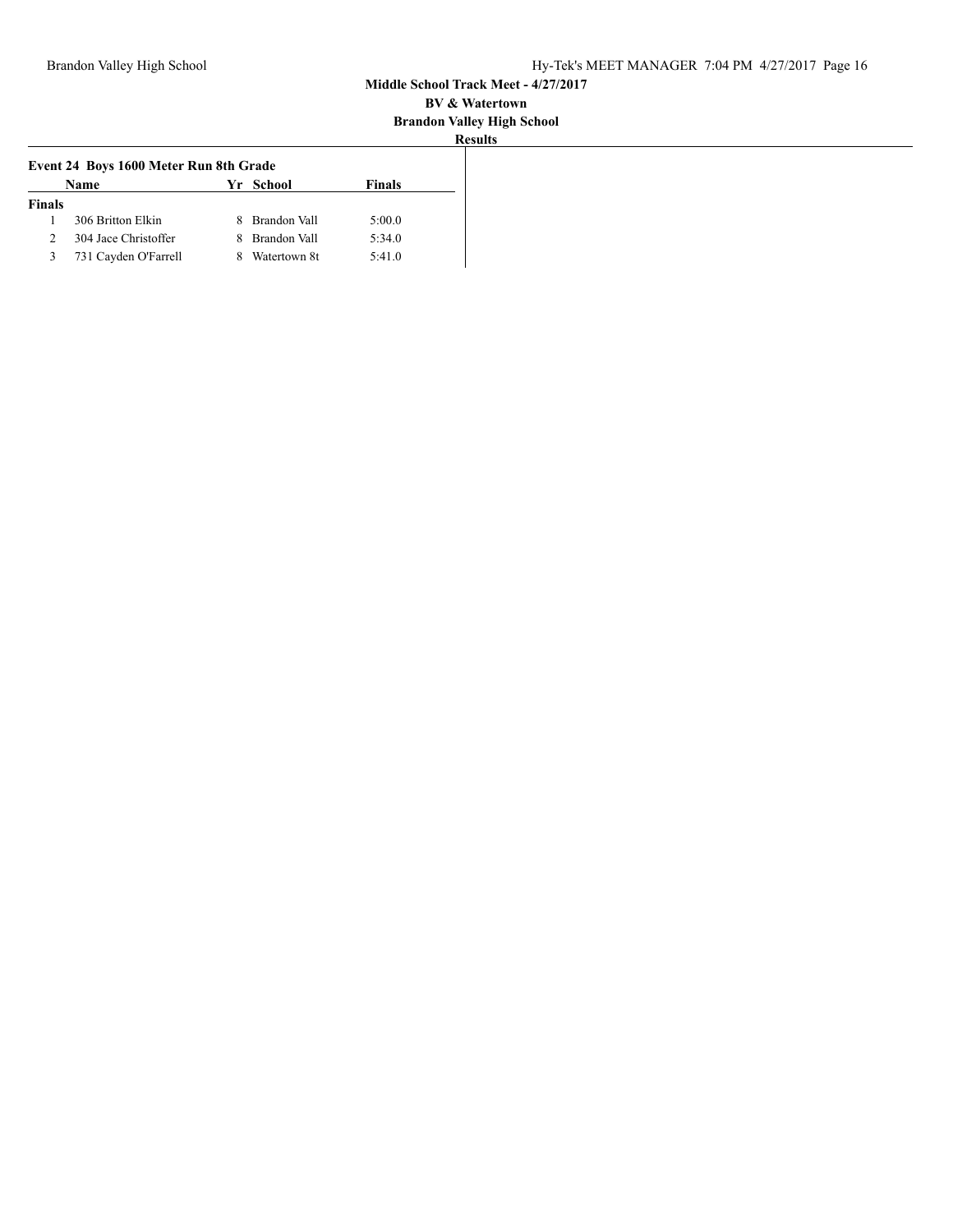**Middle School Track Meet - 4/27/2017**

**BV & Watertown**

**Brandon Valley High School**

**Results**

### Event 24 Boys 1600 Meter Run 8th Grade

| | Name | Yr | School | Finals |
|---|---|---|---|---|
| **Finals** | | | | |
| 1 | 306 Britton Elkin | 8 | Brandon Vall | 5:00.0 |
| 2 | 304 Jace Christoffer | 8 | Brandon Vall | 5:34.0 |
| 3 | 731 Cayden O'Farrell | 8 | Watertown 8t | 5:41.0 |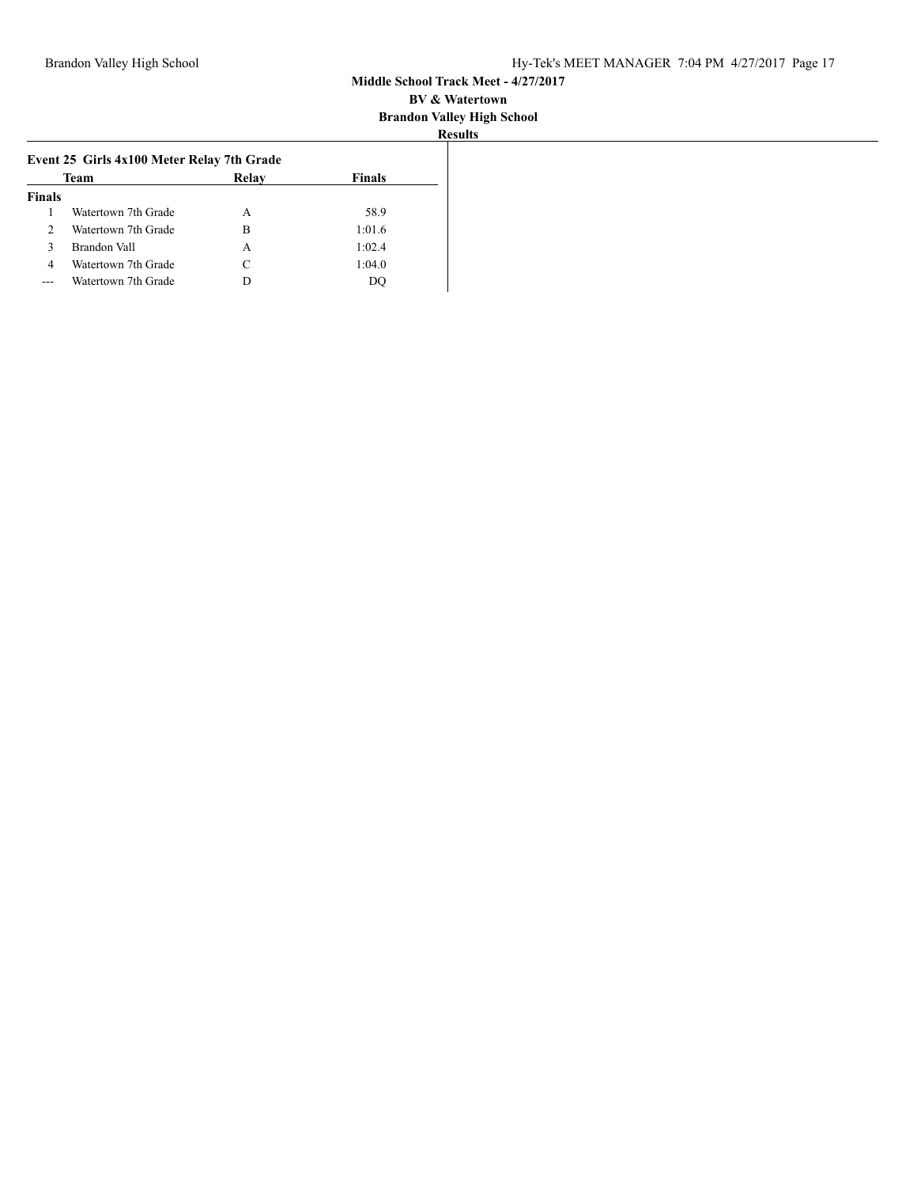**Middle School Track Meet - 4/27/2017**
**BV & Watertown**
**Brandon Valley High School**
**Results**

### Event 25 Girls 4x100 Meter Relay 7th Grade

| | Team | Relay | Finals |
|---|---|---|---|
| **Finals** | | | |
| 1 | Watertown 7th Grade | A | 58.9 |
| 2 | Watertown 7th Grade | B | 1:01.6 |
| 3 | Brandon Vall | A | 1:02.4 |
| 4 | Watertown 7th Grade | C | 1:04.0 |
| --- | Watertown 7th Grade | D | DQ |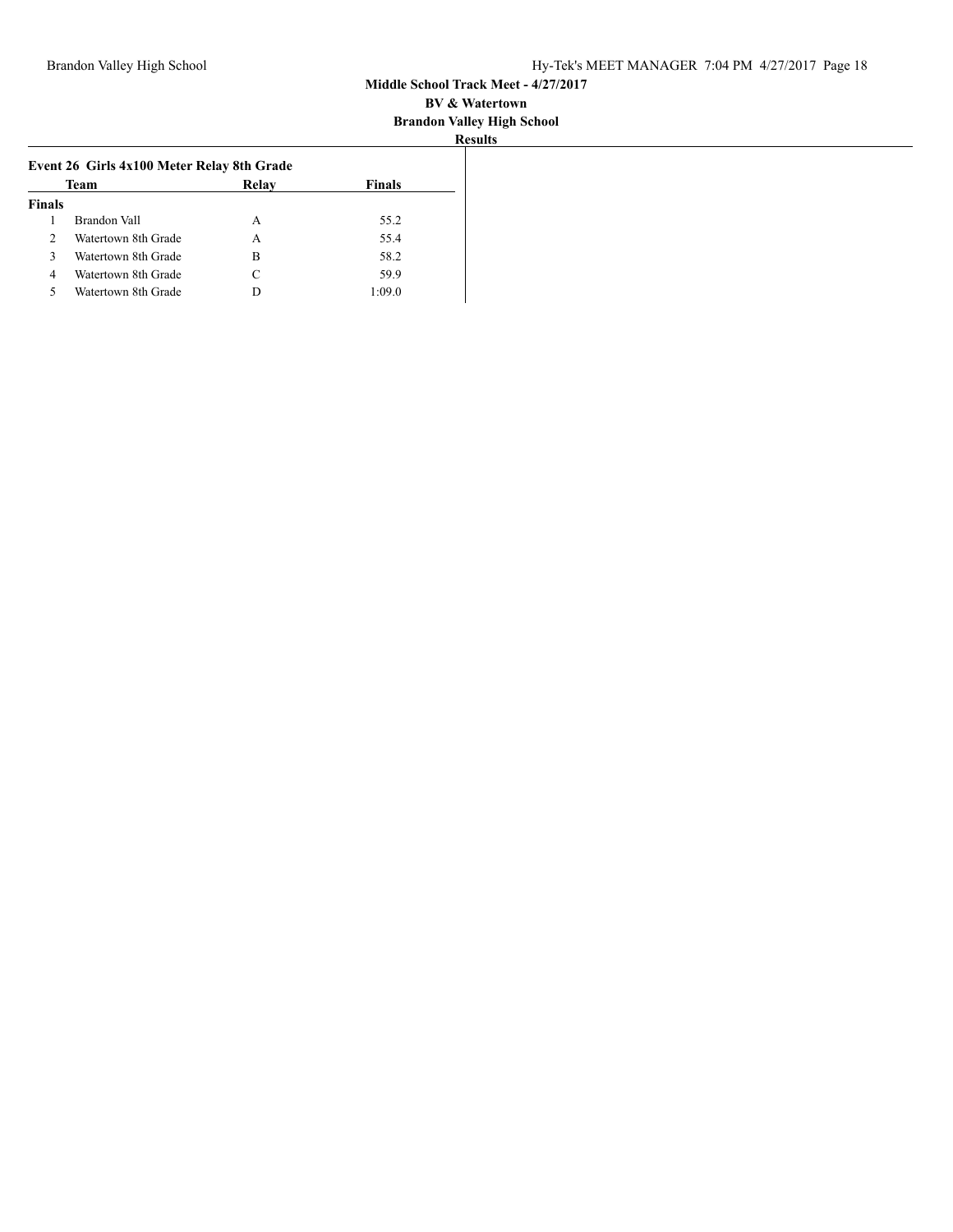**Middle School Track Meet - 4/27/2017**
**BV & Watertown**
**Brandon Valley High School**
**Results**

### Event 26 Girls 4x100 Meter Relay 8th Grade

| | Team | Relay | Finals |
|---|---|---|---|
| **Finals** | | | |
| 1 | Brandon Vall | A | 55.2 |
| 2 | Watertown 8th Grade | A | 55.4 |
| 3 | Watertown 8th Grade | B | 58.2 |
| 4 | Watertown 8th Grade | C | 59.9 |
| 5 | Watertown 8th Grade | D | 1:09.0 |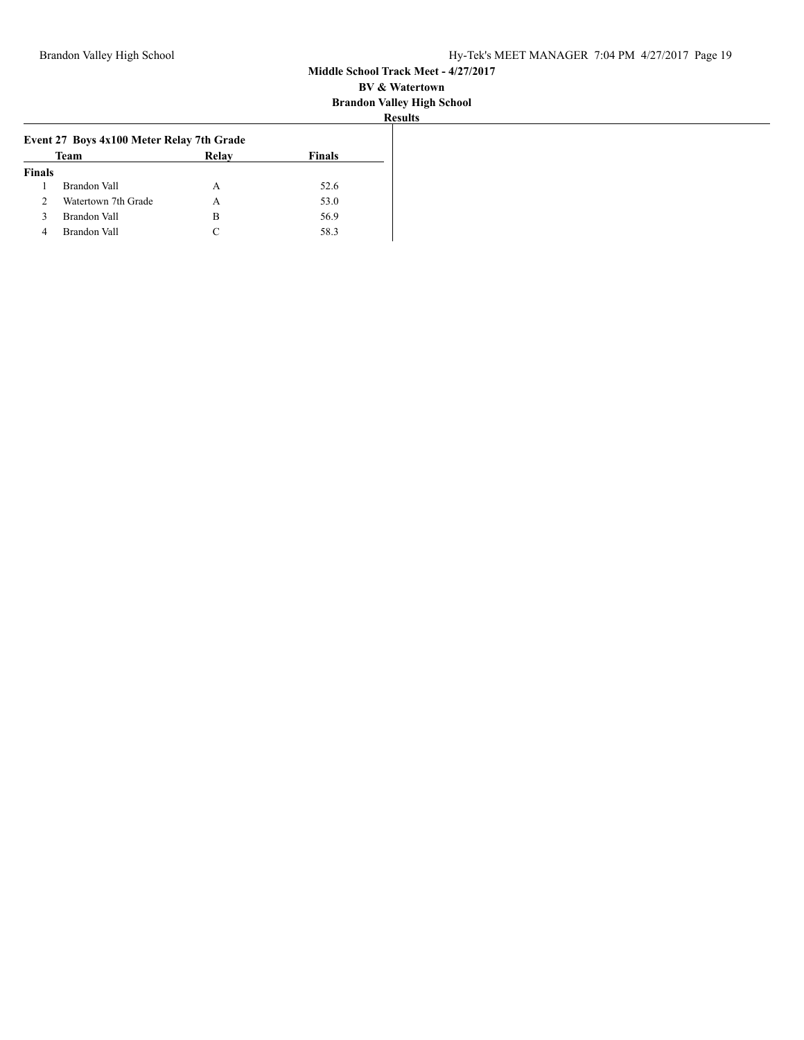**Middle School Track Meet - 4/27/2017**

**BV & Watertown**

**Brandon Valley High School**

**Results**

### Event 27 Boys 4x100 Meter Relay 7th Grade

**Finals**

| | Team | Relay | Finals |
|---|---|---|---|
| 1 | Brandon Vall | A | 52.6 |
| 2 | Watertown 7th Grade | A | 53.0 |
| 3 | Brandon Vall | B | 56.9 |
| 4 | Brandon Vall | C | 58.3 |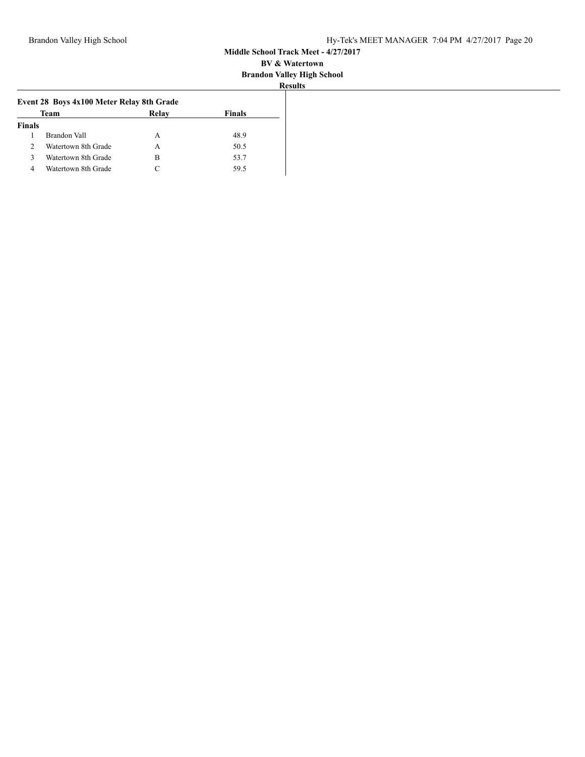**Middle School Track Meet - 4/27/2017**

**BV & Watertown**

**Brandon Valley High School**

**Results**

### Event 28 Boys 4x100 Meter Relay 8th Grade

| | Team | Relay | Finals |
|---|---|---|---|
| **Finals** | | | |
| 1 | Brandon Vall | A | 48.9 |
| 2 | Watertown 8th Grade | A | 50.5 |
| 3 | Watertown 8th Grade | B | 53.7 |
| 4 | Watertown 8th Grade | C | 59.5 |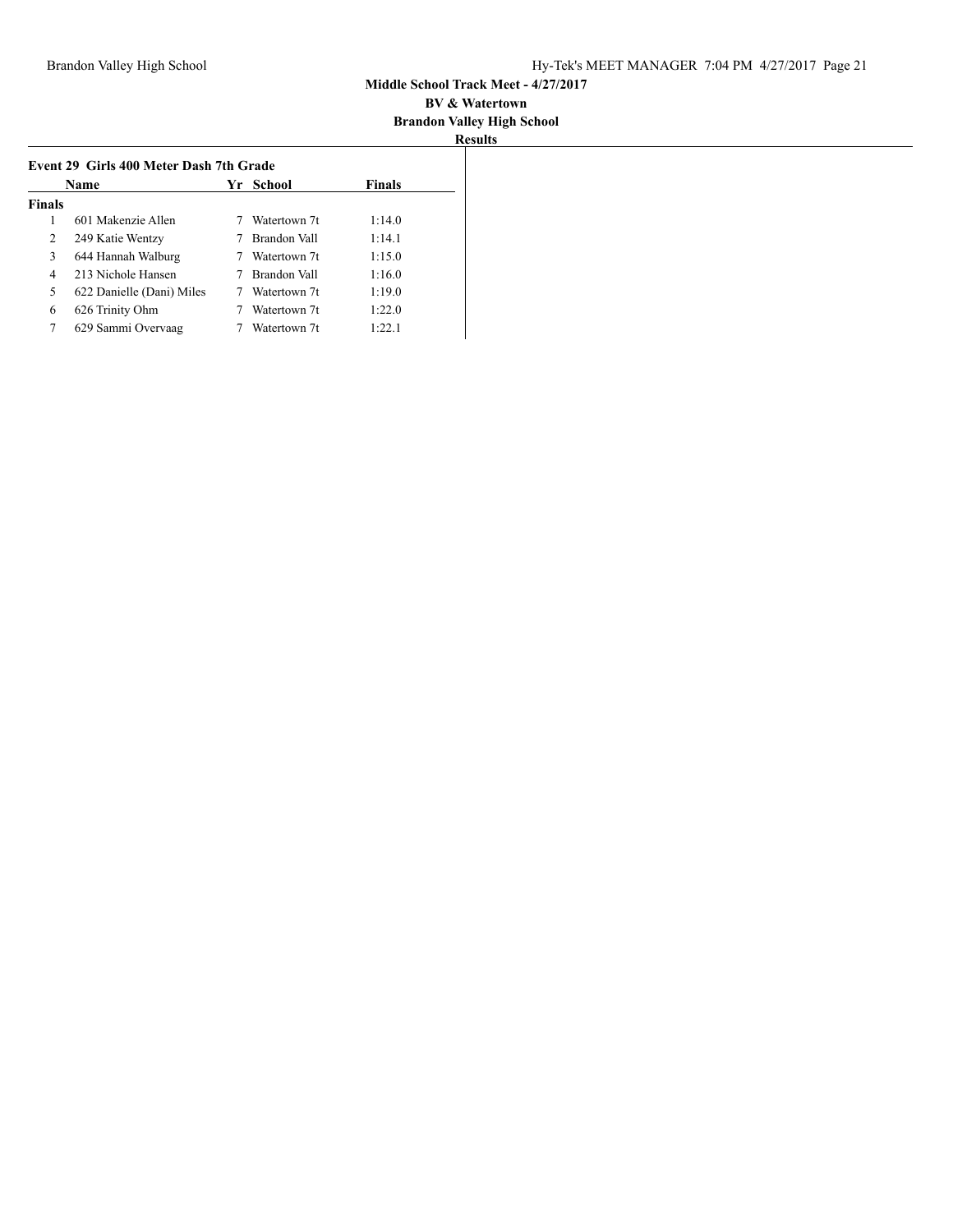**Middle School Track Meet - 4/27/2017**

**BV & Watertown**

**Brandon Valley High School**

**Results**

### Event 29 Girls 400 Meter Dash 7th Grade

| | Name | Yr | School | Finals |
|---|---|---|---|---|
| **Finals** | | | | |
| 1 | 601 Makenzie Allen | 7 | Watertown 7t | 1:14.0 |
| 2 | 249 Katie Wentzy | 7 | Brandon Vall | 1:14.1 |
| 3 | 644 Hannah Walburg | 7 | Watertown 7t | 1:15.0 |
| 4 | 213 Nichole Hansen | 7 | Brandon Vall | 1:16.0 |
| 5 | 622 Danielle (Dani) Miles | 7 | Watertown 7t | 1:19.0 |
| 6 | 626 Trinity Ohm | 7 | Watertown 7t | 1:22.0 |
| 7 | 629 Sammi Overvaag | 7 | Watertown 7t | 1:22.1 |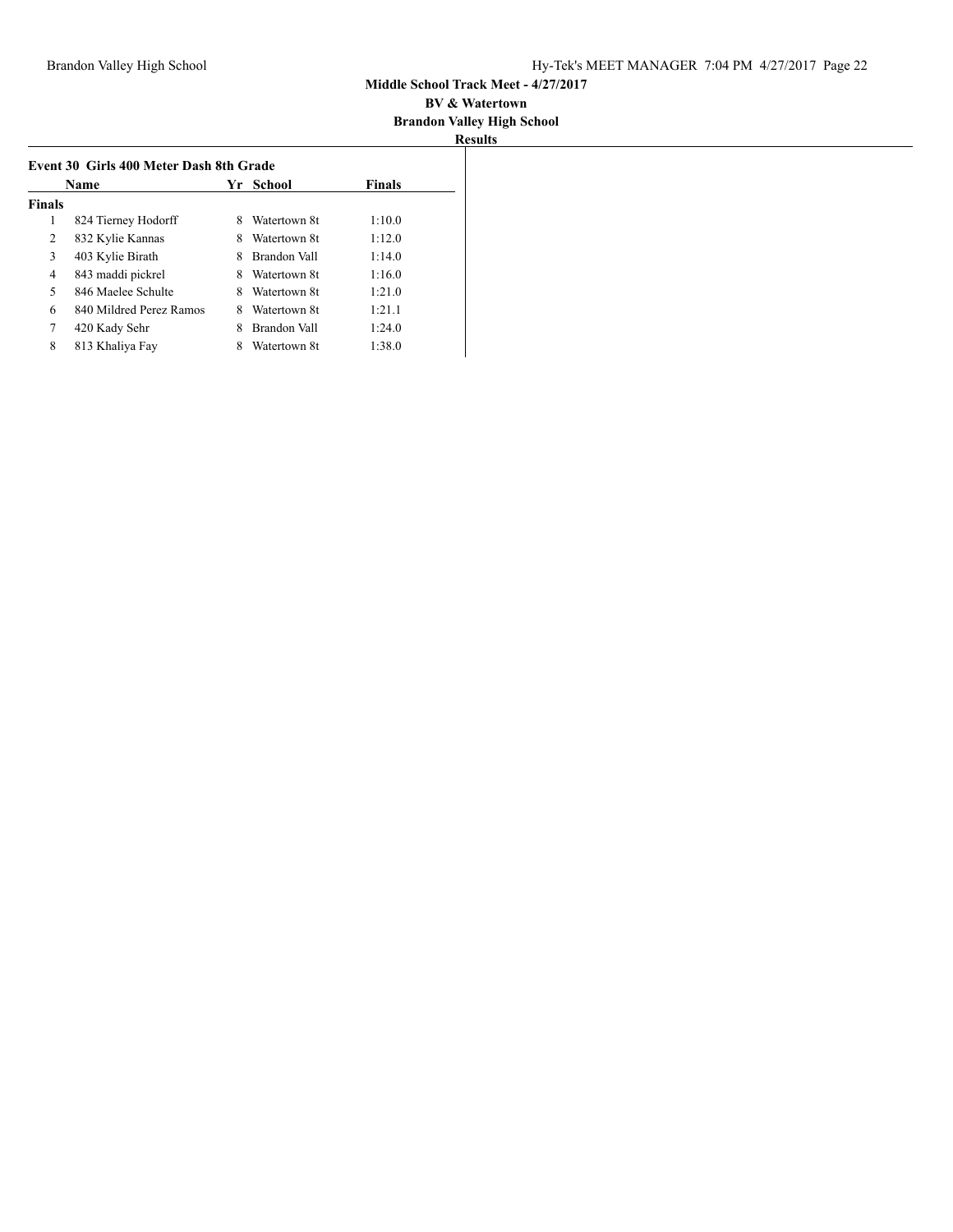# Middle School Track Meet - 4/27/2017

**BV & Watertown**

**Brandon Valley High School**

**Results**

## Event 30 Girls 400 Meter Dash 8th Grade

| | Name | Yr | School | Finals |
|---|---|---|---|---|
| **Finals** | | | | |
| 1 | 824 Tierney Hodorff | 8 | Watertown 8t | 1:10.0 |
| 2 | 832 Kylie Kannas | 8 | Watertown 8t | 1:12.0 |
| 3 | 403 Kylie Birath | 8 | Brandon Vall | 1:14.0 |
| 4 | 843 maddi pickrel | 8 | Watertown 8t | 1:16.0 |
| 5 | 846 Maelee Schulte | 8 | Watertown 8t | 1:21.0 |
| 6 | 840 Mildred Perez Ramos | 8 | Watertown 8t | 1:21.1 |
| 7 | 420 Kady Sehr | 8 | Brandon Vall | 1:24.0 |
| 8 | 813 Khaliya Fay | 8 | Watertown 8t | 1:38.0 |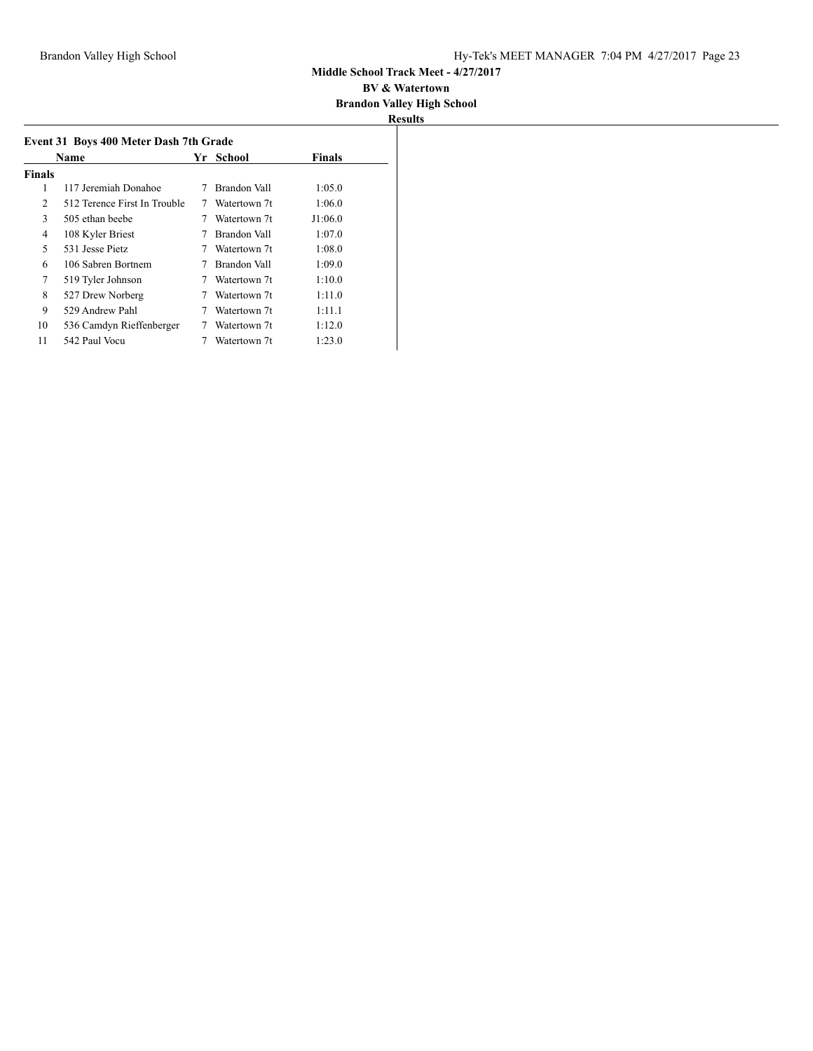**Middle School Track Meet - 4/27/2017**

**BV & Watertown**

**Brandon Valley High School**

**Results**

### Event 31 Boys 400 Meter Dash 7th Grade

| | Name | Yr | School | Finals |
|---|---|---|---|---|
| **Finals** | | | | |
| 1 | 117 Jeremiah Donahoe | 7 | Brandon Vall | 1:05.0 |
| 2 | 512 Terence First In Trouble | 7 | Watertown 7t | 1:06.0 |
| 3 | 505 ethan beebe | 7 | Watertown 7t | J1:06.0 |
| 4 | 108 Kyler Briest | 7 | Brandon Vall | 1:07.0 |
| 5 | 531 Jesse Pietz | 7 | Watertown 7t | 1:08.0 |
| 6 | 106 Sabren Bortnem | 7 | Brandon Vall | 1:09.0 |
| 7 | 519 Tyler Johnson | 7 | Watertown 7t | 1:10.0 |
| 8 | 527 Drew Norberg | 7 | Watertown 7t | 1:11.0 |
| 9 | 529 Andrew Pahl | 7 | Watertown 7t | 1:11.1 |
| 10 | 536 Camdyn Rieffenberger | 7 | Watertown 7t | 1:12.0 |
| 11 | 542 Paul Vocu | 7 | Watertown 7t | 1:23.0 |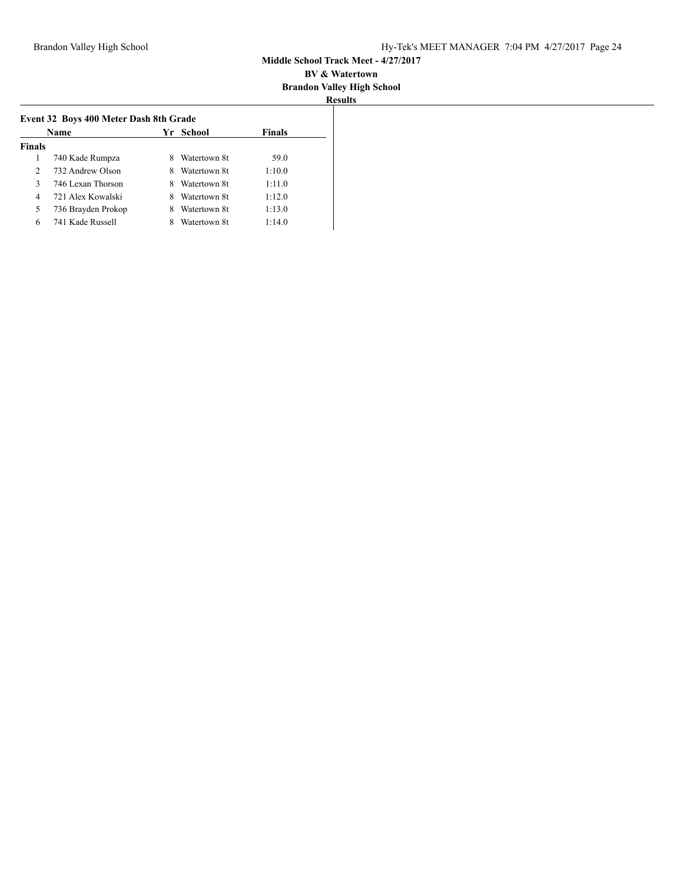**Middle School Track Meet - 4/27/2017**

**BV & Watertown**

**Brandon Valley High School**

**Results**

### Event 32 Boys 400 Meter Dash 8th Grade

| | Name | Yr | School | Finals |
|---|---|---|---|---|
| **Finals** | | | | |
| 1 | 740 Kade Rumpza | 8 | Watertown 8t | 59.0 |
| 2 | 732 Andrew Olson | 8 | Watertown 8t | 1:10.0 |
| 3 | 746 Lexan Thorson | 8 | Watertown 8t | 1:11.0 |
| 4 | 721 Alex Kowalski | 8 | Watertown 8t | 1:12.0 |
| 5 | 736 Brayden Prokop | 8 | Watertown 8t | 1:13.0 |
| 6 | 741 Kade Russell | 8 | Watertown 8t | 1:14.0 |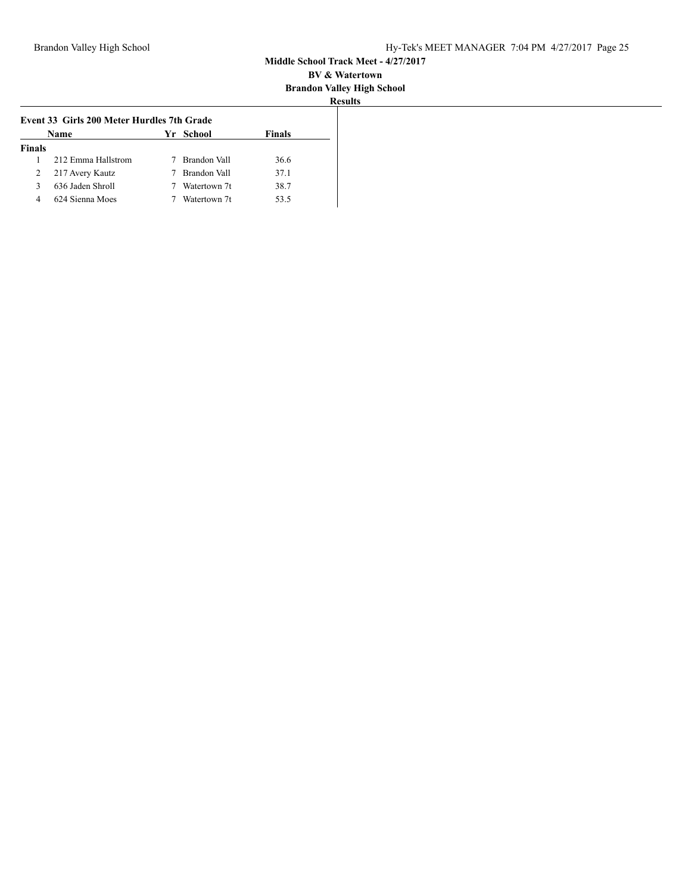**Middle School Track Meet - 4/27/2017**

**BV & Watertown**

**Brandon Valley High School**

**Results**

**Event 33 Girls 200 Meter Hurdles 7th Grade**

| | Name | Yr | School | Finals |
|---|---|---|---|---|
| **Finals** | | | | |
| 1 | 212 Emma Hallstrom | 7 | Brandon Vall | 36.6 |
| 2 | 217 Avery Kautz | 7 | Brandon Vall | 37.1 |
| 3 | 636 Jaden Shroll | 7 | Watertown 7t | 38.7 |
| 4 | 624 Sienna Moes | 7 | Watertown 7t | 53.5 |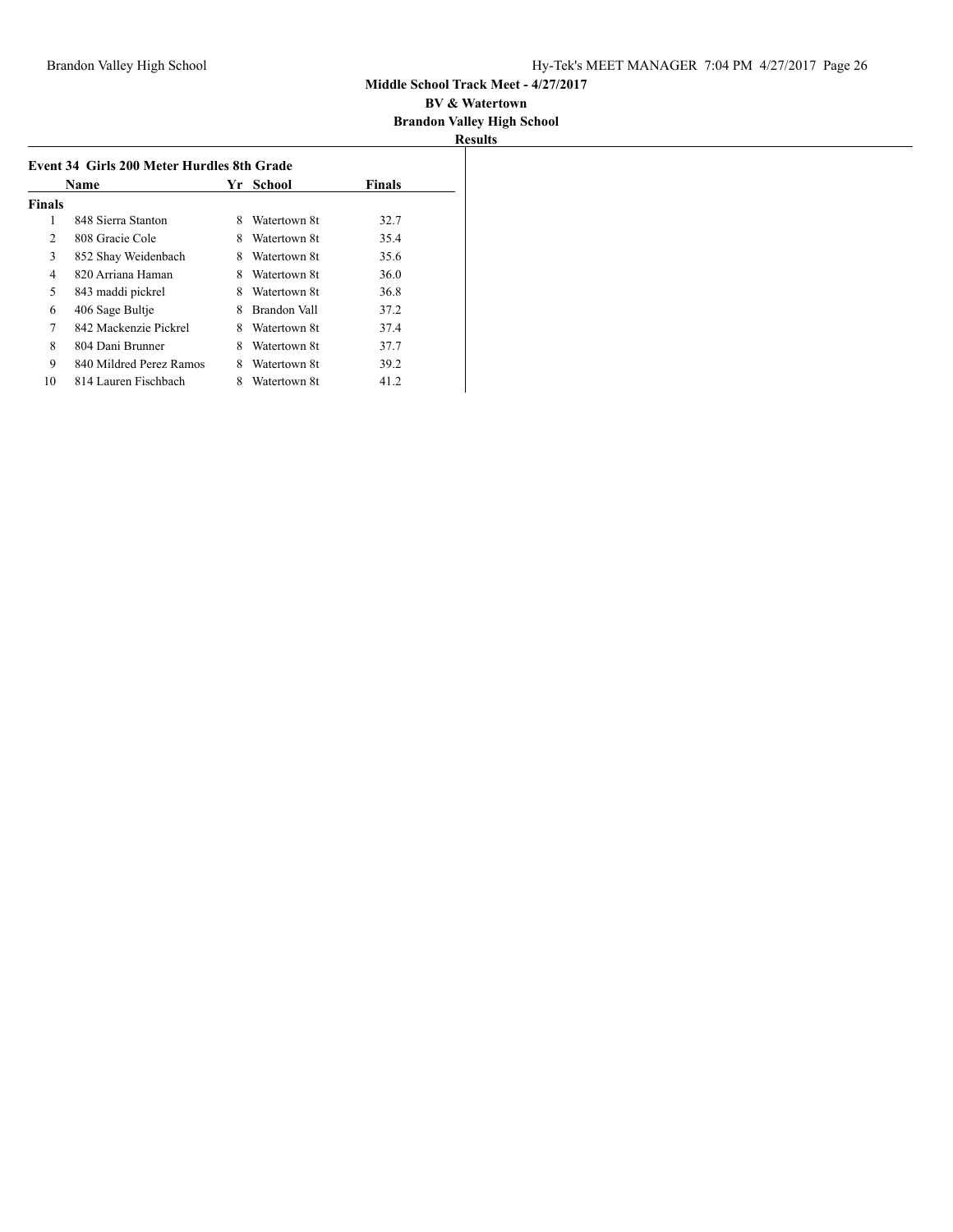**Middle School Track Meet - 4/27/2017**

**BV & Watertown**

**Brandon Valley High School**

**Results**

### Event 34 Girls 200 Meter Hurdles 8th Grade

| | Name | Yr | School | Finals |
|---|---|---|---|---|
| **Finals** | | | | |
| 1 | 848 Sierra Stanton | 8 | Watertown 8t | 32.7 |
| 2 | 808 Gracie Cole | 8 | Watertown 8t | 35.4 |
| 3 | 852 Shay Weidenbach | 8 | Watertown 8t | 35.6 |
| 4 | 820 Arriana Haman | 8 | Watertown 8t | 36.0 |
| 5 | 843 maddi pickrel | 8 | Watertown 8t | 36.8 |
| 6 | 406 Sage Bultje | 8 | Brandon Vall | 37.2 |
| 7 | 842 Mackenzie Pickrel | 8 | Watertown 8t | 37.4 |
| 8 | 804 Dani Brunner | 8 | Watertown 8t | 37.7 |
| 9 | 840 Mildred Perez Ramos | 8 | Watertown 8t | 39.2 |
| 10 | 814 Lauren Fischbach | 8 | Watertown 8t | 41.2 |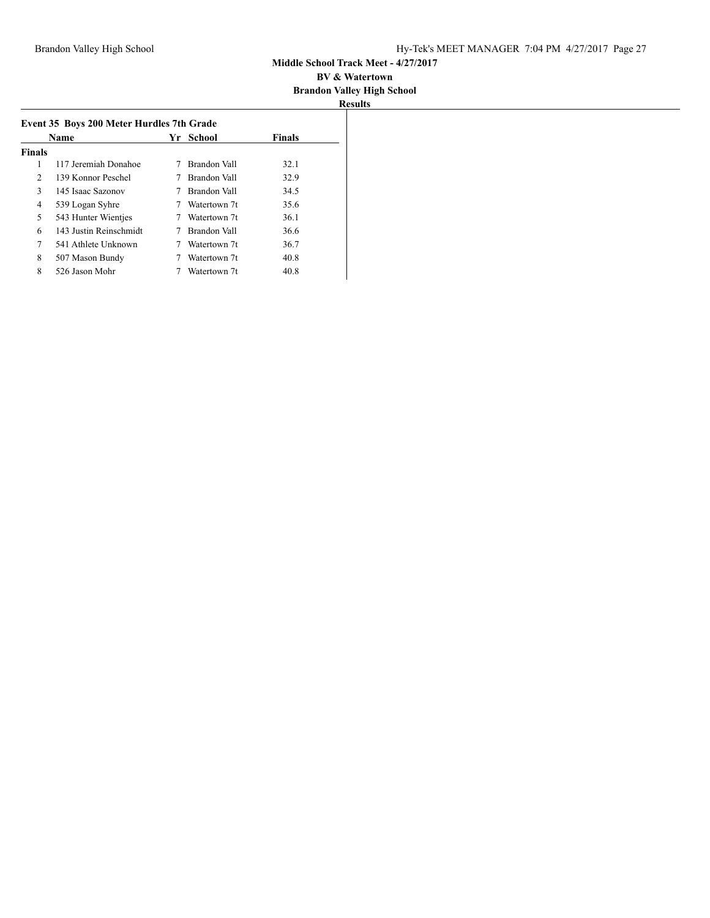**Middle School Track Meet - 4/27/2017**

**BV & Watertown**

**Brandon Valley High School**

**Results**

### Event 35 Boys 200 Meter Hurdles 7th Grade

| | Name | Yr | School | Finals |
|---|---|---|---|---|
| **Finals** | | | | |
| 1 | 117 Jeremiah Donahoe | 7 | Brandon Vall | 32.1 |
| 2 | 139 Konnor Peschel | 7 | Brandon Vall | 32.9 |
| 3 | 145 Isaac Sazonov | 7 | Brandon Vall | 34.5 |
| 4 | 539 Logan Syhre | 7 | Watertown 7t | 35.6 |
| 5 | 543 Hunter Wientjes | 7 | Watertown 7t | 36.1 |
| 6 | 143 Justin Reinschmidt | 7 | Brandon Vall | 36.6 |
| 7 | 541 Athlete Unknown | 7 | Watertown 7t | 36.7 |
| 8 | 507 Mason Bundy | 7 | Watertown 7t | 40.8 |
| 8 | 526 Jason Mohr | 7 | Watertown 7t | 40.8 |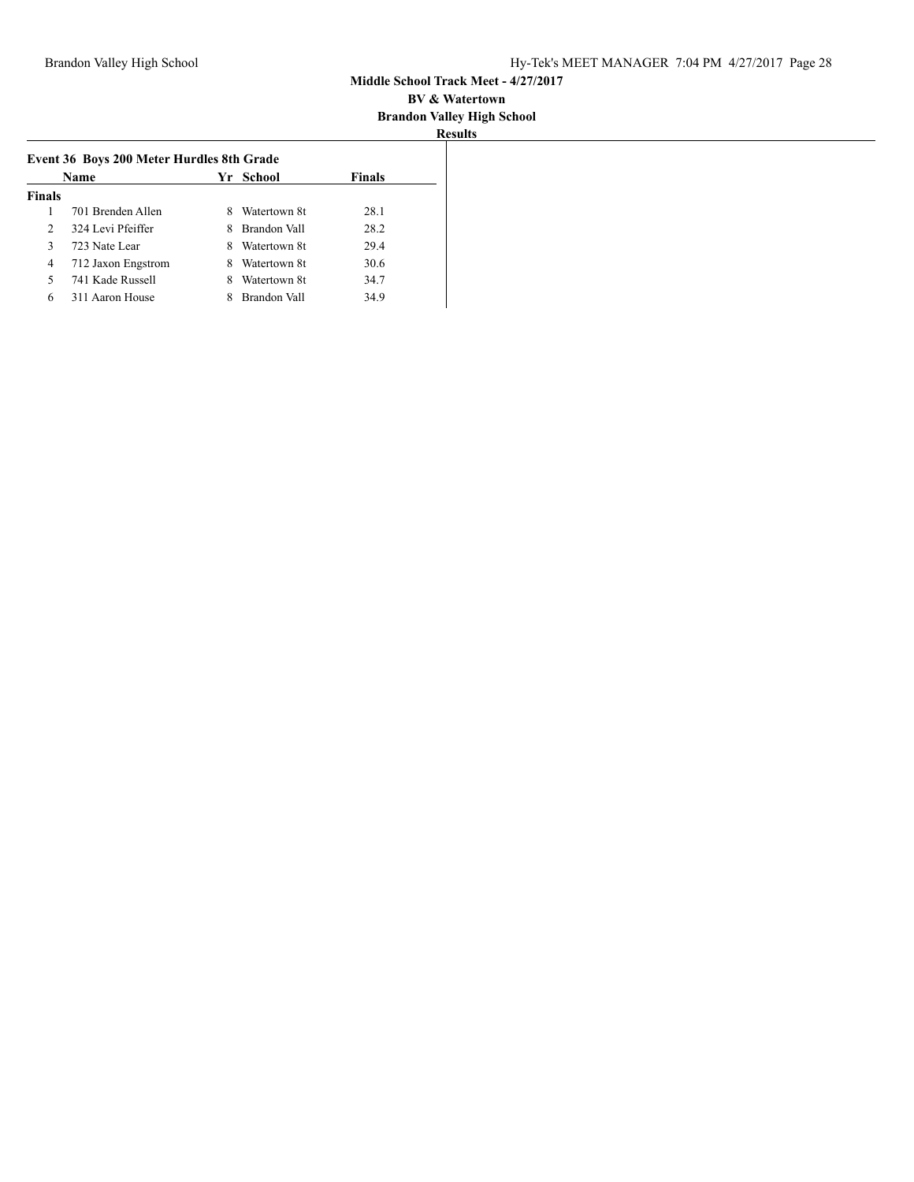**Middle School Track Meet - 4/27/2017**

**BV & Watertown**

**Brandon Valley High School**

**Results**

### Event 36 Boys 200 Meter Hurdles 8th Grade

| | Name | Yr | School | Finals |
|---|---|---|---|---|
| **Finals** | | | | |
| 1 | 701 Brenden Allen | 8 | Watertown 8t | 28.1 |
| 2 | 324 Levi Pfeiffer | 8 | Brandon Vall | 28.2 |
| 3 | 723 Nate Lear | 8 | Watertown 8t | 29.4 |
| 4 | 712 Jaxon Engstrom | 8 | Watertown 8t | 30.6 |
| 5 | 741 Kade Russell | 8 | Watertown 8t | 34.7 |
| 6 | 311 Aaron House | 8 | Brandon Vall | 34.9 |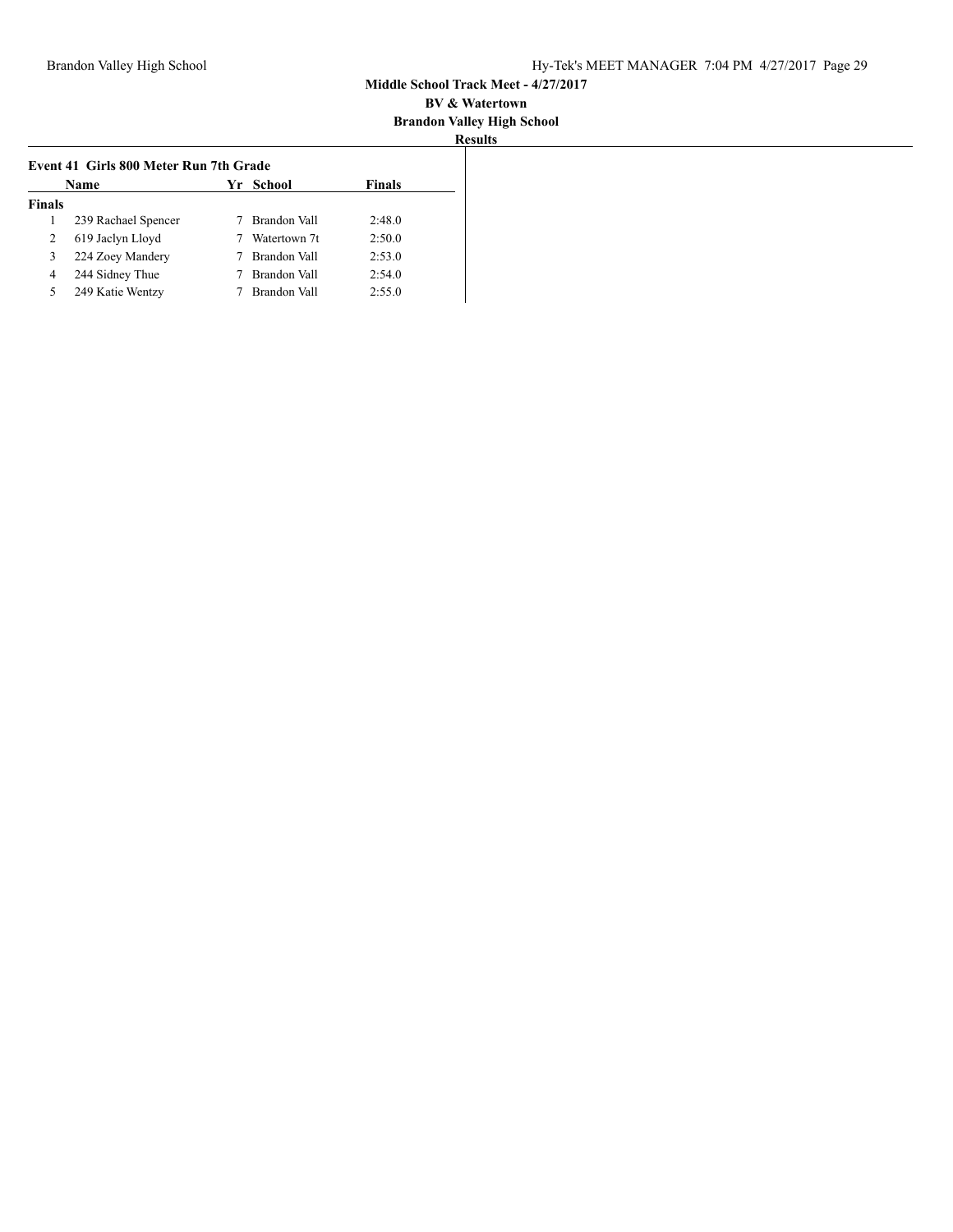**Middle School Track Meet - 4/27/2017**

**BV & Watertown**

**Brandon Valley High School**

**Results**

### Event 41 Girls 800 Meter Run 7th Grade

| | Name | Yr | School | Finals |
|---|---|---|---|---|
| **Finals** | | | | |
| 1 | 239 Rachael Spencer | 7 | Brandon Vall | 2:48.0 |
| 2 | 619 Jaclyn Lloyd | 7 | Watertown 7t | 2:50.0 |
| 3 | 224 Zoey Mandery | 7 | Brandon Vall | 2:53.0 |
| 4 | 244 Sidney Thue | 7 | Brandon Vall | 2:54.0 |
| 5 | 249 Katie Wentzy | 7 | Brandon Vall | 2:55.0 |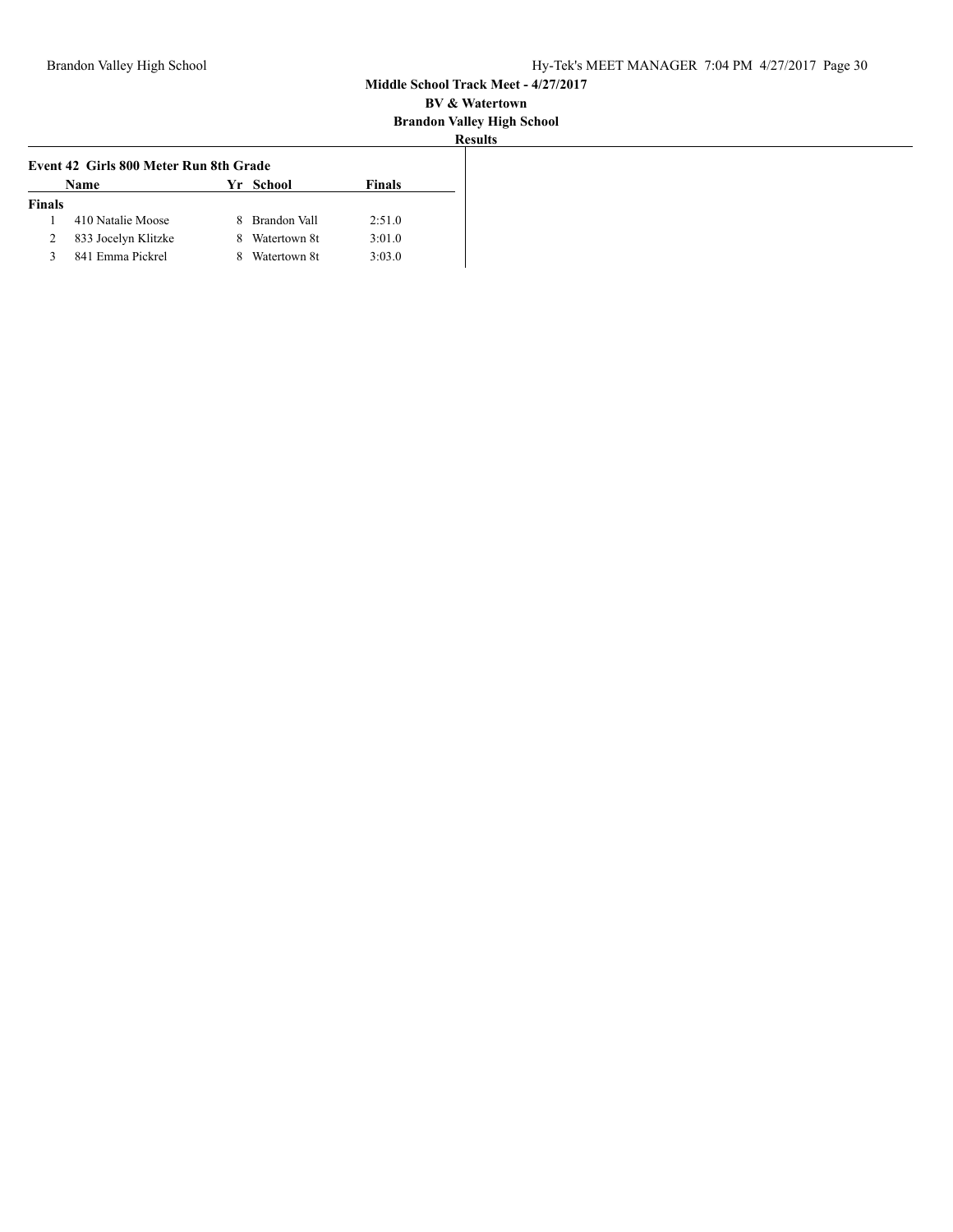## Middle School Track Meet - 4/27/2017

**BV & Watertown**

**Brandon Valley High School**

**Results**

### Event 42 Girls 800 Meter Run 8th Grade

| | Name | Yr | School | Finals |
|---|---|---|---|---|
| **Finals** | | | | |
| 1 | 410 Natalie Moose | 8 | Brandon Vall | 2:51.0 |
| 2 | 833 Jocelyn Klitzke | 8 | Watertown 8t | 3:01.0 |
| 3 | 841 Emma Pickrel | 8 | Watertown 8t | 3:03.0 |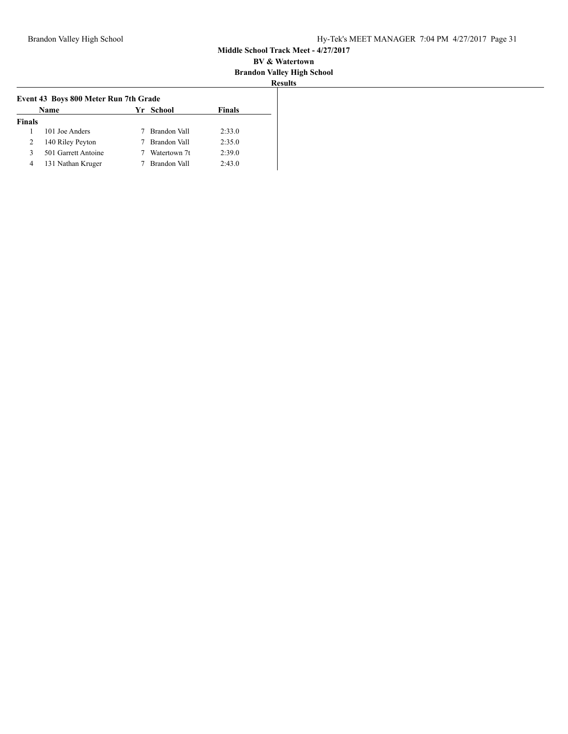**Middle School Track Meet - 4/27/2017**

**BV & Watertown**

**Brandon Valley High School**

**Results**

### Event 43 Boys 800 Meter Run 7th Grade

| | Name | Yr | School | Finals |
|---|---|---|---|---|
| **Finals** | | | | |
| 1 | 101 Joe Anders | 7 | Brandon Vall | 2:33.0 |
| 2 | 140 Riley Peyton | 7 | Brandon Vall | 2:35.0 |
| 3 | 501 Garrett Antoine | 7 | Watertown 7t | 2:39.0 |
| 4 | 131 Nathan Kruger | 7 | Brandon Vall | 2:43.0 |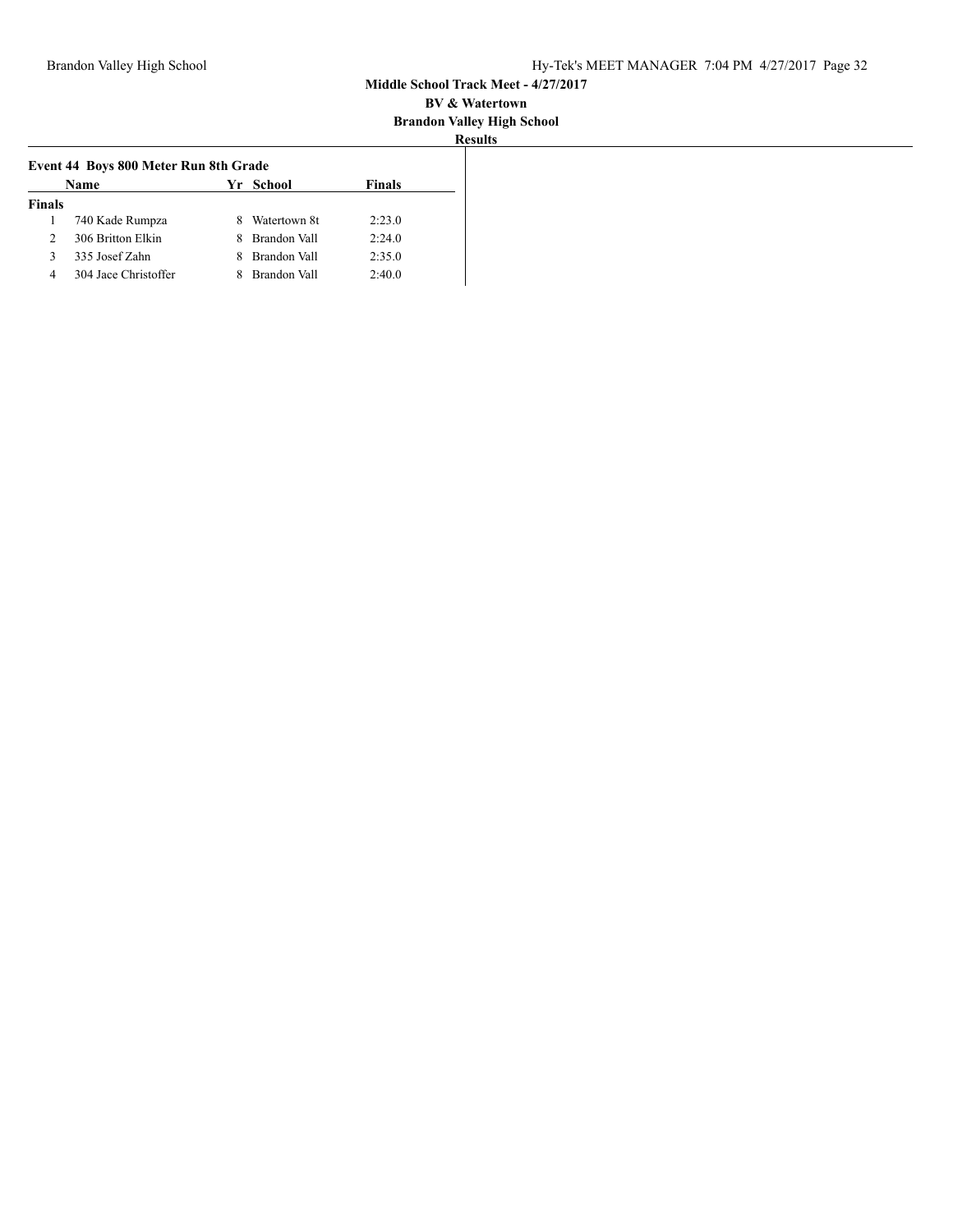**Middle School Track Meet - 4/27/2017**

**BV & Watertown**

**Brandon Valley High School**

**Results**

**Event 44 Boys 800 Meter Run 8th Grade**

| | Name | Yr | School | Finals |
|---|---|---|---|---|
| **Finals** | | | | |
| 1 | 740 Kade Rumpza | 8 | Watertown 8t | 2:23.0 |
| 2 | 306 Britton Elkin | 8 | Brandon Vall | 2:24.0 |
| 3 | 335 Josef Zahn | 8 | Brandon Vall | 2:35.0 |
| 4 | 304 Jace Christoffer | 8 | Brandon Vall | 2:40.0 |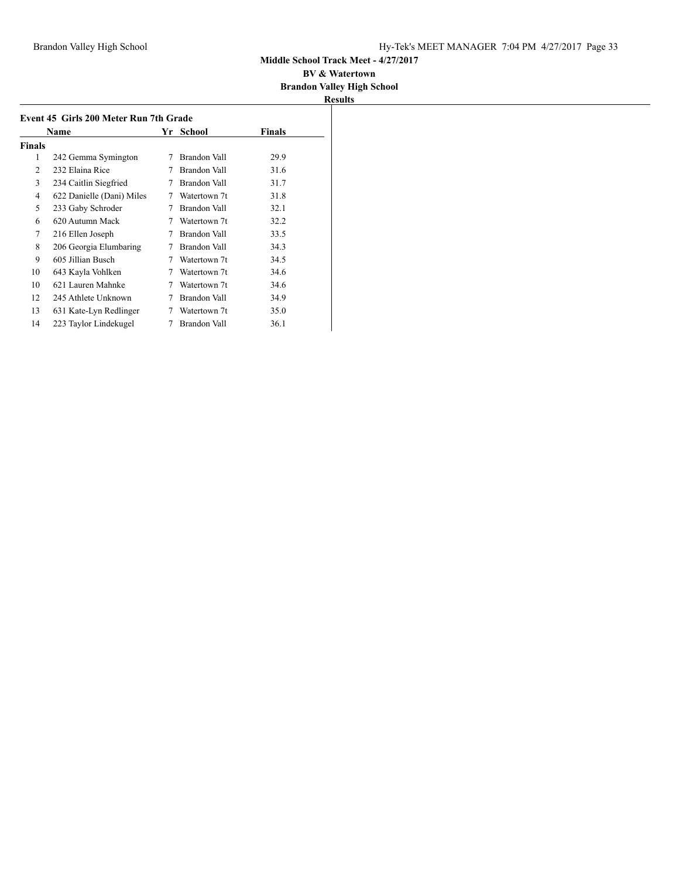**Middle School Track Meet - 4/27/2017**

**BV & Watertown**

**Brandon Valley High School**

**Results**

### Event 45 Girls 200 Meter Run 7th Grade

| | Name | Yr | School | Finals |
|---|---|---|---|---|
| **Finals** | | | | |
| 1 | 242 Gemma Symington | 7 | Brandon Vall | 29.9 |
| 2 | 232 Elaina Rice | 7 | Brandon Vall | 31.6 |
| 3 | 234 Caitlin Siegfried | 7 | Brandon Vall | 31.7 |
| 4 | 622 Danielle (Dani) Miles | 7 | Watertown 7t | 31.8 |
| 5 | 233 Gaby Schroder | 7 | Brandon Vall | 32.1 |
| 6 | 620 Autumn Mack | 7 | Watertown 7t | 32.2 |
| 7 | 216 Ellen Joseph | 7 | Brandon Vall | 33.5 |
| 8 | 206 Georgia Elumbaring | 7 | Brandon Vall | 34.3 |
| 9 | 605 Jillian Busch | 7 | Watertown 7t | 34.5 |
| 10 | 643 Kayla Vohlken | 7 | Watertown 7t | 34.6 |
| 10 | 621 Lauren Mahnke | 7 | Watertown 7t | 34.6 |
| 12 | 245 Athlete Unknown | 7 | Brandon Vall | 34.9 |
| 13 | 631 Kate-Lyn Redlinger | 7 | Watertown 7t | 35.0 |
| 14 | 223 Taylor Lindekugel | 7 | Brandon Vall | 36.1 |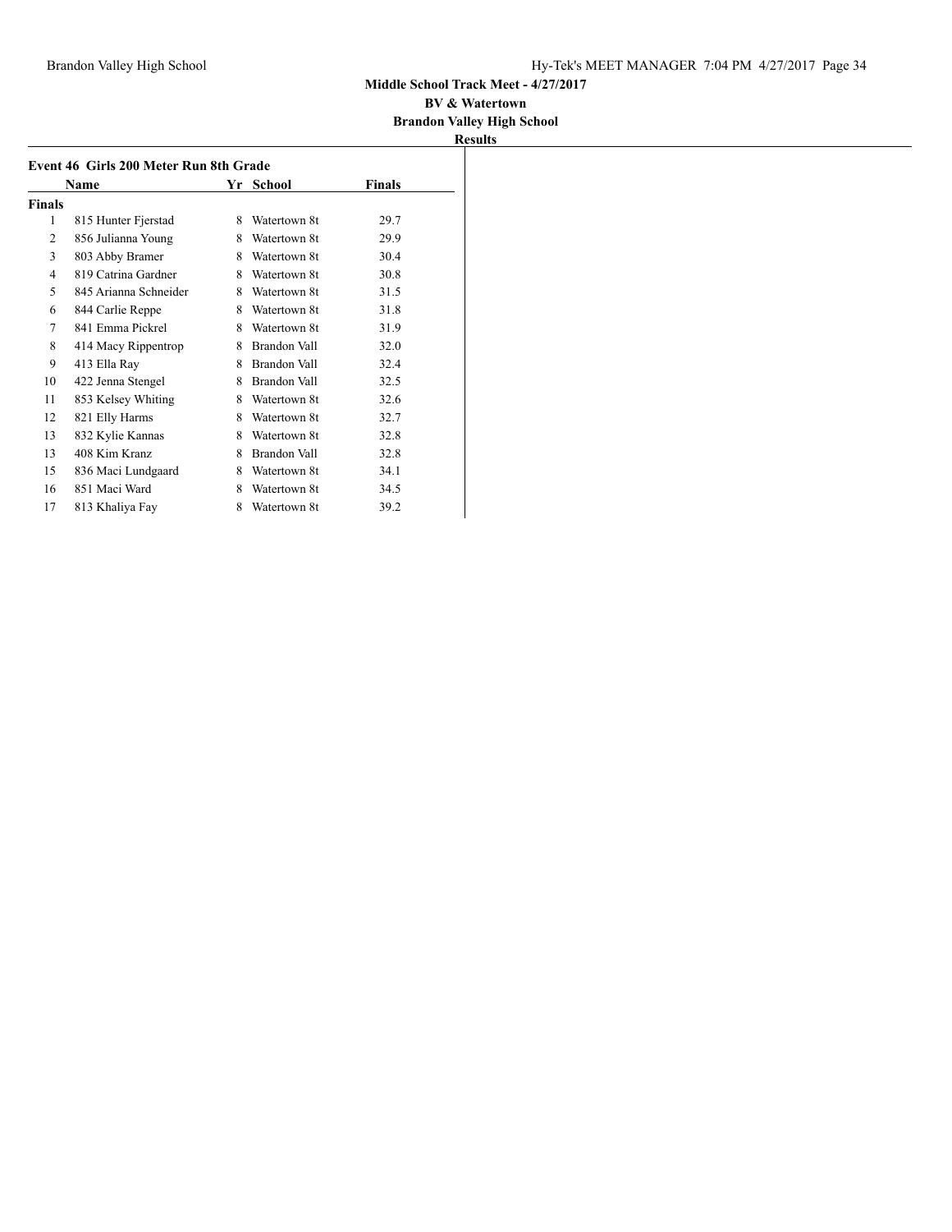**Middle School Track Meet - 4/27/2017**

**BV & Watertown**

**Brandon Valley High School**

**Results**

### Event 46 Girls 200 Meter Run 8th Grade

| | Name | Yr | School | Finals |
|---|---|---|---|---|
| **Finals** | | | | |
| 1 | 815 Hunter Fjerstad | 8 | Watertown 8t | 29.7 |
| 2 | 856 Julianna Young | 8 | Watertown 8t | 29.9 |
| 3 | 803 Abby Bramer | 8 | Watertown 8t | 30.4 |
| 4 | 819 Catrina Gardner | 8 | Watertown 8t | 30.8 |
| 5 | 845 Arianna Schneider | 8 | Watertown 8t | 31.5 |
| 6 | 844 Carlie Reppe | 8 | Watertown 8t | 31.8 |
| 7 | 841 Emma Pickrel | 8 | Watertown 8t | 31.9 |
| 8 | 414 Macy Rippentrop | 8 | Brandon Vall | 32.0 |
| 9 | 413 Ella Ray | 8 | Brandon Vall | 32.4 |
| 10 | 422 Jenna Stengel | 8 | Brandon Vall | 32.5 |
| 11 | 853 Kelsey Whiting | 8 | Watertown 8t | 32.6 |
| 12 | 821 Elly Harms | 8 | Watertown 8t | 32.7 |
| 13 | 832 Kylie Kannas | 8 | Watertown 8t | 32.8 |
| 13 | 408 Kim Kranz | 8 | Brandon Vall | 32.8 |
| 15 | 836 Maci Lundgaard | 8 | Watertown 8t | 34.1 |
| 16 | 851 Maci Ward | 8 | Watertown 8t | 34.5 |
| 17 | 813 Khaliya Fay | 8 | Watertown 8t | 39.2 |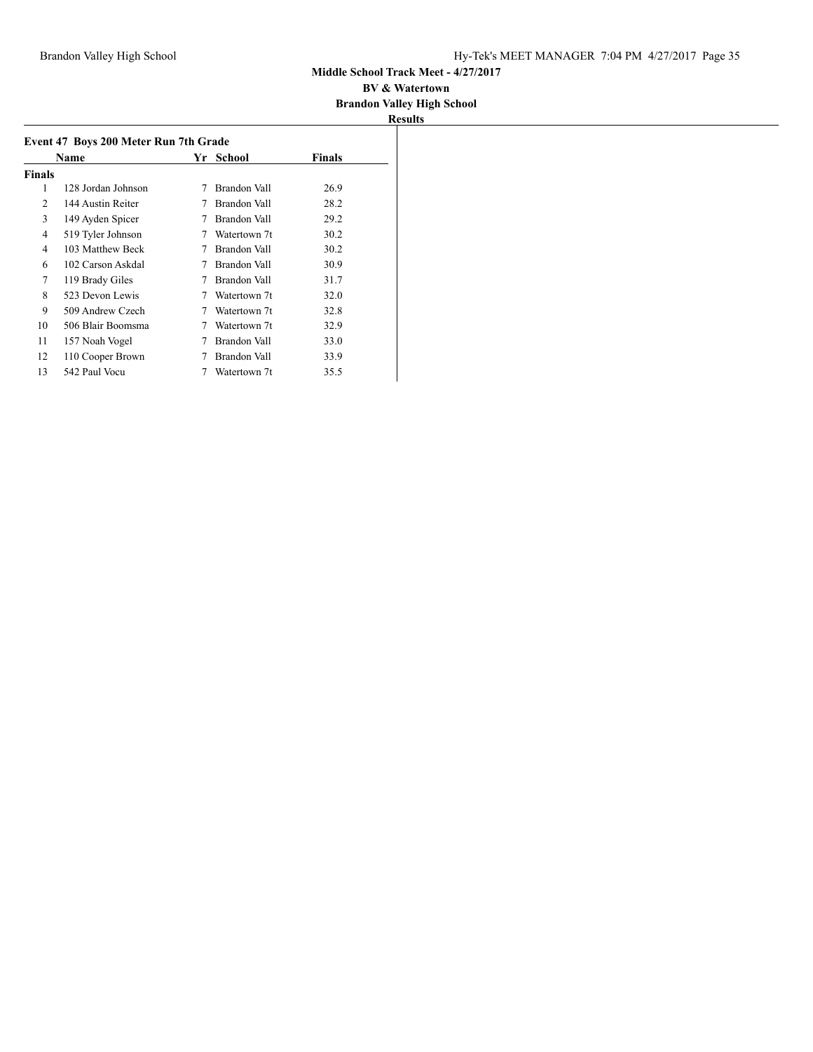**Middle School Track Meet - 4/27/2017**

**BV & Watertown**

**Brandon Valley High School**

**Results**

### Event 47 Boys 200 Meter Run 7th Grade

| | Name | Yr | School | Finals |
|---|---|---|---|---|
| **Finals** | | | | |
| 1 | 128 Jordan Johnson | 7 | Brandon Vall | 26.9 |
| 2 | 144 Austin Reiter | 7 | Brandon Vall | 28.2 |
| 3 | 149 Ayden Spicer | 7 | Brandon Vall | 29.2 |
| 4 | 519 Tyler Johnson | 7 | Watertown 7t | 30.2 |
| 4 | 103 Matthew Beck | 7 | Brandon Vall | 30.2 |
| 6 | 102 Carson Askdal | 7 | Brandon Vall | 30.9 |
| 7 | 119 Brady Giles | 7 | Brandon Vall | 31.7 |
| 8 | 523 Devon Lewis | 7 | Watertown 7t | 32.0 |
| 9 | 509 Andrew Czech | 7 | Watertown 7t | 32.8 |
| 10 | 506 Blair Boomsma | 7 | Watertown 7t | 32.9 |
| 11 | 157 Noah Vogel | 7 | Brandon Vall | 33.0 |
| 12 | 110 Cooper Brown | 7 | Brandon Vall | 33.9 |
| 13 | 542 Paul Vocu | 7 | Watertown 7t | 35.5 |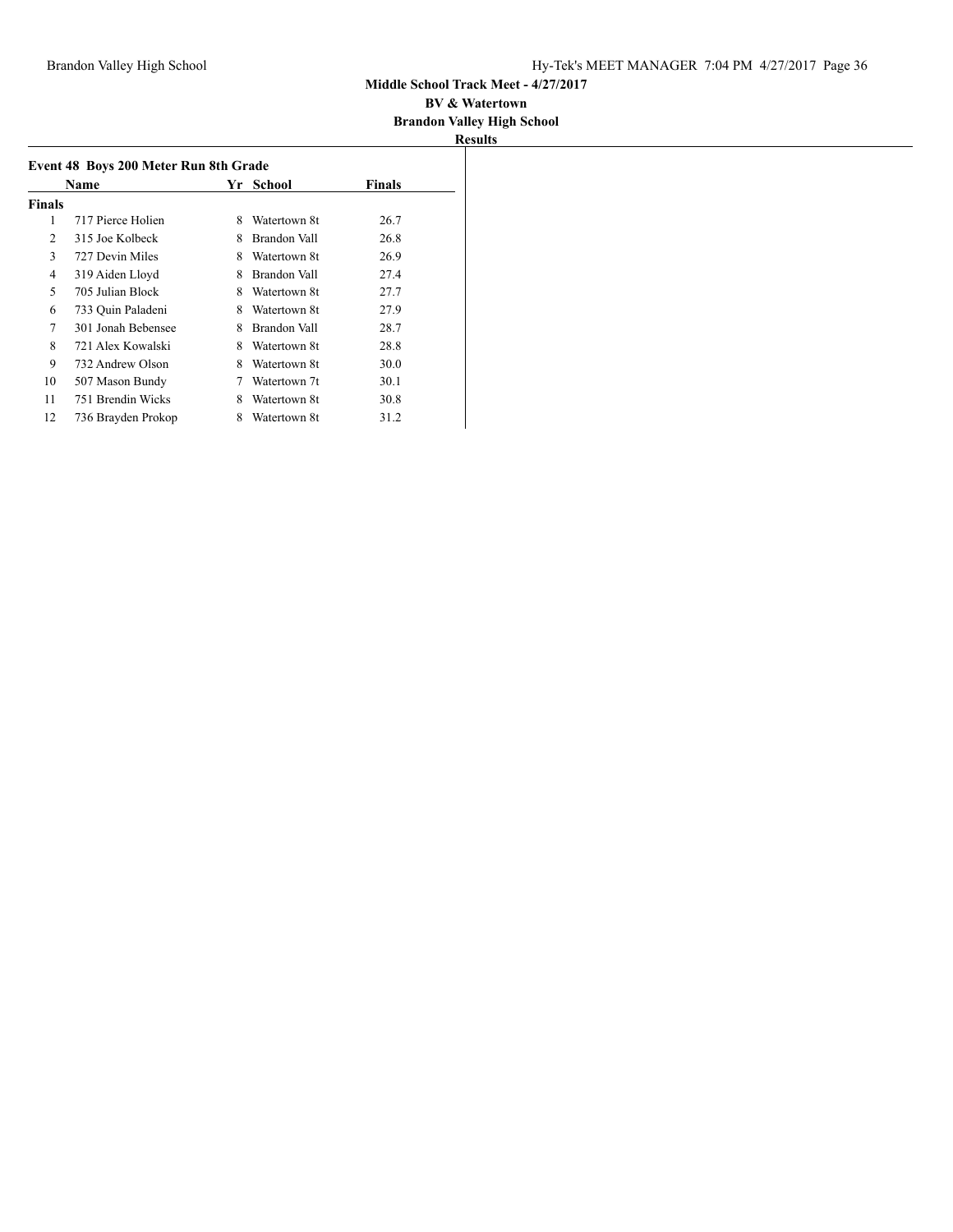**Middle School Track Meet - 4/27/2017**

**BV & Watertown**

**Brandon Valley High School**

**Results**

### Event 48 Boys 200 Meter Run 8th Grade

| | Name | Yr | School | Finals |
|---|---|---|---|---|
| **Finals** | | | | |
| 1 | 717 Pierce Holien | 8 | Watertown 8t | 26.7 |
| 2 | 315 Joe Kolbeck | 8 | Brandon Vall | 26.8 |
| 3 | 727 Devin Miles | 8 | Watertown 8t | 26.9 |
| 4 | 319 Aiden Lloyd | 8 | Brandon Vall | 27.4 |
| 5 | 705 Julian Block | 8 | Watertown 8t | 27.7 |
| 6 | 733 Quin Paladeni | 8 | Watertown 8t | 27.9 |
| 7 | 301 Jonah Bebensee | 8 | Brandon Vall | 28.7 |
| 8 | 721 Alex Kowalski | 8 | Watertown 8t | 28.8 |
| 9 | 732 Andrew Olson | 8 | Watertown 8t | 30.0 |
| 10 | 507 Mason Bundy | 7 | Watertown 7t | 30.1 |
| 11 | 751 Brendin Wicks | 8 | Watertown 8t | 30.8 |
| 12 | 736 Brayden Prokop | 8 | Watertown 8t | 31.2 |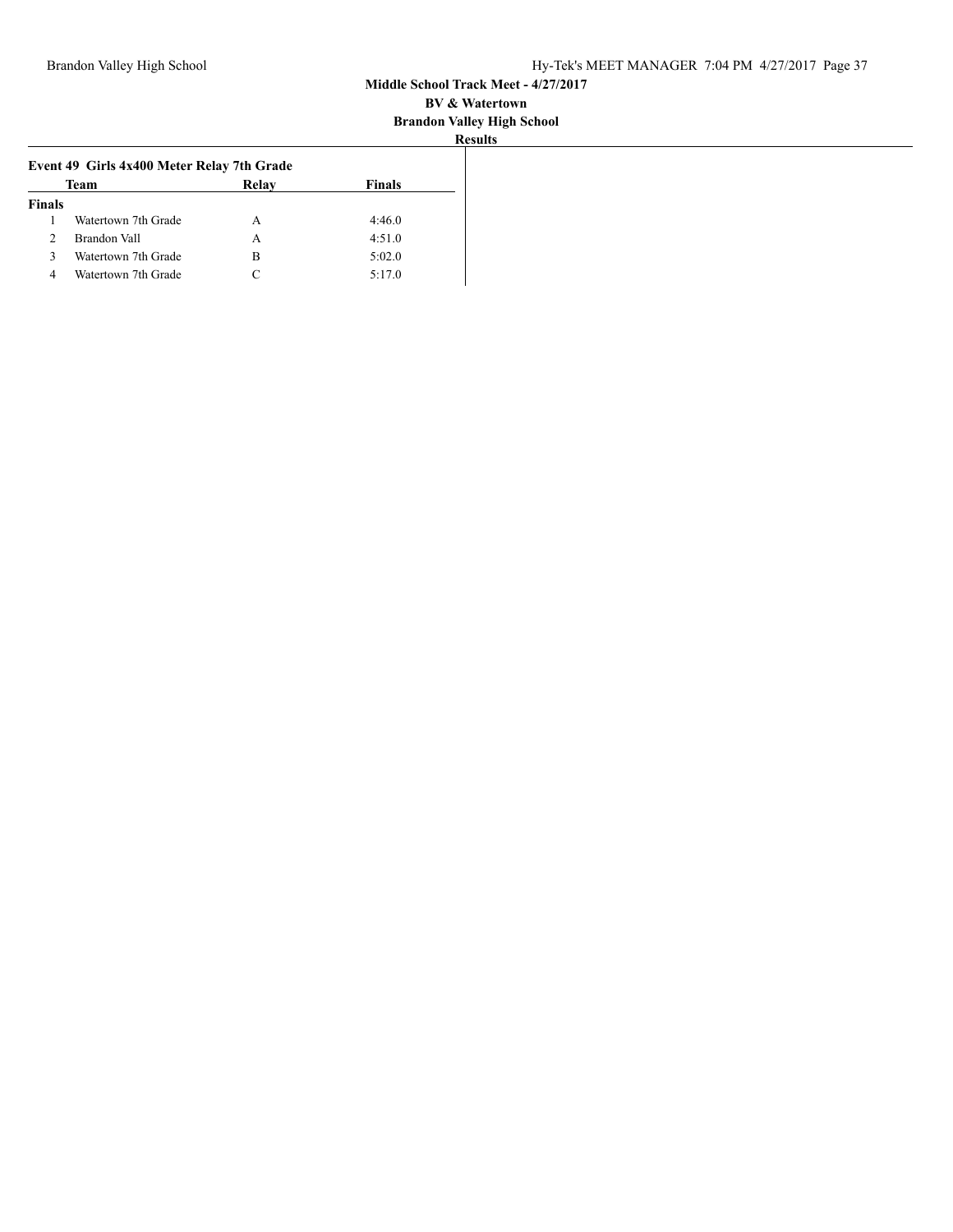**Middle School Track Meet - 4/27/2017**

**BV & Watertown**

**Brandon Valley High School**

**Results**

### Event 49 Girls 4x400 Meter Relay 7th Grade

| | Team | Relay | Finals |
|---|---|---|---|
| **Finals** | | | |
| 1 | Watertown 7th Grade | A | 4:46.0 |
| 2 | Brandon Vall | A | 4:51.0 |
| 3 | Watertown 7th Grade | B | 5:02.0 |
| 4 | Watertown 7th Grade | C | 5:17.0 |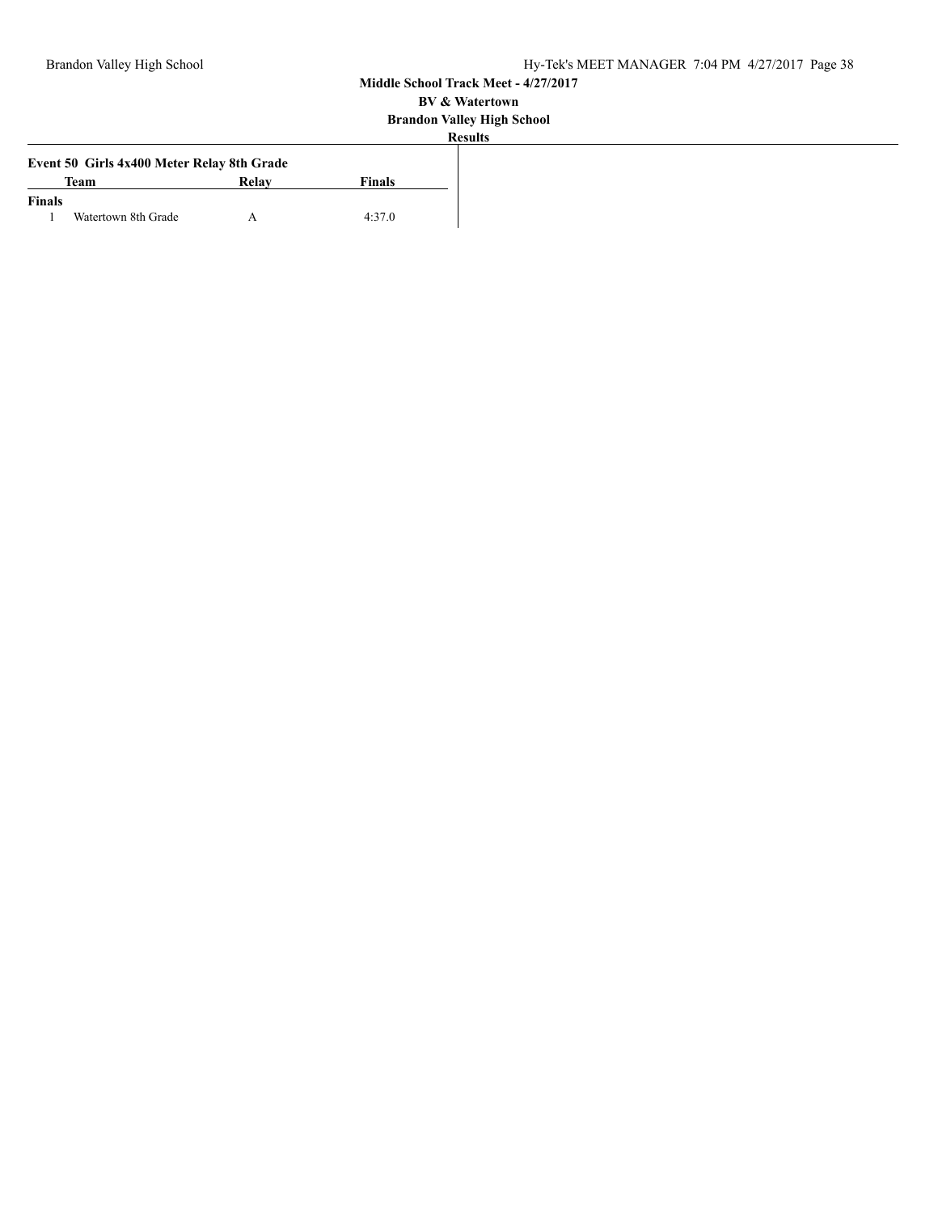**Middle School Track Meet - 4/27/2017**

**BV & Watertown**

**Brandon Valley High School**

**Results**

**Event 50 Girls 4x400 Meter Relay 8th Grade**

| | Team | Relay | Finals |
|---|---|---|---|
| **Finals** | | | |
| 1 | Watertown 8th Grade | A | 4:37.0 |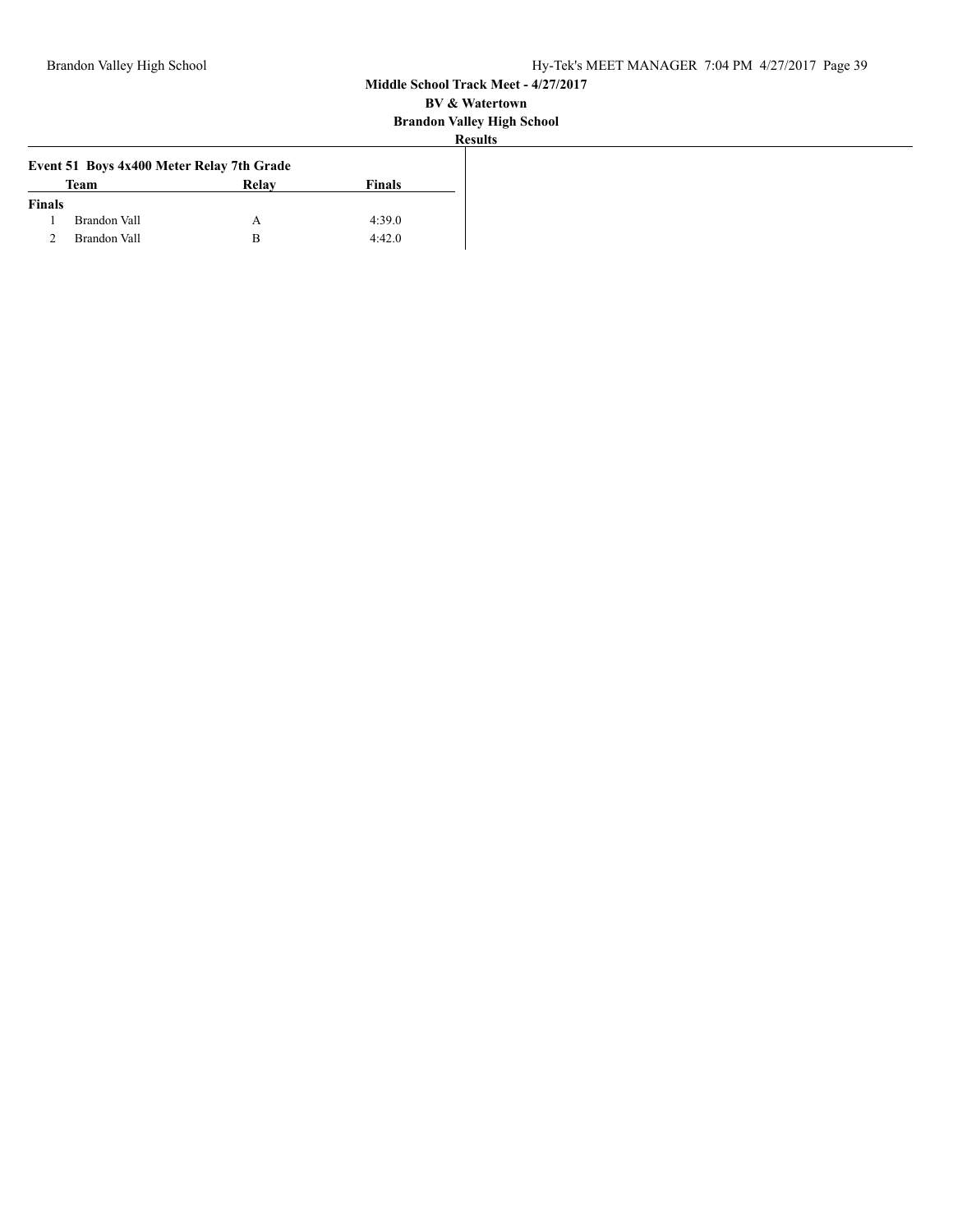**Middle School Track Meet - 4/27/2017**

**BV & Watertown**

**Brandon Valley High School**

**Results**

### Event 51 Boys 4x400 Meter Relay 7th Grade

| | Team | Relay | Finals |
|---|---|---|---|
| **Finals** | | | |
| 1 | Brandon Vall | A | 4:39.0 |
| 2 | Brandon Vall | B | 4:42.0 |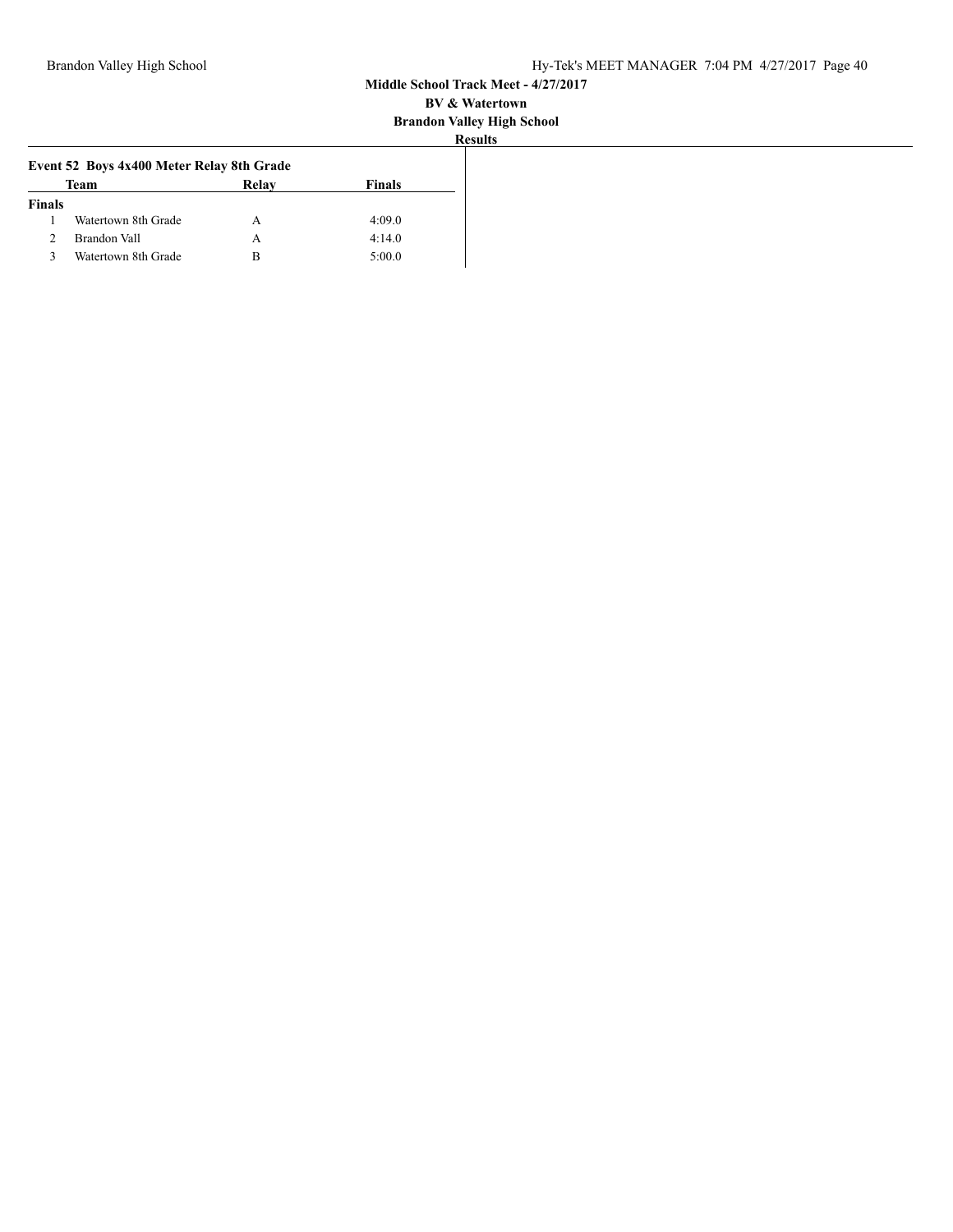**Middle School Track Meet - 4/27/2017**

**BV & Watertown**

**Brandon Valley High School**

**Results**

### Event 52 Boys 4x400 Meter Relay 8th Grade

| | Team | Relay | Finals |
|---|---|---|---|
| **Finals** | | | |
| 1 | Watertown 8th Grade | A | 4:09.0 |
| 2 | Brandon Vall | A | 4:14.0 |
| 3 | Watertown 8th Grade | B | 5:00.0 |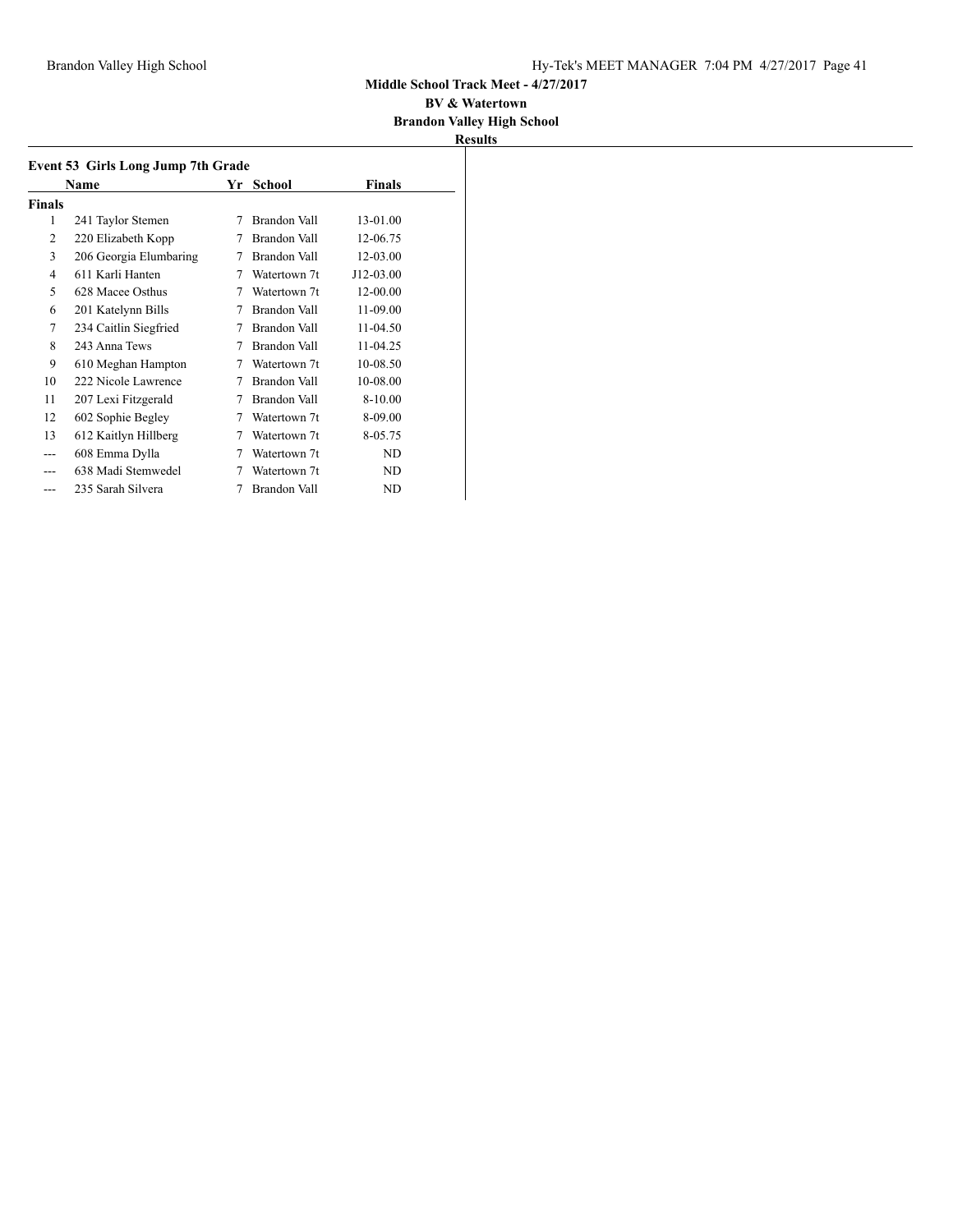**Middle School Track Meet - 4/27/2017**

**BV & Watertown**

**Brandon Valley High School**

**Results**

### Event 53 Girls Long Jump 7th Grade

| | Name | Yr | School | Finals |
|---|---|---|---|---|
| **Finals** | | | | |
| 1 | 241 Taylor Stemen | 7 | Brandon Vall | 13-01.00 |
| 2 | 220 Elizabeth Kopp | 7 | Brandon Vall | 12-06.75 |
| 3 | 206 Georgia Elumbaring | 7 | Brandon Vall | 12-03.00 |
| 4 | 611 Karli Hanten | 7 | Watertown 7t | J12-03.00 |
| 5 | 628 Macee Osthus | 7 | Watertown 7t | 12-00.00 |
| 6 | 201 Katelynn Bills | 7 | Brandon Vall | 11-09.00 |
| 7 | 234 Caitlin Siegfried | 7 | Brandon Vall | 11-04.50 |
| 8 | 243 Anna Tews | 7 | Brandon Vall | 11-04.25 |
| 9 | 610 Meghan Hampton | 7 | Watertown 7t | 10-08.50 |
| 10 | 222 Nicole Lawrence | 7 | Brandon Vall | 10-08.00 |
| 11 | 207 Lexi Fitzgerald | 7 | Brandon Vall | 8-10.00 |
| 12 | 602 Sophie Begley | 7 | Watertown 7t | 8-09.00 |
| 13 | 612 Kaitlyn Hillberg | 7 | Watertown 7t | 8-05.75 |
| --- | 608 Emma Dylla | 7 | Watertown 7t | ND |
| --- | 638 Madi Stemwedel | 7 | Watertown 7t | ND |
| --- | 235 Sarah Silvera | 7 | Brandon Vall | ND |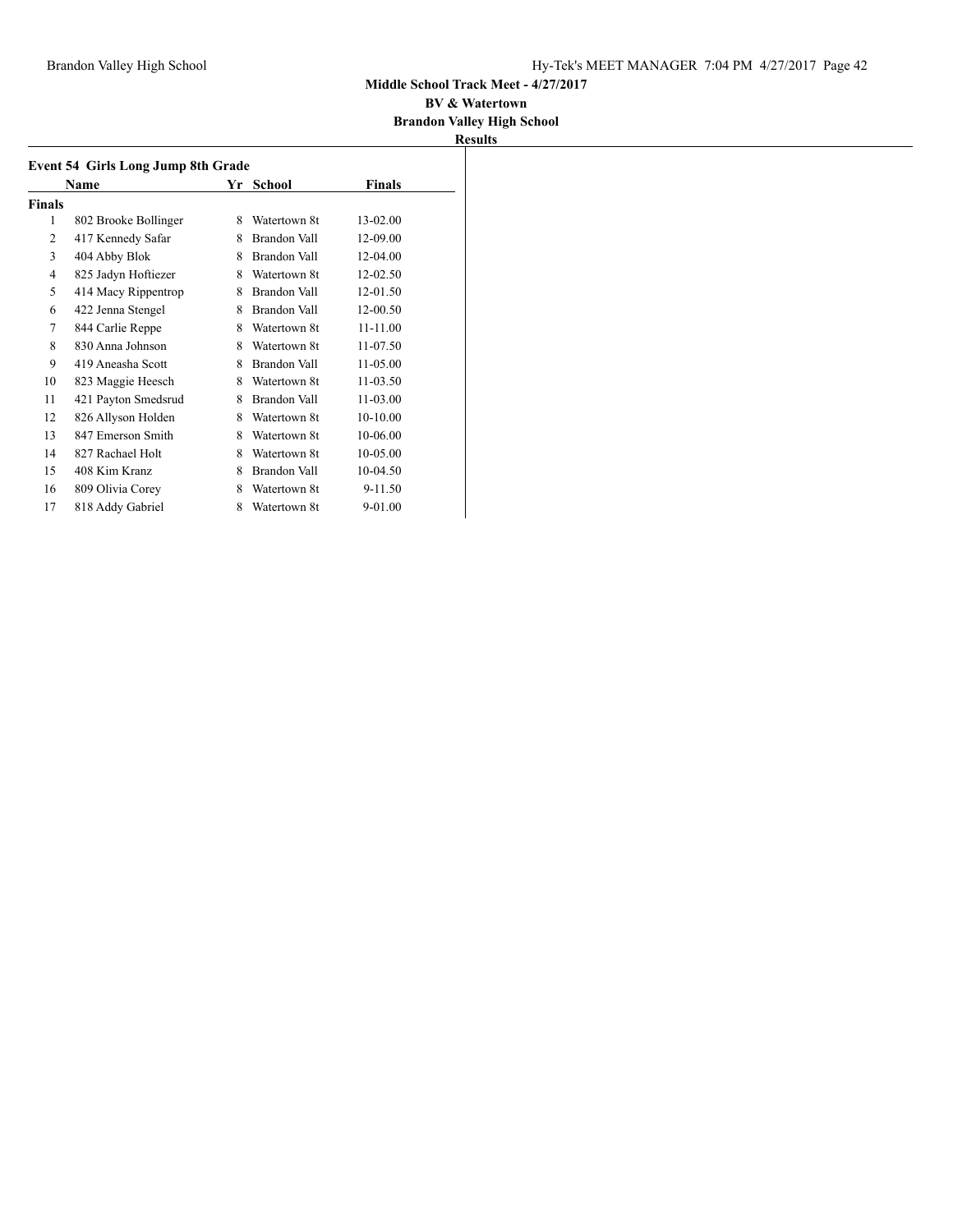**Middle School Track Meet - 4/27/2017**

**BV & Watertown**

**Brandon Valley High School**

**Results**

### Event 54 Girls Long Jump 8th Grade

| | Name | Yr | School | Finals |
|---|---|---|---|---|
| **Finals** | | | | |
| 1 | 802 Brooke Bollinger | 8 | Watertown 8t | 13-02.00 |
| 2 | 417 Kennedy Safar | 8 | Brandon Vall | 12-09.00 |
| 3 | 404 Abby Blok | 8 | Brandon Vall | 12-04.00 |
| 4 | 825 Jadyn Hoftiezer | 8 | Watertown 8t | 12-02.50 |
| 5 | 414 Macy Rippentrop | 8 | Brandon Vall | 12-01.50 |
| 6 | 422 Jenna Stengel | 8 | Brandon Vall | 12-00.50 |
| 7 | 844 Carlie Reppe | 8 | Watertown 8t | 11-11.00 |
| 8 | 830 Anna Johnson | 8 | Watertown 8t | 11-07.50 |
| 9 | 419 Aneasha Scott | 8 | Brandon Vall | 11-05.00 |
| 10 | 823 Maggie Heesch | 8 | Watertown 8t | 11-03.50 |
| 11 | 421 Payton Smedsrud | 8 | Brandon Vall | 11-03.00 |
| 12 | 826 Allyson Holden | 8 | Watertown 8t | 10-10.00 |
| 13 | 847 Emerson Smith | 8 | Watertown 8t | 10-06.00 |
| 14 | 827 Rachael Holt | 8 | Watertown 8t | 10-05.00 |
| 15 | 408 Kim Kranz | 8 | Brandon Vall | 10-04.50 |
| 16 | 809 Olivia Corey | 8 | Watertown 8t | 9-11.50 |
| 17 | 818 Addy Gabriel | 8 | Watertown 8t | 9-01.00 |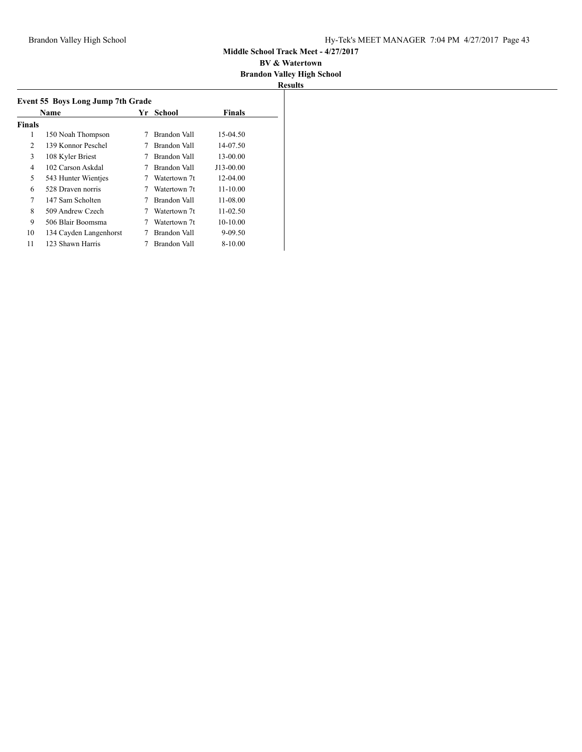**Middle School Track Meet - 4/27/2017**

**BV & Watertown**

**Brandon Valley High School**

**Results**

### Event 55 Boys Long Jump 7th Grade

| | Name | Yr | School | Finals |
|---|---|---|---|---|
| **Finals** | | | | |
| 1 | 150 Noah Thompson | 7 | Brandon Vall | 15-04.50 |
| 2 | 139 Konnor Peschel | 7 | Brandon Vall | 14-07.50 |
| 3 | 108 Kyler Briest | 7 | Brandon Vall | 13-00.00 |
| 4 | 102 Carson Askdal | 7 | Brandon Vall | J13-00.00 |
| 5 | 543 Hunter Wientjes | 7 | Watertown 7t | 12-04.00 |
| 6 | 528 Draven norris | 7 | Watertown 7t | 11-10.00 |
| 7 | 147 Sam Scholten | 7 | Brandon Vall | 11-08.00 |
| 8 | 509 Andrew Czech | 7 | Watertown 7t | 11-02.50 |
| 9 | 506 Blair Boomsma | 7 | Watertown 7t | 10-10.00 |
| 10 | 134 Cayden Langenhorst | 7 | Brandon Vall | 9-09.50 |
| 11 | 123 Shawn Harris | 7 | Brandon Vall | 8-10.00 |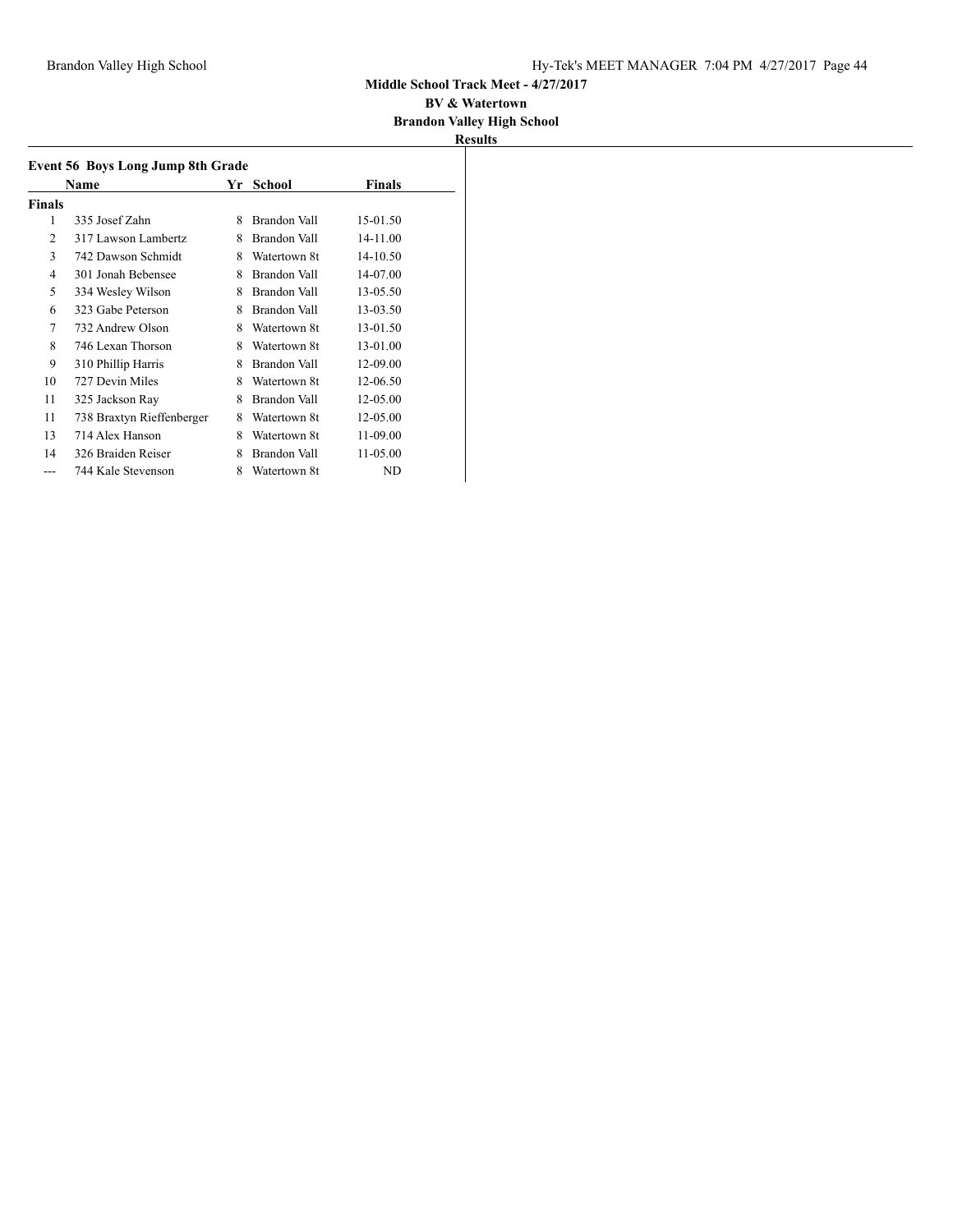**Middle School Track Meet - 4/27/2017**

**BV & Watertown**

**Brandon Valley High School**

**Results**

### Event 56 Boys Long Jump 8th Grade

| | Name | Yr | School | Finals |
|---|---|---|---|---|
| **Finals** | | | | |
| 1 | 335 Josef Zahn | 8 | Brandon Vall | 15-01.50 |
| 2 | 317 Lawson Lambertz | 8 | Brandon Vall | 14-11.00 |
| 3 | 742 Dawson Schmidt | 8 | Watertown 8t | 14-10.50 |
| 4 | 301 Jonah Bebensee | 8 | Brandon Vall | 14-07.00 |
| 5 | 334 Wesley Wilson | 8 | Brandon Vall | 13-05.50 |
| 6 | 323 Gabe Peterson | 8 | Brandon Vall | 13-03.50 |
| 7 | 732 Andrew Olson | 8 | Watertown 8t | 13-01.50 |
| 8 | 746 Lexan Thorson | 8 | Watertown 8t | 13-01.00 |
| 9 | 310 Phillip Harris | 8 | Brandon Vall | 12-09.00 |
| 10 | 727 Devin Miles | 8 | Watertown 8t | 12-06.50 |
| 11 | 325 Jackson Ray | 8 | Brandon Vall | 12-05.00 |
| 11 | 738 Braxtyn Rieffenberger | 8 | Watertown 8t | 12-05.00 |
| 13 | 714 Alex Hanson | 8 | Watertown 8t | 11-09.00 |
| 14 | 326 Braiden Reiser | 8 | Brandon Vall | 11-05.00 |
| --- | 744 Kale Stevenson | 8 | Watertown 8t | ND |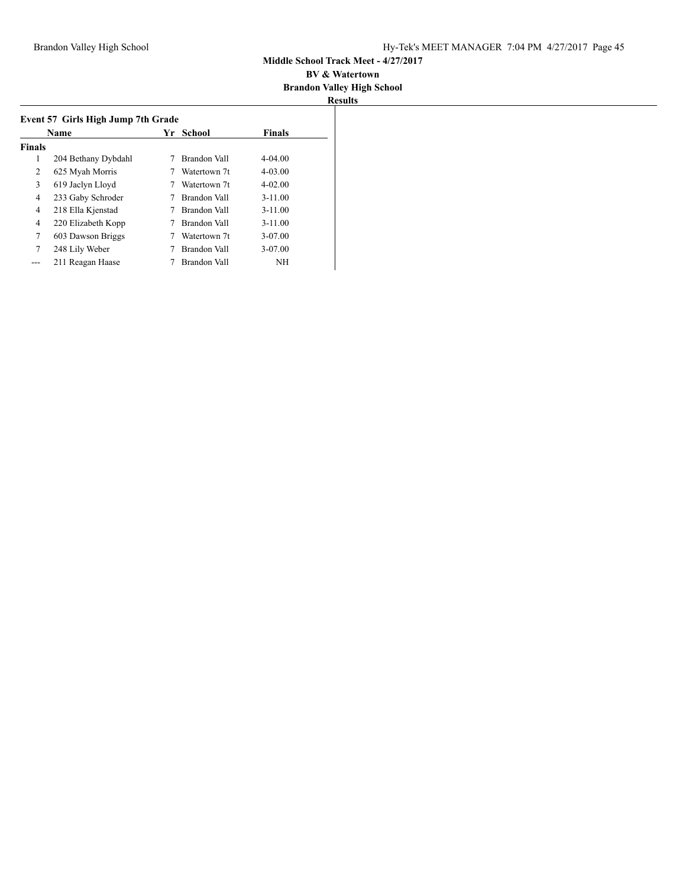**Middle School Track Meet - 4/27/2017**

**BV & Watertown**

**Brandon Valley High School**

**Results**

### Event 57 Girls High Jump 7th Grade

| | Name | Yr | School | Finals |
|---|---|---|---|---|
| **Finals** | | | | |
| 1 | 204 Bethany Dybdahl | 7 | Brandon Vall | 4-04.00 |
| 2 | 625 Myah Morris | 7 | Watertown 7t | 4-03.00 |
| 3 | 619 Jaclyn Lloyd | 7 | Watertown 7t | 4-02.00 |
| 4 | 233 Gaby Schroder | 7 | Brandon Vall | 3-11.00 |
| 4 | 218 Ella Kjenstad | 7 | Brandon Vall | 3-11.00 |
| 4 | 220 Elizabeth Kopp | 7 | Brandon Vall | 3-11.00 |
| 7 | 603 Dawson Briggs | 7 | Watertown 7t | 3-07.00 |
| 7 | 248 Lily Weber | 7 | Brandon Vall | 3-07.00 |
| --- | 211 Reagan Haase | 7 | Brandon Vall | NH |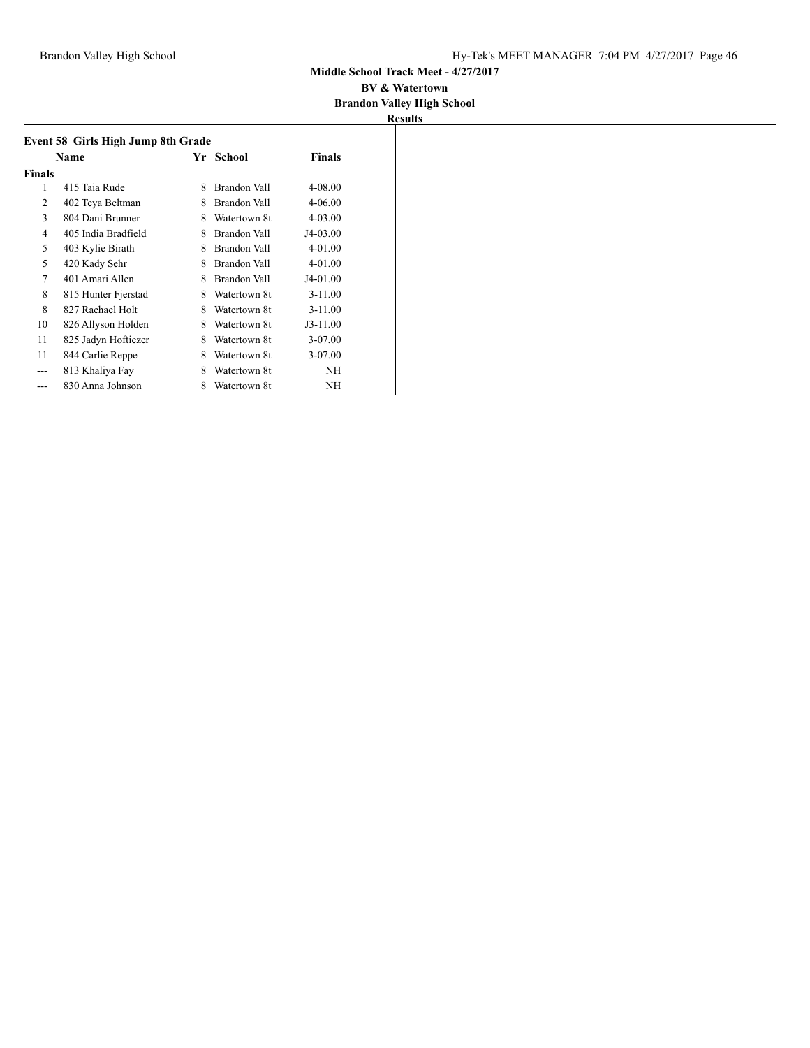**Middle School Track Meet - 4/27/2017**

**BV & Watertown**

**Brandon Valley High School**

**Results**

### Event 58 Girls High Jump 8th Grade

| | Name | Yr | School | Finals |
|---|---|---|---|---|
| **Finals** | | | | |
| 1 | 415 Taia Rude | 8 | Brandon Vall | 4-08.00 |
| 2 | 402 Teya Beltman | 8 | Brandon Vall | 4-06.00 |
| 3 | 804 Dani Brunner | 8 | Watertown 8t | 4-03.00 |
| 4 | 405 India Bradfield | 8 | Brandon Vall | J4-03.00 |
| 5 | 403 Kylie Birath | 8 | Brandon Vall | 4-01.00 |
| 5 | 420 Kady Sehr | 8 | Brandon Vall | 4-01.00 |
| 7 | 401 Amari Allen | 8 | Brandon Vall | J4-01.00 |
| 8 | 815 Hunter Fjerstad | 8 | Watertown 8t | 3-11.00 |
| 8 | 827 Rachael Holt | 8 | Watertown 8t | 3-11.00 |
| 10 | 826 Allyson Holden | 8 | Watertown 8t | J3-11.00 |
| 11 | 825 Jadyn Hoftiezer | 8 | Watertown 8t | 3-07.00 |
| 11 | 844 Carlie Reppe | 8 | Watertown 8t | 3-07.00 |
| --- | 813 Khaliya Fay | 8 | Watertown 8t | NH |
| --- | 830 Anna Johnson | 8 | Watertown 8t | NH |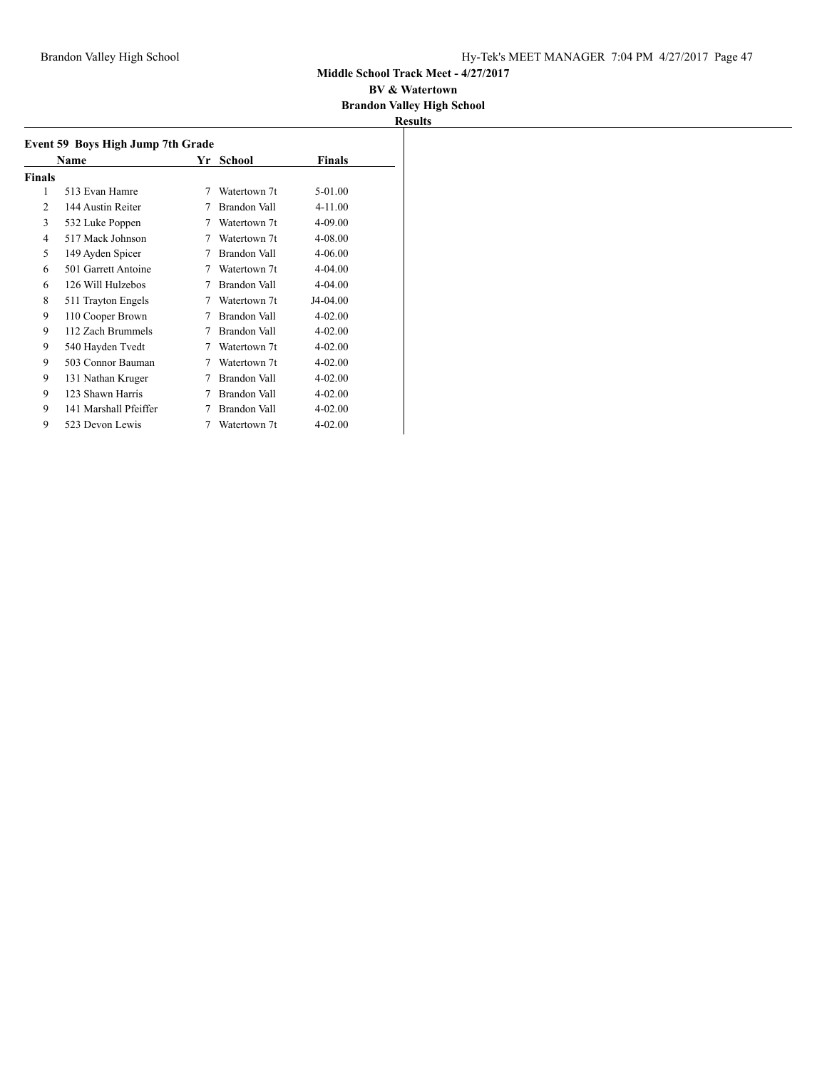**Middle School Track Meet - 4/27/2017**

**BV & Watertown**

**Brandon Valley High School**

**Results**

### Event 59 Boys High Jump 7th Grade

| | Name | Yr | School | Finals |
|---|---|---|---|---|
| **Finals** | | | | |
| 1 | 513 Evan Hamre | 7 | Watertown 7t | 5-01.00 |
| 2 | 144 Austin Reiter | 7 | Brandon Vall | 4-11.00 |
| 3 | 532 Luke Poppen | 7 | Watertown 7t | 4-09.00 |
| 4 | 517 Mack Johnson | 7 | Watertown 7t | 4-08.00 |
| 5 | 149 Ayden Spicer | 7 | Brandon Vall | 4-06.00 |
| 6 | 501 Garrett Antoine | 7 | Watertown 7t | 4-04.00 |
| 6 | 126 Will Hulzebos | 7 | Brandon Vall | 4-04.00 |
| 8 | 511 Trayton Engels | 7 | Watertown 7t | J4-04.00 |
| 9 | 110 Cooper Brown | 7 | Brandon Vall | 4-02.00 |
| 9 | 112 Zach Brummels | 7 | Brandon Vall | 4-02.00 |
| 9 | 540 Hayden Tvedt | 7 | Watertown 7t | 4-02.00 |
| 9 | 503 Connor Bauman | 7 | Watertown 7t | 4-02.00 |
| 9 | 131 Nathan Kruger | 7 | Brandon Vall | 4-02.00 |
| 9 | 123 Shawn Harris | 7 | Brandon Vall | 4-02.00 |
| 9 | 141 Marshall Pfeiffer | 7 | Brandon Vall | 4-02.00 |
| 9 | 523 Devon Lewis | 7 | Watertown 7t | 4-02.00 |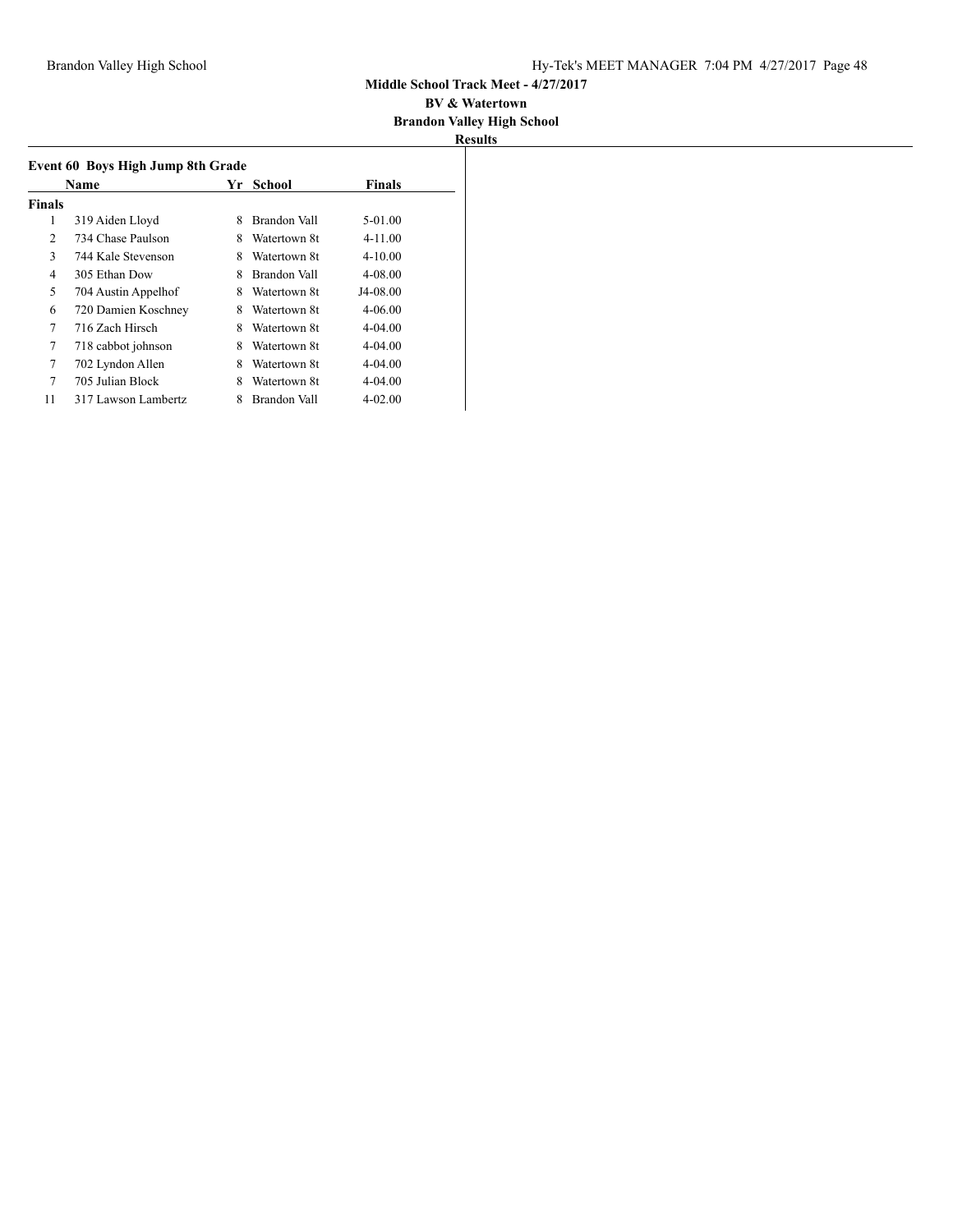**Middle School Track Meet - 4/27/2017**

**BV & Watertown**

**Brandon Valley High School**

**Results**

### Event 60 Boys High Jump 8th Grade

| | Name | Yr | School | Finals |
|---|---|---|---|---|
| **Finals** | | | | |
| 1 | 319 Aiden Lloyd | 8 | Brandon Vall | 5-01.00 |
| 2 | 734 Chase Paulson | 8 | Watertown 8t | 4-11.00 |
| 3 | 744 Kale Stevenson | 8 | Watertown 8t | 4-10.00 |
| 4 | 305 Ethan Dow | 8 | Brandon Vall | 4-08.00 |
| 5 | 704 Austin Appelhof | 8 | Watertown 8t | J4-08.00 |
| 6 | 720 Damien Koschney | 8 | Watertown 8t | 4-06.00 |
| 7 | 716 Zach Hirsch | 8 | Watertown 8t | 4-04.00 |
| 7 | 718 cabbot johnson | 8 | Watertown 8t | 4-04.00 |
| 7 | 702 Lyndon Allen | 8 | Watertown 8t | 4-04.00 |
| 7 | 705 Julian Block | 8 | Watertown 8t | 4-04.00 |
| 11 | 317 Lawson Lambertz | 8 | Brandon Vall | 4-02.00 |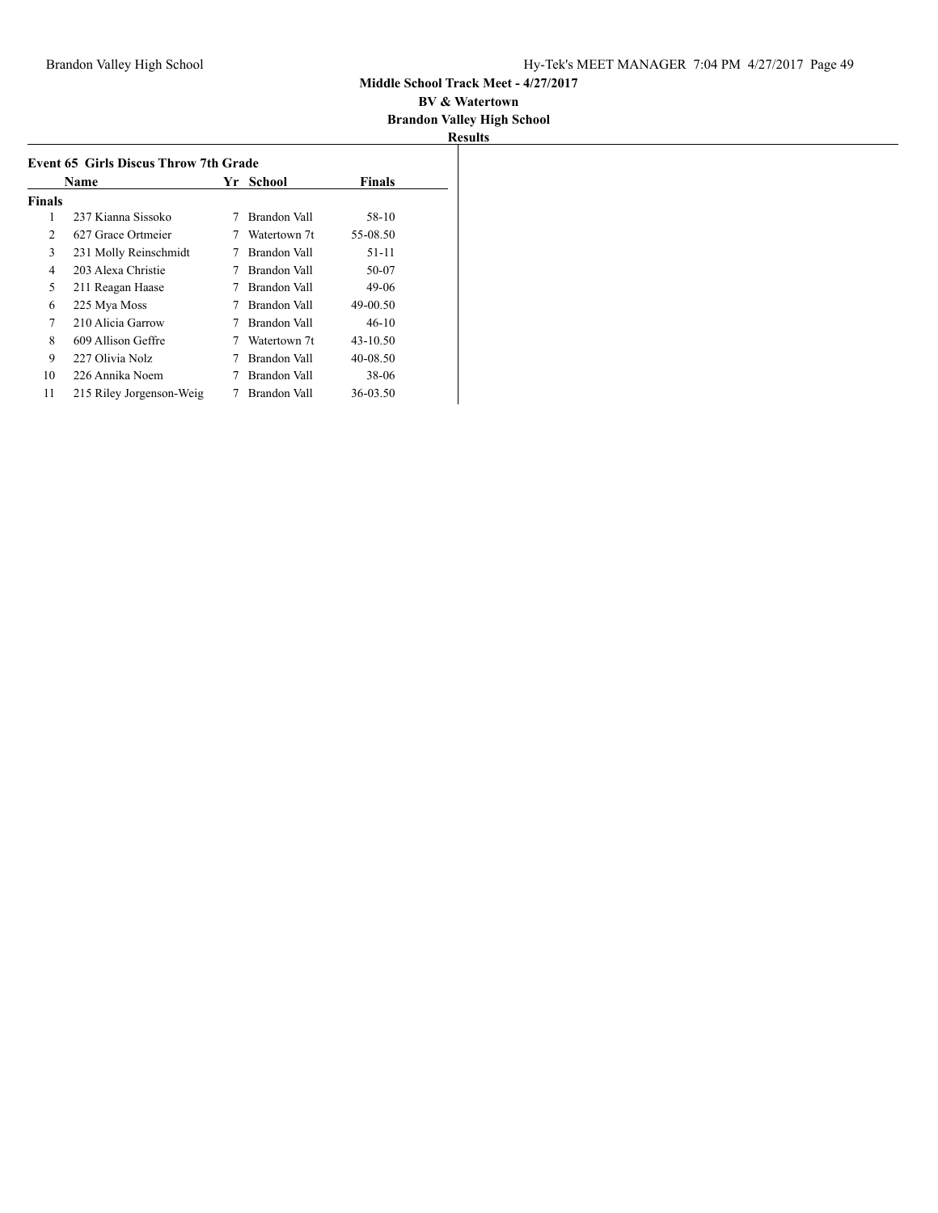**Middle School Track Meet - 4/27/2017**

**BV & Watertown**

**Brandon Valley High School**

**Results**

### Event 65 Girls Discus Throw 7th Grade

| | Name | Yr | School | Finals |
|---|---|---|---|---|
| **Finals** | | | | |
| 1 | 237 Kianna Sissoko | 7 | Brandon Vall | 58-10 |
| 2 | 627 Grace Ortmeier | 7 | Watertown 7t | 55-08.50 |
| 3 | 231 Molly Reinschmidt | 7 | Brandon Vall | 51-11 |
| 4 | 203 Alexa Christie | 7 | Brandon Vall | 50-07 |
| 5 | 211 Reagan Haase | 7 | Brandon Vall | 49-06 |
| 6 | 225 Mya Moss | 7 | Brandon Vall | 49-00.50 |
| 7 | 210 Alicia Garrow | 7 | Brandon Vall | 46-10 |
| 8 | 609 Allison Geffre | 7 | Watertown 7t | 43-10.50 |
| 9 | 227 Olivia Nolz | 7 | Brandon Vall | 40-08.50 |
| 10 | 226 Annika Noem | 7 | Brandon Vall | 38-06 |
| 11 | 215 Riley Jorgenson-Weig | 7 | Brandon Vall | 36-03.50 |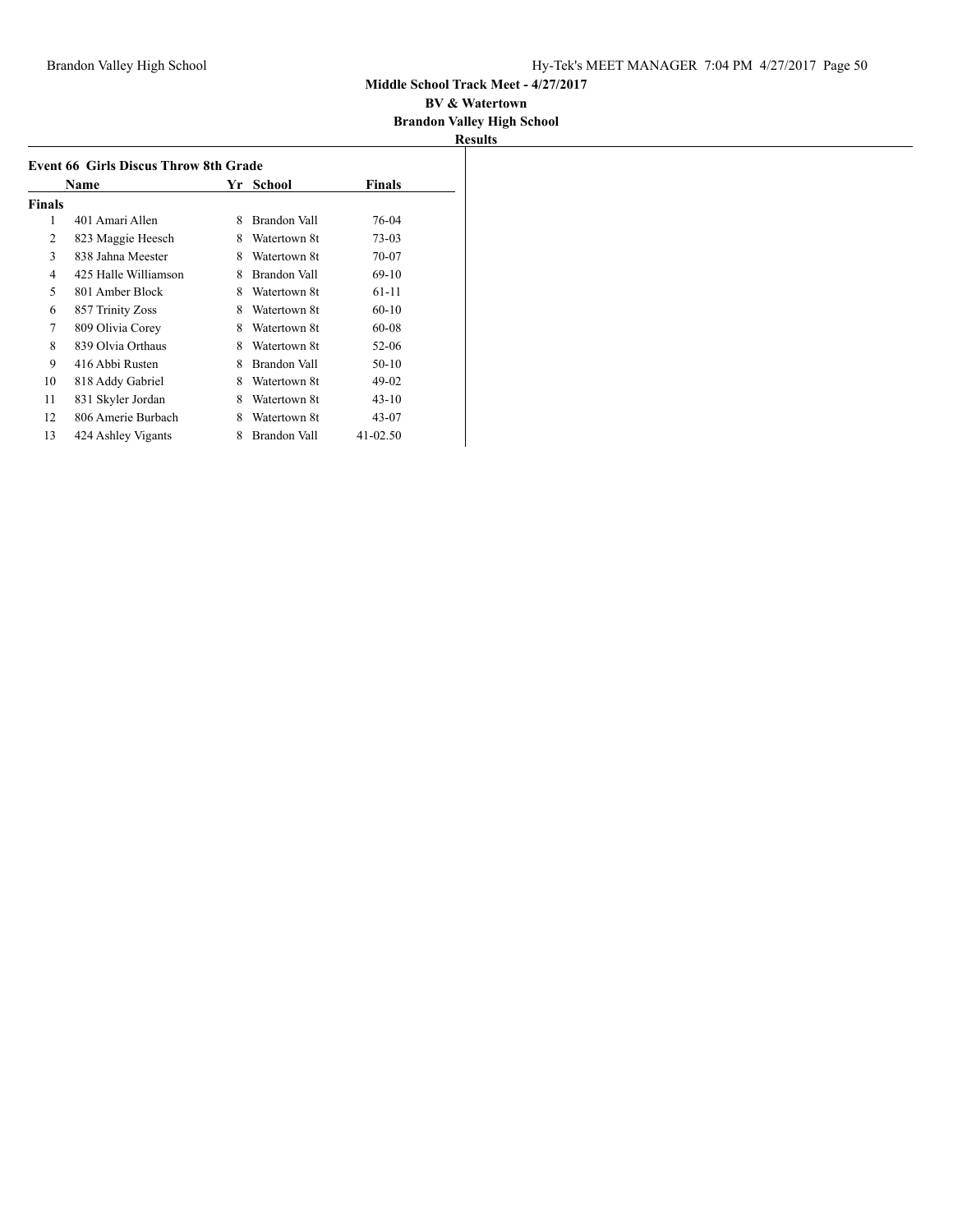**Middle School Track Meet - 4/27/2017**

**BV & Watertown**

**Brandon Valley High School**

**Results**

### Event 66 Girls Discus Throw 8th Grade

| | Name | Yr | School | Finals |
|---|---|---|---|---|
| **Finals** | | | | |
| 1 | 401 Amari Allen | 8 | Brandon Vall | 76-04 |
| 2 | 823 Maggie Heesch | 8 | Watertown 8t | 73-03 |
| 3 | 838 Jahna Meester | 8 | Watertown 8t | 70-07 |
| 4 | 425 Halle Williamson | 8 | Brandon Vall | 69-10 |
| 5 | 801 Amber Block | 8 | Watertown 8t | 61-11 |
| 6 | 857 Trinity Zoss | 8 | Watertown 8t | 60-10 |
| 7 | 809 Olivia Corey | 8 | Watertown 8t | 60-08 |
| 8 | 839 Olvia Orthaus | 8 | Watertown 8t | 52-06 |
| 9 | 416 Abbi Rusten | 8 | Brandon Vall | 50-10 |
| 10 | 818 Addy Gabriel | 8 | Watertown 8t | 49-02 |
| 11 | 831 Skyler Jordan | 8 | Watertown 8t | 43-10 |
| 12 | 806 Amerie Burbach | 8 | Watertown 8t | 43-07 |
| 13 | 424 Ashley Vigants | 8 | Brandon Vall | 41-02.50 |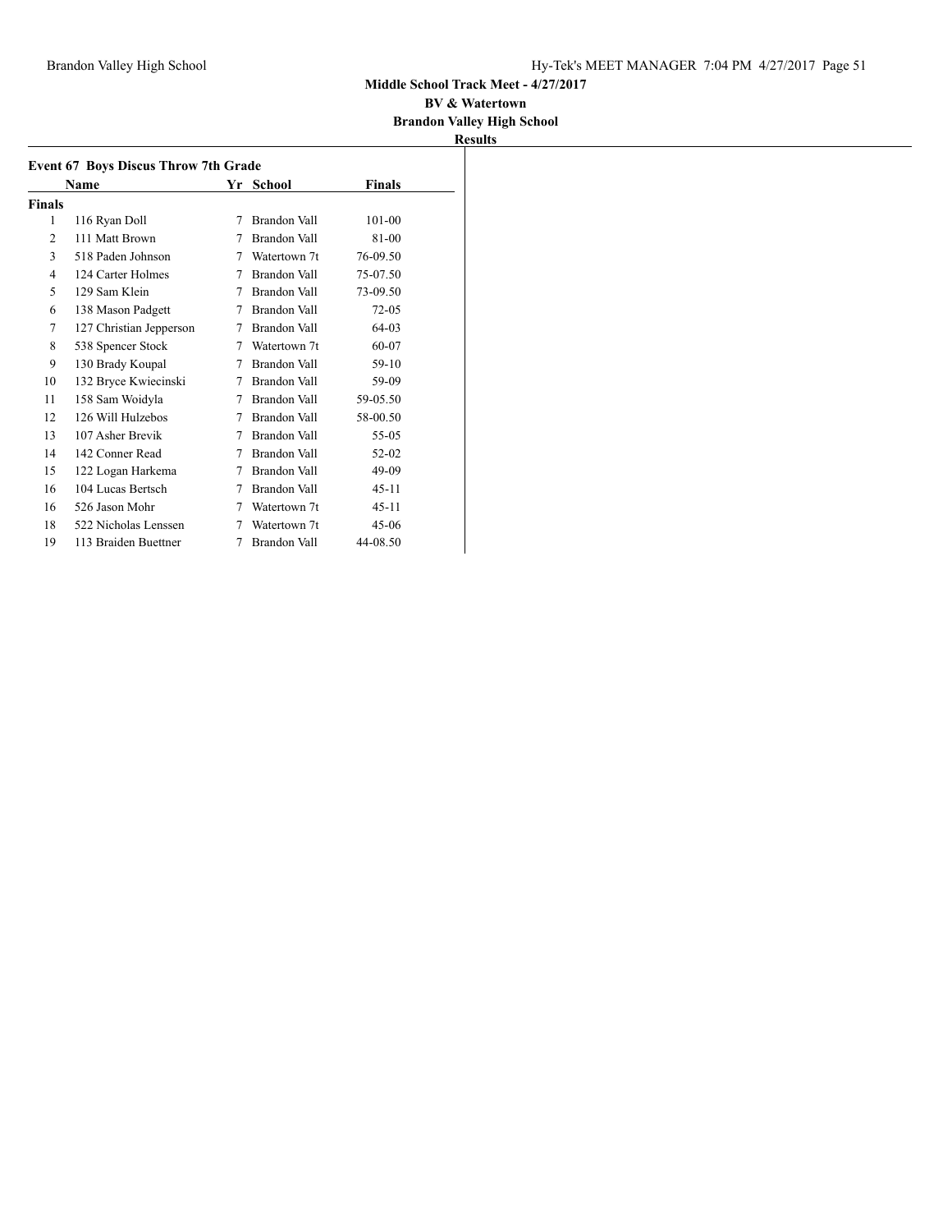**Middle School Track Meet - 4/27/2017**

**BV & Watertown**

**Brandon Valley High School**

**Results**

### Event 67 Boys Discus Throw 7th Grade

| | Name | Yr | School | Finals |
|---|---|---|---|---|
| **Finals** | | | | |
| 1 | 116 Ryan Doll | 7 | Brandon Vall | 101-00 |
| 2 | 111 Matt Brown | 7 | Brandon Vall | 81-00 |
| 3 | 518 Paden Johnson | 7 | Watertown 7t | 76-09.50 |
| 4 | 124 Carter Holmes | 7 | Brandon Vall | 75-07.50 |
| 5 | 129 Sam Klein | 7 | Brandon Vall | 73-09.50 |
| 6 | 138 Mason Padgett | 7 | Brandon Vall | 72-05 |
| 7 | 127 Christian Jepperson | 7 | Brandon Vall | 64-03 |
| 8 | 538 Spencer Stock | 7 | Watertown 7t | 60-07 |
| 9 | 130 Brady Koupal | 7 | Brandon Vall | 59-10 |
| 10 | 132 Bryce Kwiecinski | 7 | Brandon Vall | 59-09 |
| 11 | 158 Sam Woidyla | 7 | Brandon Vall | 59-05.50 |
| 12 | 126 Will Hulzebos | 7 | Brandon Vall | 58-00.50 |
| 13 | 107 Asher Brevik | 7 | Brandon Vall | 55-05 |
| 14 | 142 Conner Read | 7 | Brandon Vall | 52-02 |
| 15 | 122 Logan Harkema | 7 | Brandon Vall | 49-09 |
| 16 | 104 Lucas Bertsch | 7 | Brandon Vall | 45-11 |
| 16 | 526 Jason Mohr | 7 | Watertown 7t | 45-11 |
| 18 | 522 Nicholas Lenssen | 7 | Watertown 7t | 45-06 |
| 19 | 113 Braiden Buettner | 7 | Brandon Vall | 44-08.50 |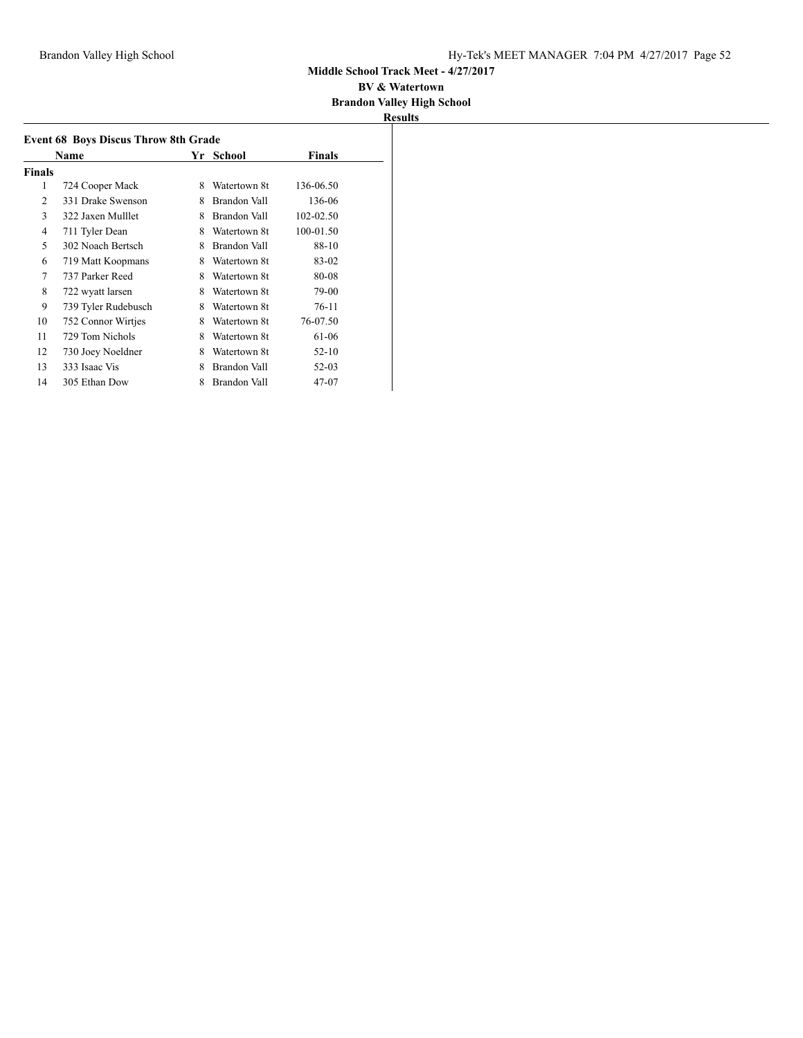**Middle School Track Meet - 4/27/2017**

**BV & Watertown**

**Brandon Valley High School**

**Results**

### Event 68 Boys Discus Throw 8th Grade

| | Name | Yr | School | Finals |
|---|---|---|---|---|
| **Finals** | | | | |
| 1 | 724 Cooper Mack | 8 | Watertown 8t | 136-06.50 |
| 2 | 331 Drake Swenson | 8 | Brandon Vall | 136-06 |
| 3 | 322 Jaxen Mulllet | 8 | Brandon Vall | 102-02.50 |
| 4 | 711 Tyler Dean | 8 | Watertown 8t | 100-01.50 |
| 5 | 302 Noach Bertsch | 8 | Brandon Vall | 88-10 |
| 6 | 719 Matt Koopmans | 8 | Watertown 8t | 83-02 |
| 7 | 737 Parker Reed | 8 | Watertown 8t | 80-08 |
| 8 | 722 wyatt larsen | 8 | Watertown 8t | 79-00 |
| 9 | 739 Tyler Rudebusch | 8 | Watertown 8t | 76-11 |
| 10 | 752 Connor Wirtjes | 8 | Watertown 8t | 76-07.50 |
| 11 | 729 Tom Nichols | 8 | Watertown 8t | 61-06 |
| 12 | 730 Joey Noeldner | 8 | Watertown 8t | 52-10 |
| 13 | 333 Isaac Vis | 8 | Brandon Vall | 52-03 |
| 14 | 305 Ethan Dow | 8 | Brandon Vall | 47-07 |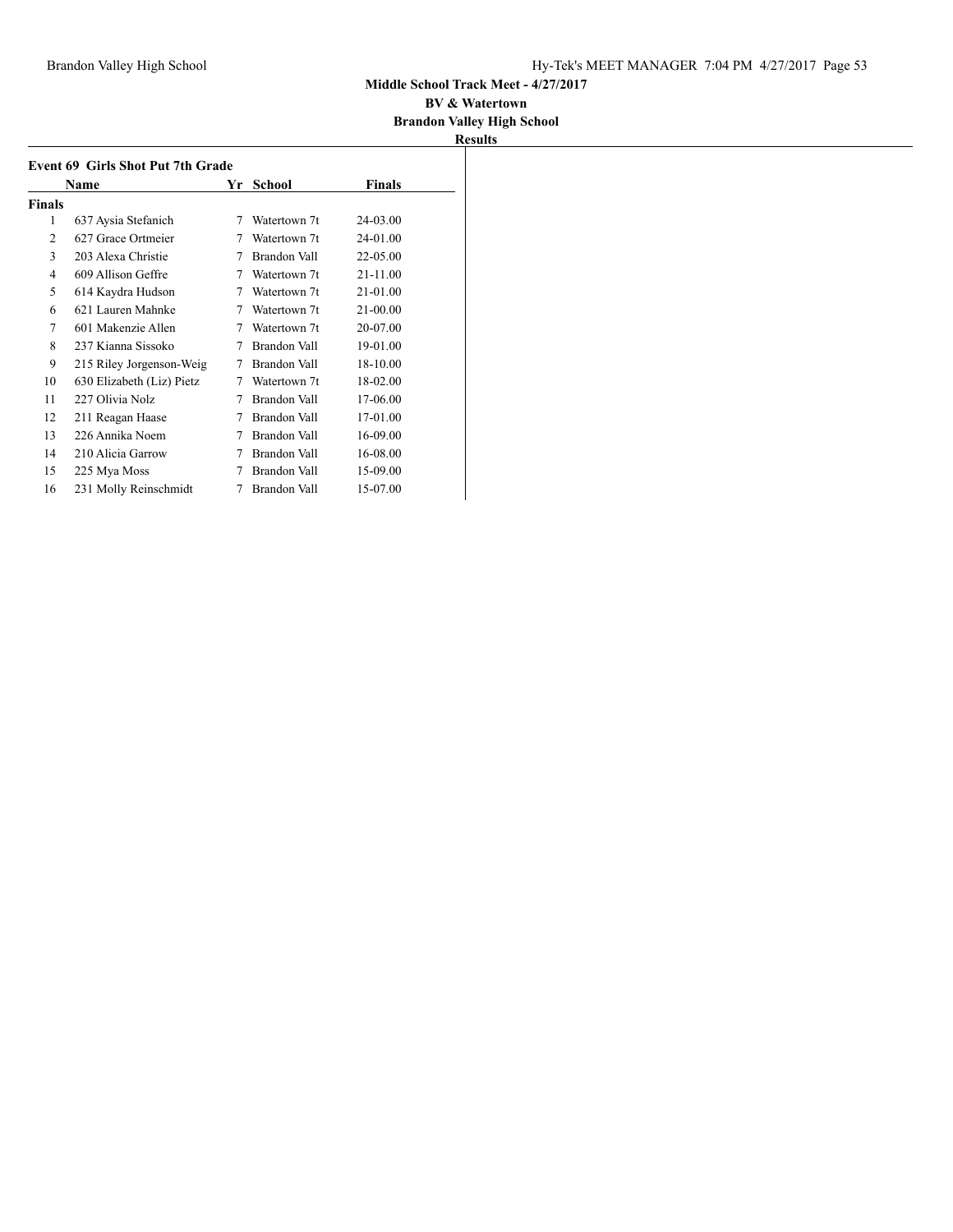**Middle School Track Meet - 4/27/2017**

**BV & Watertown**

**Brandon Valley High School**

**Results**

### Event 69 Girls Shot Put 7th Grade

| | Name | Yr | School | Finals |
|---|---|---|---|---|
| **Finals** | | | | |
| 1 | 637 Aysia Stefanich | 7 | Watertown 7t | 24-03.00 |
| 2 | 627 Grace Ortmeier | 7 | Watertown 7t | 24-01.00 |
| 3 | 203 Alexa Christie | 7 | Brandon Vall | 22-05.00 |
| 4 | 609 Allison Geffre | 7 | Watertown 7t | 21-11.00 |
| 5 | 614 Kaydra Hudson | 7 | Watertown 7t | 21-01.00 |
| 6 | 621 Lauren Mahnke | 7 | Watertown 7t | 21-00.00 |
| 7 | 601 Makenzie Allen | 7 | Watertown 7t | 20-07.00 |
| 8 | 237 Kianna Sissoko | 7 | Brandon Vall | 19-01.00 |
| 9 | 215 Riley Jorgenson-Weig | 7 | Brandon Vall | 18-10.00 |
| 10 | 630 Elizabeth (Liz) Pietz | 7 | Watertown 7t | 18-02.00 |
| 11 | 227 Olivia Nolz | 7 | Brandon Vall | 17-06.00 |
| 12 | 211 Reagan Haase | 7 | Brandon Vall | 17-01.00 |
| 13 | 226 Annika Noem | 7 | Brandon Vall | 16-09.00 |
| 14 | 210 Alicia Garrow | 7 | Brandon Vall | 16-08.00 |
| 15 | 225 Mya Moss | 7 | Brandon Vall | 15-09.00 |
| 16 | 231 Molly Reinschmidt | 7 | Brandon Vall | 15-07.00 |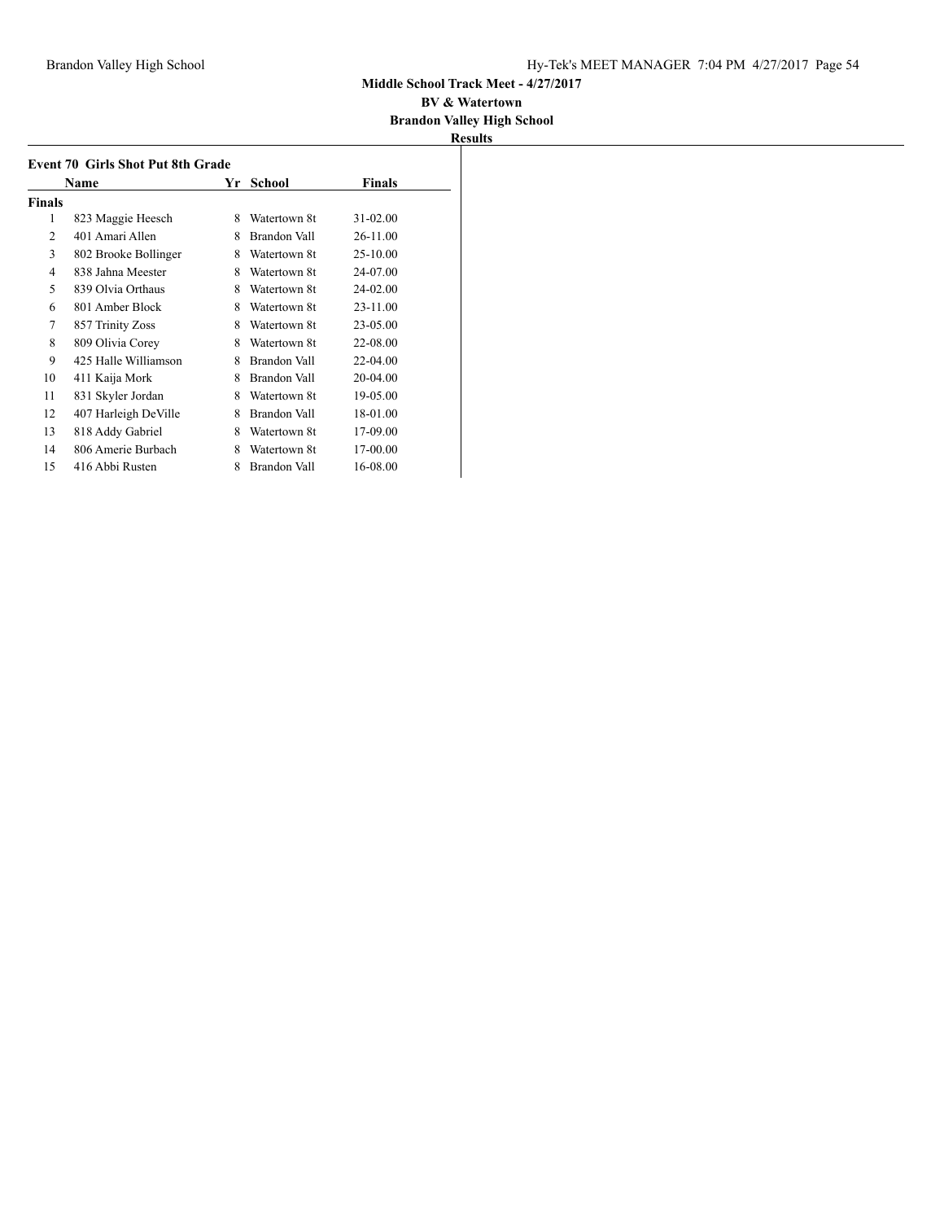**Middle School Track Meet - 4/27/2017**

**BV & Watertown**

**Brandon Valley High School**

**Results**

### Event 70 Girls Shot Put 8th Grade

| | Name | Yr | School | Finals |
|---|---|---|---|---|
| **Finals** | | | | |
| 1 | 823 Maggie Heesch | 8 | Watertown 8t | 31-02.00 |
| 2 | 401 Amari Allen | 8 | Brandon Vall | 26-11.00 |
| 3 | 802 Brooke Bollinger | 8 | Watertown 8t | 25-10.00 |
| 4 | 838 Jahna Meester | 8 | Watertown 8t | 24-07.00 |
| 5 | 839 Olvia Orthaus | 8 | Watertown 8t | 24-02.00 |
| 6 | 801 Amber Block | 8 | Watertown 8t | 23-11.00 |
| 7 | 857 Trinity Zoss | 8 | Watertown 8t | 23-05.00 |
| 8 | 809 Olivia Corey | 8 | Watertown 8t | 22-08.00 |
| 9 | 425 Halle Williamson | 8 | Brandon Vall | 22-04.00 |
| 10 | 411 Kaija Mork | 8 | Brandon Vall | 20-04.00 |
| 11 | 831 Skyler Jordan | 8 | Watertown 8t | 19-05.00 |
| 12 | 407 Harleigh DeVille | 8 | Brandon Vall | 18-01.00 |
| 13 | 818 Addy Gabriel | 8 | Watertown 8t | 17-09.00 |
| 14 | 806 Amerie Burbach | 8 | Watertown 8t | 17-00.00 |
| 15 | 416 Abbi Rusten | 8 | Brandon Vall | 16-08.00 |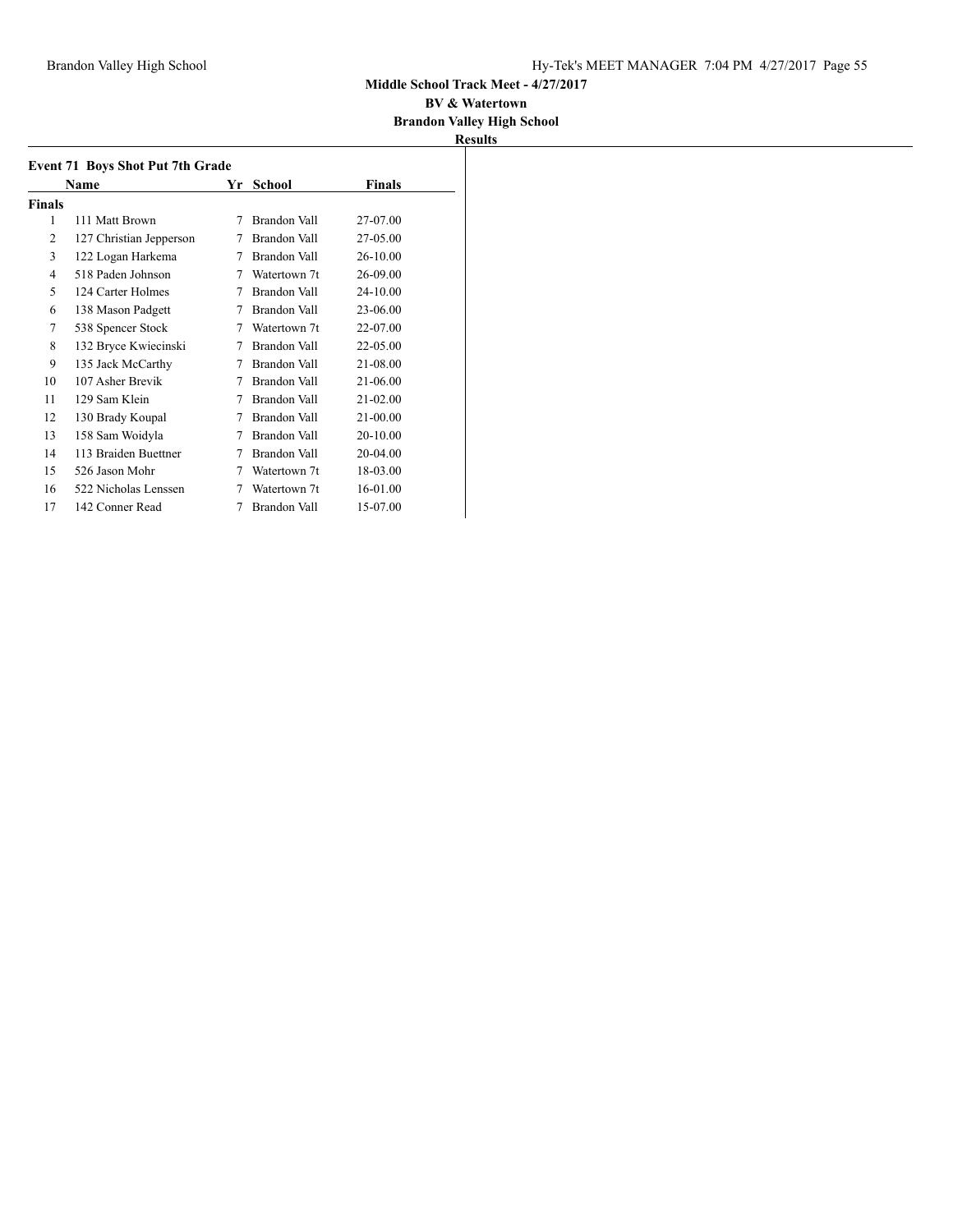**Middle School Track Meet - 4/27/2017**

**BV & Watertown**

**Brandon Valley High School**

**Results**

### Event 71 Boys Shot Put 7th Grade

| | Name | Yr | School | Finals |
|---|---|---|---|---|
| **Finals** | | | | |
| 1 | 111 Matt Brown | 7 | Brandon Vall | 27-07.00 |
| 2 | 127 Christian Jepperson | 7 | Brandon Vall | 27-05.00 |
| 3 | 122 Logan Harkema | 7 | Brandon Vall | 26-10.00 |
| 4 | 518 Paden Johnson | 7 | Watertown 7t | 26-09.00 |
| 5 | 124 Carter Holmes | 7 | Brandon Vall | 24-10.00 |
| 6 | 138 Mason Padgett | 7 | Brandon Vall | 23-06.00 |
| 7 | 538 Spencer Stock | 7 | Watertown 7t | 22-07.00 |
| 8 | 132 Bryce Kwiecinski | 7 | Brandon Vall | 22-05.00 |
| 9 | 135 Jack McCarthy | 7 | Brandon Vall | 21-08.00 |
| 10 | 107 Asher Brevik | 7 | Brandon Vall | 21-06.00 |
| 11 | 129 Sam Klein | 7 | Brandon Vall | 21-02.00 |
| 12 | 130 Brady Koupal | 7 | Brandon Vall | 21-00.00 |
| 13 | 158 Sam Woidyla | 7 | Brandon Vall | 20-10.00 |
| 14 | 113 Braiden Buettner | 7 | Brandon Vall | 20-04.00 |
| 15 | 526 Jason Mohr | 7 | Watertown 7t | 18-03.00 |
| 16 | 522 Nicholas Lenssen | 7 | Watertown 7t | 16-01.00 |
| 17 | 142 Conner Read | 7 | Brandon Vall | 15-07.00 |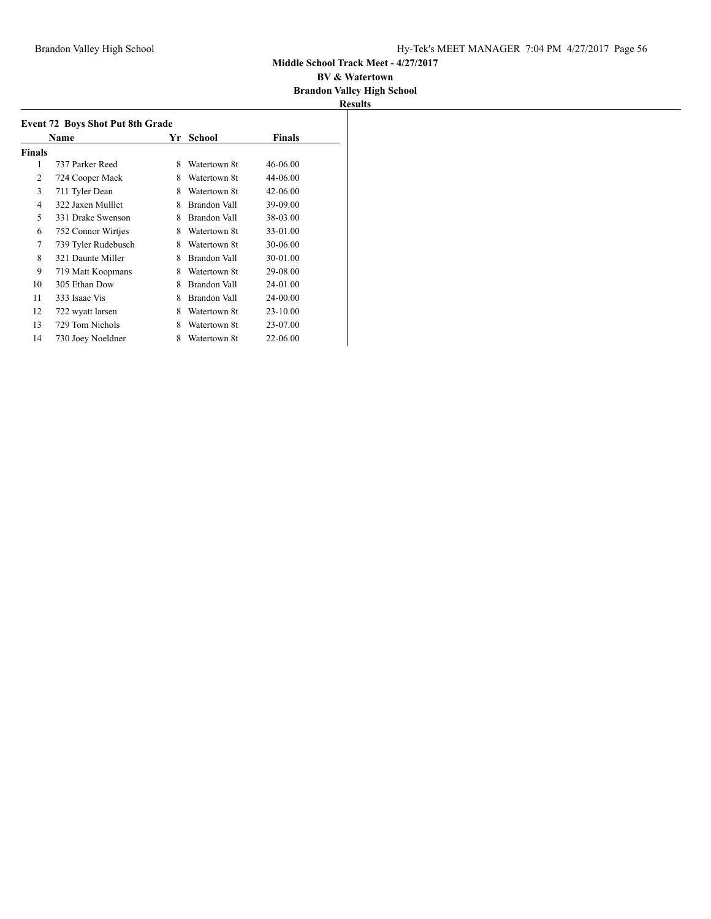**Middle School Track Meet - 4/27/2017**

**BV & Watertown**

**Brandon Valley High School**

**Results**

### Event 72 Boys Shot Put 8th Grade

| | Name | Yr | School | Finals |
|---|---|---|---|---|
| **Finals** | | | | |
| 1 | 737 Parker Reed | 8 | Watertown 8t | 46-06.00 |
| 2 | 724 Cooper Mack | 8 | Watertown 8t | 44-06.00 |
| 3 | 711 Tyler Dean | 8 | Watertown 8t | 42-06.00 |
| 4 | 322 Jaxen Mulllet | 8 | Brandon Vall | 39-09.00 |
| 5 | 331 Drake Swenson | 8 | Brandon Vall | 38-03.00 |
| 6 | 752 Connor Wirtjes | 8 | Watertown 8t | 33-01.00 |
| 7 | 739 Tyler Rudebusch | 8 | Watertown 8t | 30-06.00 |
| 8 | 321 Daunte Miller | 8 | Brandon Vall | 30-01.00 |
| 9 | 719 Matt Koopmans | 8 | Watertown 8t | 29-08.00 |
| 10 | 305 Ethan Dow | 8 | Brandon Vall | 24-01.00 |
| 11 | 333 Isaac Vis | 8 | Brandon Vall | 24-00.00 |
| 12 | 722 wyatt larsen | 8 | Watertown 8t | 23-10.00 |
| 13 | 729 Tom Nichols | 8 | Watertown 8t | 23-07.00 |
| 14 | 730 Joey Noeldner | 8 | Watertown 8t | 22-06.00 |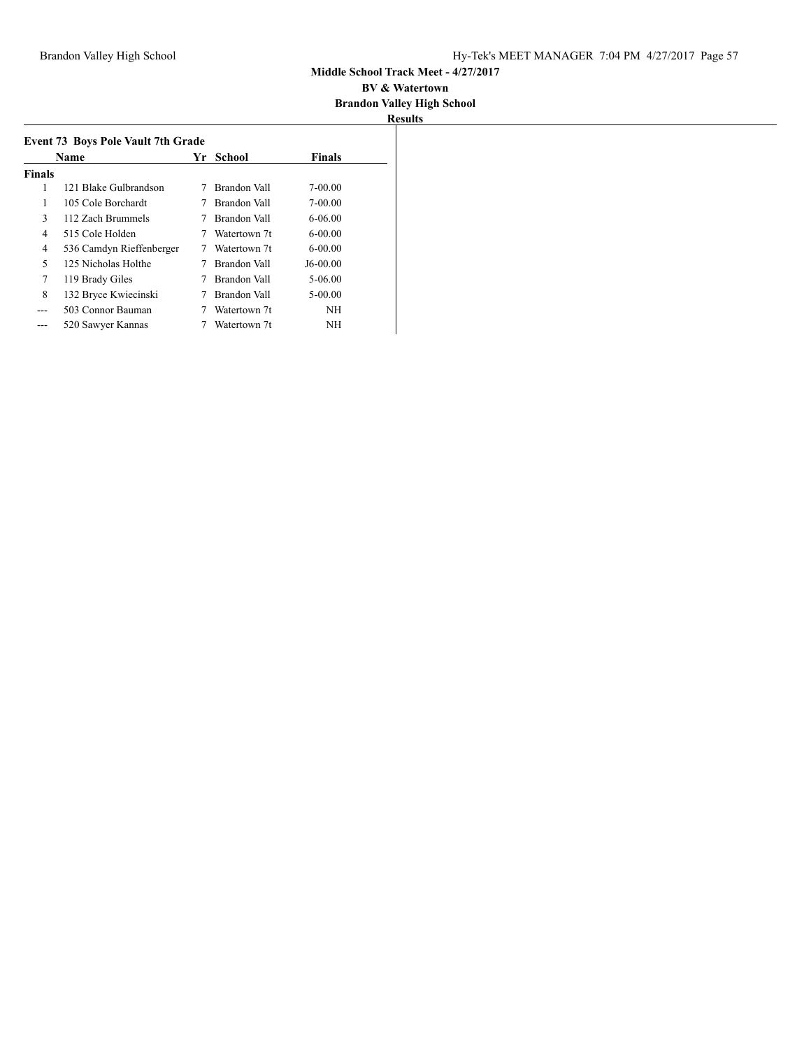**Middle School Track Meet - 4/27/2017**

**BV & Watertown**

**Brandon Valley High School**

**Results**

### Event 73 Boys Pole Vault 7th Grade

| | Name | Yr | School | Finals |
|---|---|---|---|---|
| **Finals** | | | | |
| 1 | 121 Blake Gulbrandson | 7 | Brandon Vall | 7-00.00 |
| 1 | 105 Cole Borchardt | 7 | Brandon Vall | 7-00.00 |
| 3 | 112 Zach Brummels | 7 | Brandon Vall | 6-06.00 |
| 4 | 515 Cole Holden | 7 | Watertown 7t | 6-00.00 |
| 4 | 536 Camdyn Rieffenberger | 7 | Watertown 7t | 6-00.00 |
| 5 | 125 Nicholas Holthe | 7 | Brandon Vall | J6-00.00 |
| 7 | 119 Brady Giles | 7 | Brandon Vall | 5-06.00 |
| 8 | 132 Bryce Kwiecinski | 7 | Brandon Vall | 5-00.00 |
| --- | 503 Connor Bauman | 7 | Watertown 7t | NH |
| --- | 520 Sawyer Kannas | 7 | Watertown 7t | NH |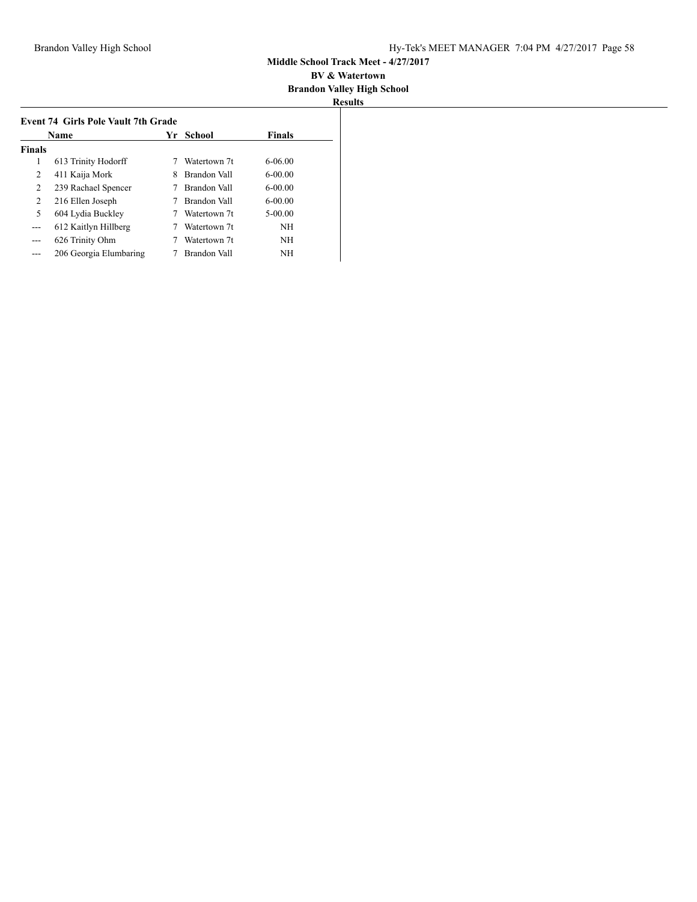**Middle School Track Meet - 4/27/2017**
**BV & Watertown**
**Brandon Valley High School**
**Results**

### Event 74 Girls Pole Vault 7th Grade

| | Name | Yr | School | Finals |
|---|---|---|---|---|
| **Finals** | | | | |
| 1 | 613 Trinity Hodorff | 7 | Watertown 7t | 6-06.00 |
| 2 | 411 Kaija Mork | 8 | Brandon Vall | 6-00.00 |
| 2 | 239 Rachael Spencer | 7 | Brandon Vall | 6-00.00 |
| 2 | 216 Ellen Joseph | 7 | Brandon Vall | 6-00.00 |
| 5 | 604 Lydia Buckley | 7 | Watertown 7t | 5-00.00 |
| --- | 612 Kaitlyn Hillberg | 7 | Watertown 7t | NH |
| --- | 626 Trinity Ohm | 7 | Watertown 7t | NH |
| --- | 206 Georgia Elumbaring | 7 | Brandon Vall | NH |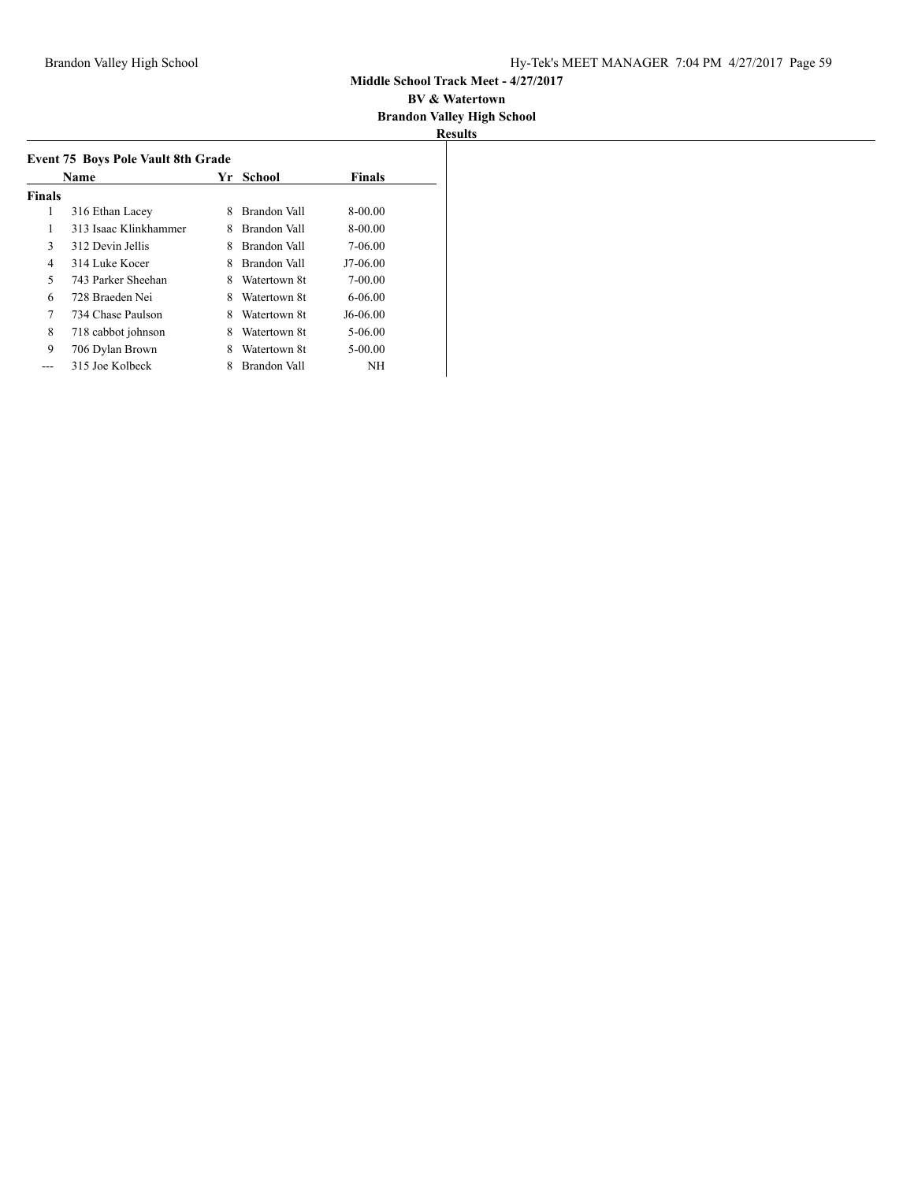**Middle School Track Meet - 4/27/2017**

**BV & Watertown**

**Brandon Valley High School**

**Results**

**Event 75 Boys Pole Vault 8th Grade**

| | Name | Yr | School | Finals |
|---|---|---|---|---|
| **Finals** | | | | |
| 1 | 316 Ethan Lacey | 8 | Brandon Vall | 8-00.00 |
| 1 | 313 Isaac Klinkhammer | 8 | Brandon Vall | 8-00.00 |
| 3 | 312 Devin Jellis | 8 | Brandon Vall | 7-06.00 |
| 4 | 314 Luke Kocer | 8 | Brandon Vall | J7-06.00 |
| 5 | 743 Parker Sheehan | 8 | Watertown 8t | 7-00.00 |
| 6 | 728 Braeden Nei | 8 | Watertown 8t | 6-06.00 |
| 7 | 734 Chase Paulson | 8 | Watertown 8t | J6-06.00 |
| 8 | 718 cabbot johnson | 8 | Watertown 8t | 5-06.00 |
| 9 | 706 Dylan Brown | 8 | Watertown 8t | 5-00.00 |
| --- | 315 Joe Kolbeck | 8 | Brandon Vall | NH |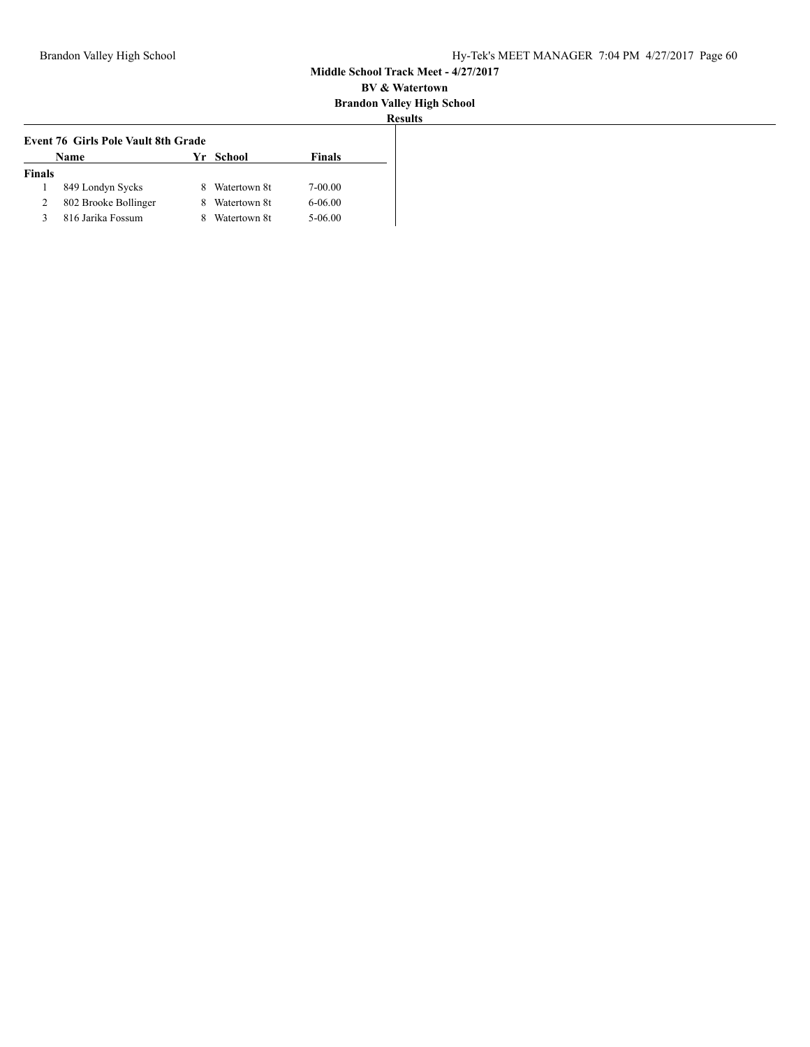**Middle School Track Meet - 4/27/2017**

**BV & Watertown**

**Brandon Valley High School**

**Results**

**Event 76 Girls Pole Vault 8th Grade**

| | Name | Yr | School | Finals |
|---|---|---|---|---|
| **Finals** | | | | |
| 1 | 849 Londyn Sycks | 8 | Watertown 8t | 7-00.00 |
| 2 | 802 Brooke Bollinger | 8 | Watertown 8t | 6-06.00 |
| 3 | 816 Jarika Fossum | 8 | Watertown 8t | 5-06.00 |